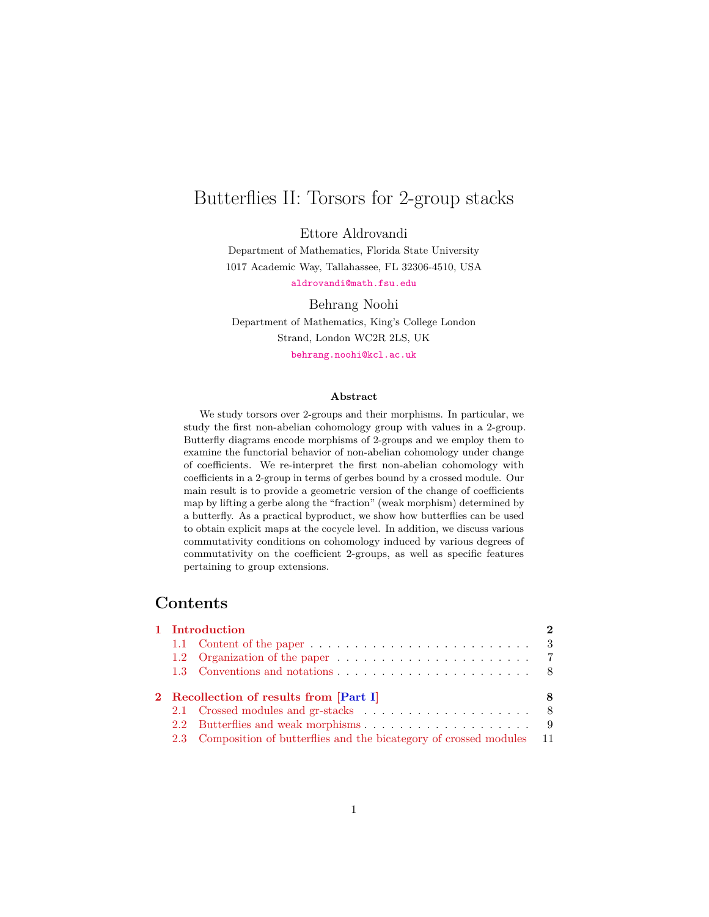# Butterflies II: Torsors for 2-group stacks

Ettore Aldrovandi

Department of Mathematics, Florida State University

1017 Academic Way, Tallahassee, FL 32306-4510, USA

aldrovandi@math.fsu.edu

Behrang Noohi

Department of Mathematics, King's College London

Strand, London WC2R 2LS, UK

behrang.noohi@kcl.ac.uk

**Abstract**

We study torsors over 2-groups and their morphisms. In particular, we study the first non-abelian cohomology group with values in a 2-group. Butterfly diagrams encode morphisms of 2-groups and we employ them to examine the functorial behavior of non-abelian cohomology under change of coefficients. We re-interpret the first non-abelian cohomology with coefficients in a 2-group in terms of gerbes bound by a crossed module. Our main result is to provide a geometric version of the change of coefficients map by lifting a gerbe along the "fraction" (weak morphism) determined by a butterfly. As a practical byproduct, we show how butterflies can be used to obtain explicit maps at the cocycle level. In addition, we discuss various commutativity conditions on cohomology induced by various degrees of commutativity on the coefficient 2-groups, as well as specific features pertaining to group extensions.

## Contents

- **1 Introduction** — 2
  - 1.1 Content of the paper — 3
  - 1.2 Organization of the paper — 7
  - 1.3 Conventions and notations — 8
- **2 Recollection of results from [Part I]** — 8
  - 2.1 Crossed modules and gr-stacks — 8
  - 2.2 Butterflies and weak morphisms — 9
  - 2.3 Composition of butterflies and the bicategory of crossed modules — 11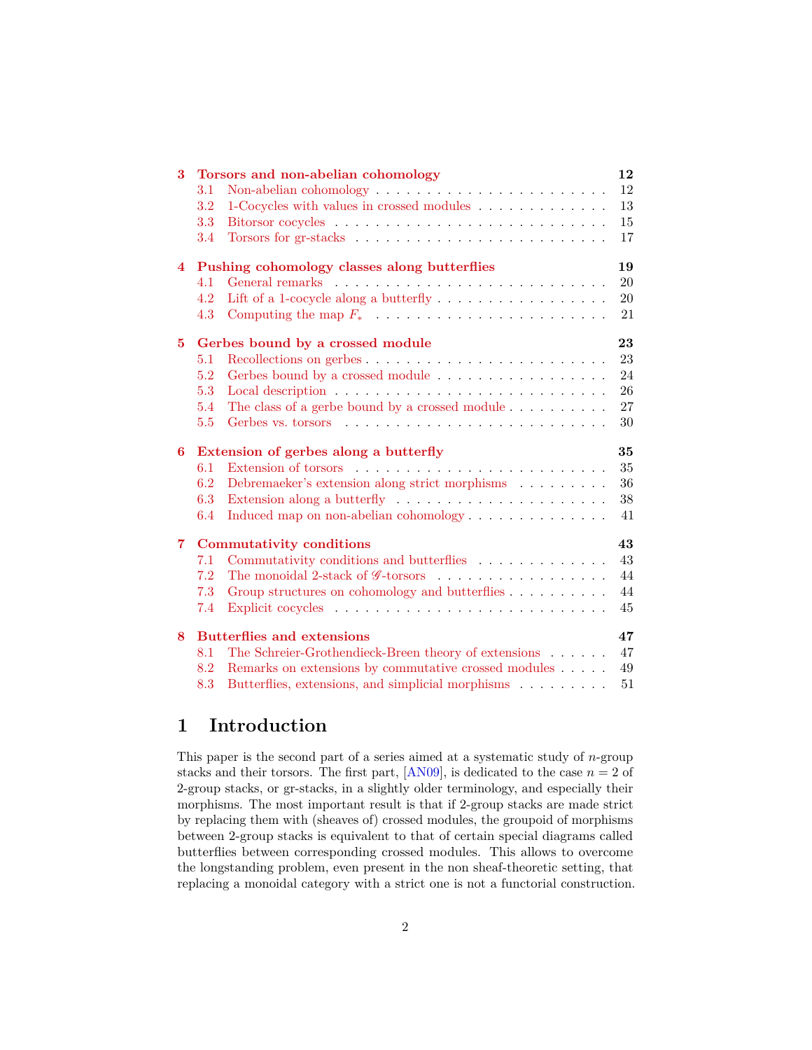- **3 Torsors and non-abelian cohomology** — 12
  - 3.1 Non-abelian cohomology — 12
  - 3.2 1-Cocycles with values in crossed modules — 13
  - 3.3 Bitorsor cocycles — 15
  - 3.4 Torsors for gr-stacks — 17
- **4 Pushing cohomology classes along butterflies** — 19
  - 4.1 General remarks — 20
  - 4.2 Lift of a 1-cocycle along a butterfly — 20
  - 4.3 Computing the map $F_*$ — 21
- **5 Gerbes bound by a crossed module** — 23
  - 5.1 Recollections on gerbes — 23
  - 5.2 Gerbes bound by a crossed module — 24
  - 5.3 Local description — 26
  - 5.4 The class of a gerbe bound by a crossed module — 27
  - 5.5 Gerbes vs. torsors — 30
- **6 Extension of gerbes along a butterfly** — 35
  - 6.1 Extension of torsors — 35
  - 6.2 Debremaeker's extension along strict morphisms — 36
  - 6.3 Extension along a butterfly — 38
  - 6.4 Induced map on non-abelian cohomology — 41
- **7 Commutativity conditions** — 43
  - 7.1 Commutativity conditions and butterflies — 43
  - 7.2 The monoidal 2-stack of $\mathscr{G}$-torsors — 44
  - 7.3 Group structures on cohomology and butterflies — 44
  - 7.4 Explicit cocycles — 45
- **8 Butterflies and extensions** — 47
  - 8.1 The Schreier-Grothendieck-Breen theory of extensions — 47
  - 8.2 Remarks on extensions by commutative crossed modules — 49
  - 8.3 Butterflies, extensions, and simplicial morphisms — 51

# 1 Introduction

This paper is the second part of a series aimed at a systematic study of $n$-group stacks and their torsors. The first part, [AN09], is dedicated to the case $n = 2$ of 2-group stacks, or gr-stacks, in a slightly older terminology, and especially their morphisms. The most important result is that if 2-group stacks are made strict by replacing them with (sheaves of) crossed modules, the groupoid of morphisms between 2-group stacks is equivalent to that of certain special diagrams called butterflies between corresponding crossed modules. This allows to overcome the longstanding problem, even present in the non sheaf-theoretic setting, that replacing a monoidal category with a strict one is not a functorial construction.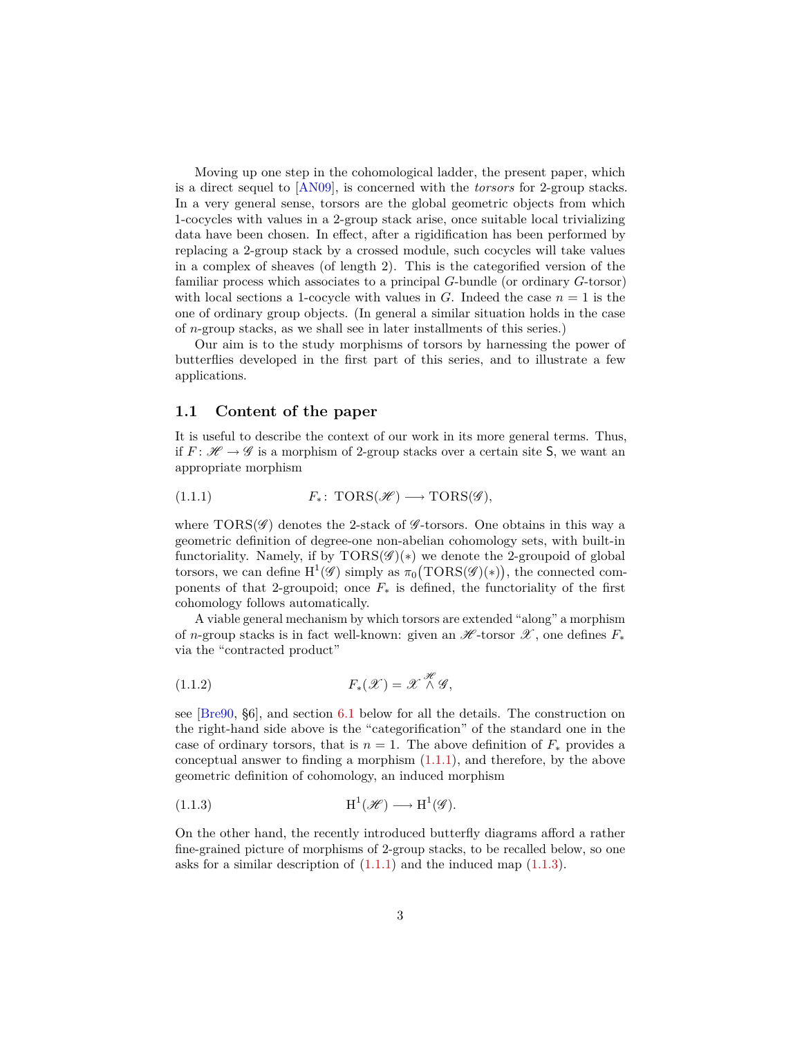Moving up one step in the cohomological ladder, the present paper, which is a direct sequel to [AN09], is concerned with the *torsors* for 2-group stacks. In a very general sense, torsors are the global geometric objects from which 1-cocycles with values in a 2-group stack arise, once suitable local trivializing data have been chosen. In effect, after a rigidification has been performed by replacing a 2-group stack by a crossed module, such cocycles will take values in a complex of sheaves (of length 2). This is the categorified version of the familiar process which associates to a principal $G$-bundle (or ordinary $G$-torsor) with local sections a 1-cocycle with values in $G$. Indeed the case $n = 1$ is the one of ordinary group objects. (In general a similar situation holds in the case of $n$-group stacks, as we shall see in later installments of this series.)

Our aim is to the study morphisms of torsors by harnessing the power of butterflies developed in the first part of this series, and to illustrate a few applications.

## 1.1 Content of the paper

It is useful to describe the context of our work in its more general terms. Thus, if $F\colon \mathscr{H} \to \mathscr{G}$ is a morphism of 2-group stacks over a certain site $\mathsf{S}$, we want an appropriate morphism

$$F_*\colon \operatorname{TORS}(\mathscr{H}) \longrightarrow \operatorname{TORS}(\mathscr{G}), \tag{1.1.1}$$

where $\operatorname{TORS}(\mathscr{G})$ denotes the 2-stack of $\mathscr{G}$-torsors. One obtains in this way a geometric definition of degree-one non-abelian cohomology sets, with built-in functoriality. Namely, if by $\operatorname{TORS}(\mathscr{G})(*)$ we denote the 2-groupoid of global torsors, we can define $\mathrm{H}^1(\mathscr{G})$ simply as $\pi_0\big(\operatorname{TORS}(\mathscr{G})(*)\big)$, the connected components of that 2-groupoid; once $F_*$ is defined, the functoriality of the first cohomology follows automatically.

A viable general mechanism by which torsors are extended "along" a morphism of $n$-group stacks is in fact well-known: given an $\mathscr{H}$-torsor $\mathscr{X}$, one defines $F_*$ via the "contracted product"

$$F_*(\mathscr{X}) = \mathscr{X} \overset{\mathscr{H}}{\wedge} \mathscr{G}, \tag{1.1.2}$$

see [Bre90, §6], and section 6.1 below for all the details. The construction on the right-hand side above is the "categorification" of the standard one in the case of ordinary torsors, that is $n = 1$. The above definition of $F_*$ provides a conceptual answer to finding a morphism (1.1.1), and therefore, by the above geometric definition of cohomology, an induced morphism

$$\mathrm{H}^1(\mathscr{H}) \longrightarrow \mathrm{H}^1(\mathscr{G}). \tag{1.1.3}$$

On the other hand, the recently introduced butterfly diagrams afford a rather fine-grained picture of morphisms of 2-group stacks, to be recalled below, so one asks for a similar description of (1.1.1) and the induced map (1.1.3).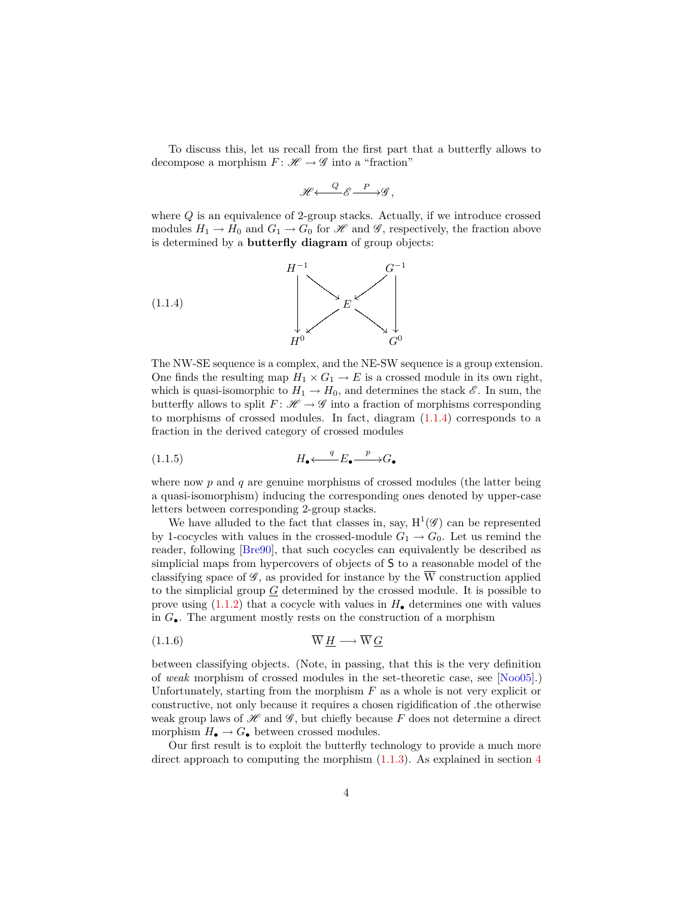To discuss this, let us recall from the first part that a butterfly allows to decompose a morphism $F\colon \mathscr{H} \to \mathscr{G}$ into a "fraction"

$$\mathscr{H} \xleftarrow{\;Q\;} \mathscr{E} \xrightarrow{\;P\;} \mathscr{G}\,,$$

where $Q$ is an equivalence of 2-group stacks. Actually, if we introduce crossed modules $H_1 \to H_0$ and $G_1 \to G_0$ for $\mathscr{H}$ and $\mathscr{G}$, respectively, the fraction above is determined by a **butterfly diagram** of group objects:

$$
\begin{array}{ccccc}
H^{-1} & & & & G^{-1} \\
\downarrow & \searrow & & \swarrow & \downarrow \\
 & & E & & \\
\downarrow & \swarrow & & \searrow & \downarrow \\
H^0 & & & & G^0
\end{array}
\tag{1.1.4}
$$

The NW-SE sequence is a complex, and the NE-SW sequence is a group extension. One finds the resulting map $H_1 \times G_1 \to E$ is a crossed module in its own right, which is quasi-isomorphic to $H_1 \to H_0$, and determines the stack $\mathscr{E}$. In sum, the butterfly allows to split $F\colon \mathscr{H} \to \mathscr{G}$ into a fraction of morphisms corresponding to morphisms of crossed modules. In fact, diagram (1.1.4) corresponds to a fraction in the derived category of crossed modules

$$H_\bullet \xleftarrow{\;q\;} E_\bullet \xrightarrow{\;p\;} G_\bullet \tag{1.1.5}$$

where now $p$ and $q$ are genuine morphisms of crossed modules (the latter being a quasi-isomorphism) inducing the corresponding ones denoted by upper-case letters between corresponding 2-group stacks.

We have alluded to the fact that classes in, say, $\mathrm{H}^1(\mathscr{G})$ can be represented by 1-cocycles with values in the crossed-module $G_1 \to G_0$. Let us remind the reader, following [Bre90], that such cocycles can equivalently be described as simplicial maps from hypercovers of objects of $\mathsf{S}$ to a reasonable model of the classifying space of $\mathscr{G}$, as provided for instance by the $\overline{\mathrm{W}}$ construction applied to the simplicial group $\underline{G}$ determined by the crossed module. It is possible to prove using (1.1.2) that a cocycle with values in $H_\bullet$ determines one with values in $G_\bullet$. The argument mostly rests on the construction of a morphism

$$\overline{\mathrm{W}}\,\underline{H} \longrightarrow \overline{\mathrm{W}}\,\underline{G} \tag{1.1.6}$$

between classifying objects. (Note, in passing, that this is the very definition of *weak* morphism of crossed modules in the set-theoretic case, see [Noo05].) Unfortunately, starting from the morphism $F$ as a whole is not very explicit or constructive, not only because it requires a chosen rigidification of .the otherwise weak group laws of $\mathscr{H}$ and $\mathscr{G}$, but chiefly because $F$ does not determine a direct morphism $H_\bullet \to G_\bullet$ between crossed modules.

Our first result is to exploit the butterfly technology to provide a much more direct approach to computing the morphism (1.1.3). As explained in section 4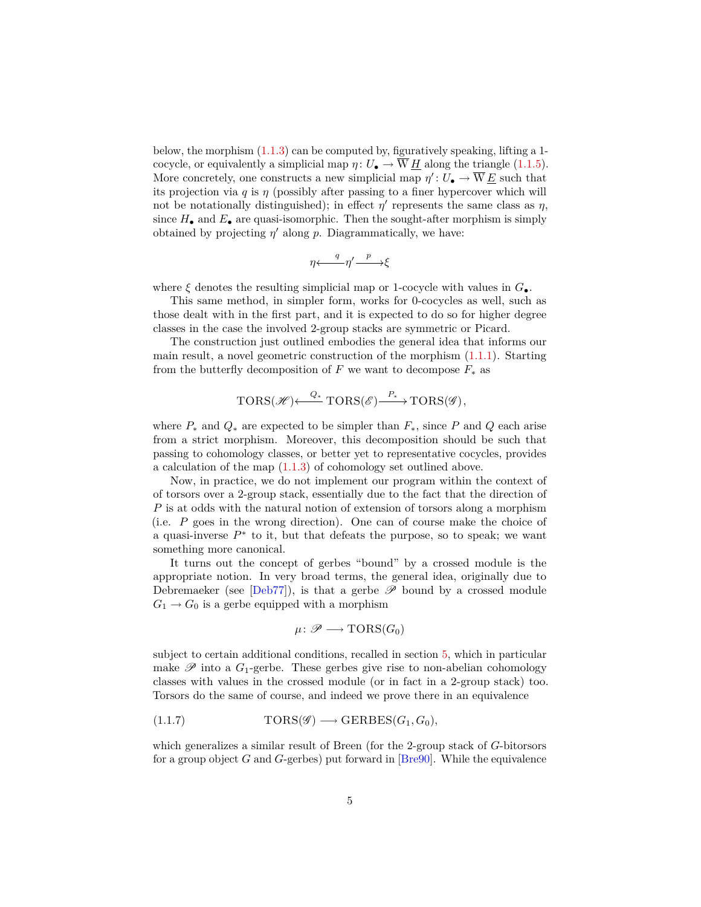below, the morphism (1.1.3) can be computed by, figuratively speaking, lifting a 1-cocycle, or equivalently a simplicial map $\eta\colon U_\bullet \to \overline{\mathrm{W}}\,\underline{H}$ along the triangle (1.1.5). More concretely, one constructs a new simplicial map $\eta'\colon U_\bullet \to \overline{\mathrm{W}}\,\underline{E}$ such that its projection via $q$ is $\eta$ (possibly after passing to a finer hypercover which will not be notationally distinguished); in effect $\eta'$ represents the same class as $\eta$, since $H_\bullet$ and $E_\bullet$ are quasi-isomorphic. Then the sought-after morphism is simply obtained by projecting $\eta'$ along $p$. Diagrammatically, we have:

$$\eta \xleftarrow{\;q\;} \eta' \xrightarrow{\;p\;} \xi$$

where $\xi$ denotes the resulting simplicial map or 1-cocycle with values in $G_\bullet$.

This same method, in simpler form, works for 0-cocycles as well, such as those dealt with in the first part, and it is expected to do so for higher degree classes in the case the involved 2-group stacks are symmetric or Picard.

The construction just outlined embodies the general idea that informs our main result, a novel geometric construction of the morphism (1.1.1). Starting from the butterfly decomposition of $F$ we want to decompose $F_*$ as

$$\mathrm{TORS}(\mathscr{H}) \xleftarrow{\;Q_*\;} \mathrm{TORS}(\mathscr{E}) \xrightarrow{\;P_*\;} \mathrm{TORS}(\mathscr{G}),$$

where $P_*$ and $Q_*$ are expected to be simpler than $F_*$, since $P$ and $Q$ each arise from a strict morphism. Moreover, this decomposition should be such that passing to cohomology classes, or better yet to representative cocycles, provides a calculation of the map (1.1.3) of cohomology set outlined above.

Now, in practice, we do not implement our program within the context of of torsors over a 2-group stack, essentially due to the fact that the direction of $P$ is at odds with the natural notion of extension of torsors along a morphism (i.e. $P$ goes in the wrong direction). One can of course make the choice of a quasi-inverse $P^*$ to it, but that defeats the purpose, so to speak; we want something more canonical.

It turns out the concept of gerbes "bound" by a crossed module is the appropriate notion. In very broad terms, the general idea, originally due to Debremaeker (see [Deb77]), is that a gerbe $\mathscr{P}$ bound by a crossed module $G_1 \to G_0$ is a gerbe equipped with a morphism

$$\mu\colon \mathscr{P} \longrightarrow \mathrm{TORS}(G_0)$$

subject to certain additional conditions, recalled in section 5, which in particular make $\mathscr{P}$ into a $G_1$-gerbe. These gerbes give rise to non-abelian cohomology classes with values in the crossed module (or in fact in a 2-group stack) too. Torsors do the same of course, and indeed we prove there in an equivalence

$$\mathrm{TORS}(\mathscr{G}) \longrightarrow \mathrm{GERBES}(G_1, G_0), \tag{1.1.7}$$

which generalizes a similar result of Breen (for the 2-group stack of $G$-bitorsors for a group object $G$ and $G$-gerbes) put forward in [Bre90]. While the equivalence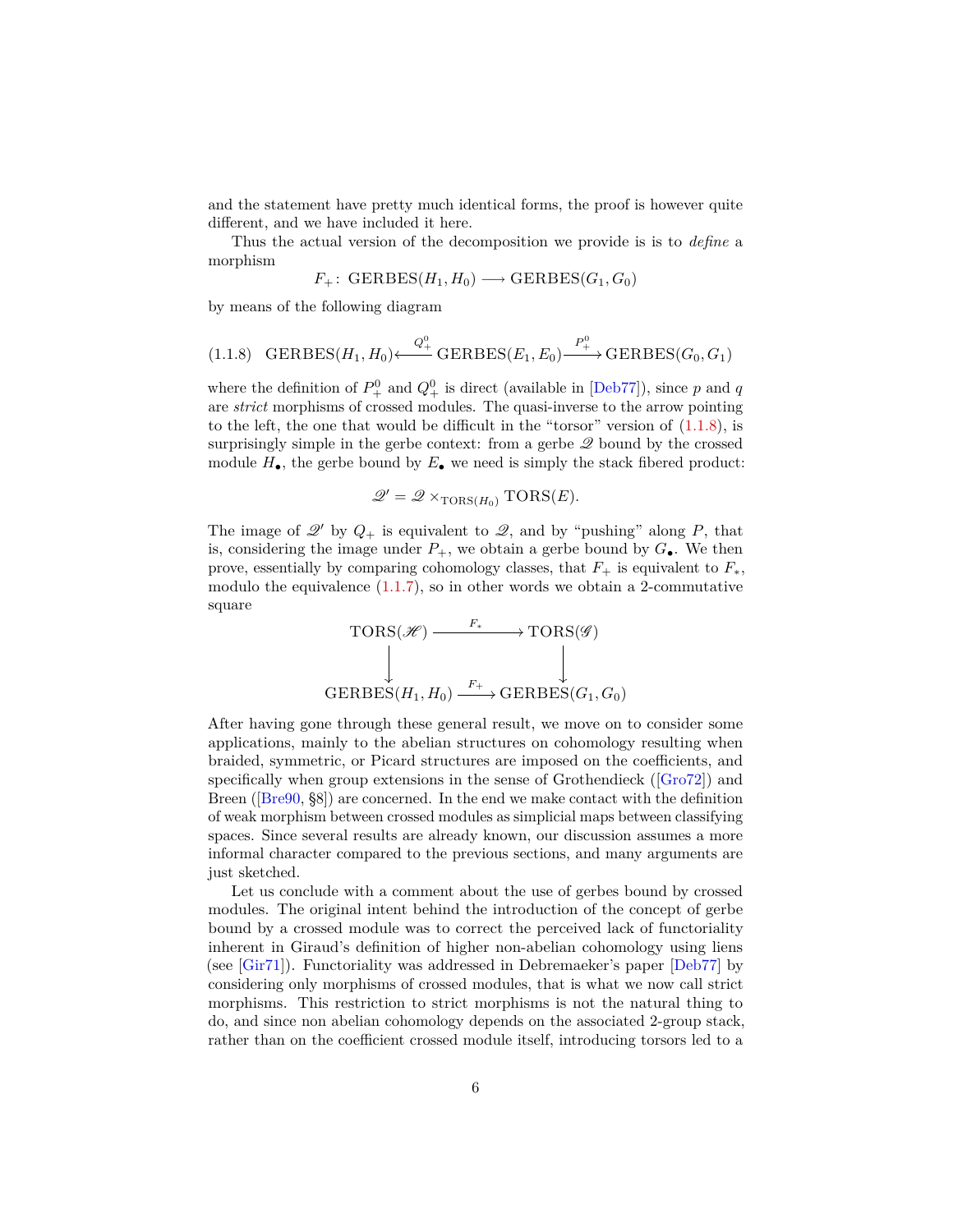and the statement have pretty much identical forms, the proof is however quite different, and we have included it here.

Thus the actual version of the decomposition we provide is is to *define* a morphism

$$F_+ \colon \mathrm{GERBES}(H_1, H_0) \longrightarrow \mathrm{GERBES}(G_1, G_0)$$

by means of the following diagram

$$\mathrm{GERBES}(H_1, H_0) \xleftarrow{Q^0_+} \mathrm{GERBES}(E_1, E_0) \xrightarrow{P^0_+} \mathrm{GERBES}(G_0, G_1) \tag{1.1.8}$$

where the definition of $P^0_+$ and $Q^0_+$ is direct (available in [Deb77]), since $p$ and $q$ are *strict* morphisms of crossed modules. The quasi-inverse to the arrow pointing to the left, the one that would be difficult in the "torsor" version of (1.1.8), is surprisingly simple in the gerbe context: from a gerbe $\mathscr{Q}$ bound by the crossed module $H_\bullet$, the gerbe bound by $E_\bullet$ we need is simply the stack fibered product:

$$\mathscr{Q}' = \mathscr{Q} \times_{\mathrm{TORS}(H_0)} \mathrm{TORS}(E).$$

The image of $\mathscr{Q}'$ by $Q_+$ is equivalent to $\mathscr{Q}$, and by "pushing" along $P$, that is, considering the image under $P_+$, we obtain a gerbe bound by $G_\bullet$. We then prove, essentially by comparing cohomology classes, that $F_+$ is equivalent to $F_*$, modulo the equivalence (1.1.7), so in other words we obtain a 2-commutative square

$$\begin{array}{ccc}
\mathrm{TORS}(\mathscr{H}) & \xrightarrow{F_*} & \mathrm{TORS}(\mathscr{G}) \\
\big\downarrow & & \big\downarrow \\
\mathrm{GERBES}(H_1, H_0) & \xrightarrow{F_+} & \mathrm{GERBES}(G_1, G_0)
\end{array}$$

After having gone through these general result, we move on to consider some applications, mainly to the abelian structures on cohomology resulting when braided, symmetric, or Picard structures are imposed on the coefficients, and specifically when group extensions in the sense of Grothendieck ([Gro72]) and Breen ([Bre90, §8]) are concerned. In the end we make contact with the definition of weak morphism between crossed modules as simplicial maps between classifying spaces. Since several results are already known, our discussion assumes a more informal character compared to the previous sections, and many arguments are just sketched.

Let us conclude with a comment about the use of gerbes bound by crossed modules. The original intent behind the introduction of the concept of gerbe bound by a crossed module was to correct the perceived lack of functoriality inherent in Giraud's definition of higher non-abelian cohomology using liens (see [Gir71]). Functoriality was addressed in Debremaeker's paper [Deb77] by considering only morphisms of crossed modules, that is what we now call strict morphisms. This restriction to strict morphisms is not the natural thing to do, and since non abelian cohomology depends on the associated 2-group stack, rather than on the coefficient crossed module itself, introducing torsors led to a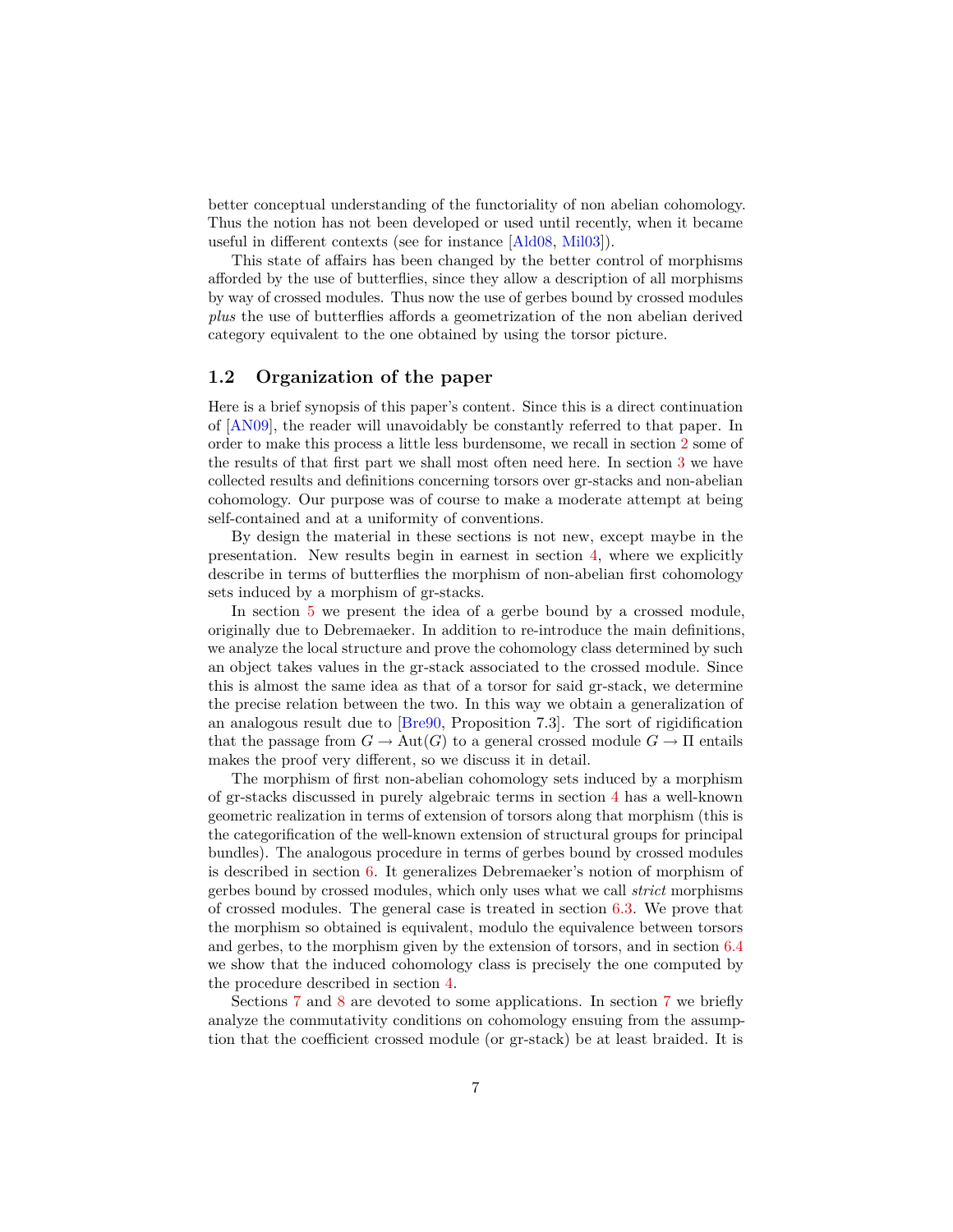better conceptual understanding of the functoriality of non abelian cohomology. Thus the notion has not been developed or used until recently, when it became useful in different contexts (see for instance [Ald08, Mil03]).

This state of affairs has been changed by the better control of morphisms afforded by the use of butterflies, since they allow a description of all morphisms by way of crossed modules. Thus now the use of gerbes bound by crossed modules *plus* the use of butterflies affords a geometrization of the non abelian derived category equivalent to the one obtained by using the torsor picture.

## 1.2 Organization of the paper

Here is a brief synopsis of this paper's content. Since this is a direct continuation of [AN09], the reader will unavoidably be constantly referred to that paper. In order to make this process a little less burdensome, we recall in section 2 some of the results of that first part we shall most often need here. In section 3 we have collected results and definitions concerning torsors over gr-stacks and non-abelian cohomology. Our purpose was of course to make a moderate attempt at being self-contained and at a uniformity of conventions.

By design the material in these sections is not new, except maybe in the presentation. New results begin in earnest in section 4, where we explicitly describe in terms of butterflies the morphism of non-abelian first cohomology sets induced by a morphism of gr-stacks.

In section 5 we present the idea of a gerbe bound by a crossed module, originally due to Debremaeker. In addition to re-introduce the main definitions, we analyze the local structure and prove the cohomology class determined by such an object takes values in the gr-stack associated to the crossed module. Since this is almost the same idea as that of a torsor for said gr-stack, we determine the precise relation between the two. In this way we obtain a generalization of an analogous result due to [Bre90, Proposition 7.3]. The sort of rigidification that the passage from $G \to \mathrm{Aut}(G)$ to a general crossed module $G \to \Pi$ entails makes the proof very different, so we discuss it in detail.

The morphism of first non-abelian cohomology sets induced by a morphism of gr-stacks discussed in purely algebraic terms in section 4 has a well-known geometric realization in terms of extension of torsors along that morphism (this is the categorification of the well-known extension of structural groups for principal bundles). The analogous procedure in terms of gerbes bound by crossed modules is described in section 6. It generalizes Debremaeker's notion of morphism of gerbes bound by crossed modules, which only uses what we call *strict* morphisms of crossed modules. The general case is treated in section 6.3. We prove that the morphism so obtained is equivalent, modulo the equivalence between torsors and gerbes, to the morphism given by the extension of torsors, and in section 6.4 we show that the induced cohomology class is precisely the one computed by the procedure described in section 4.

Sections 7 and 8 are devoted to some applications. In section 7 we briefly analyze the commutativity conditions on cohomology ensuing from the assumption that the coefficient crossed module (or gr-stack) be at least braided. It is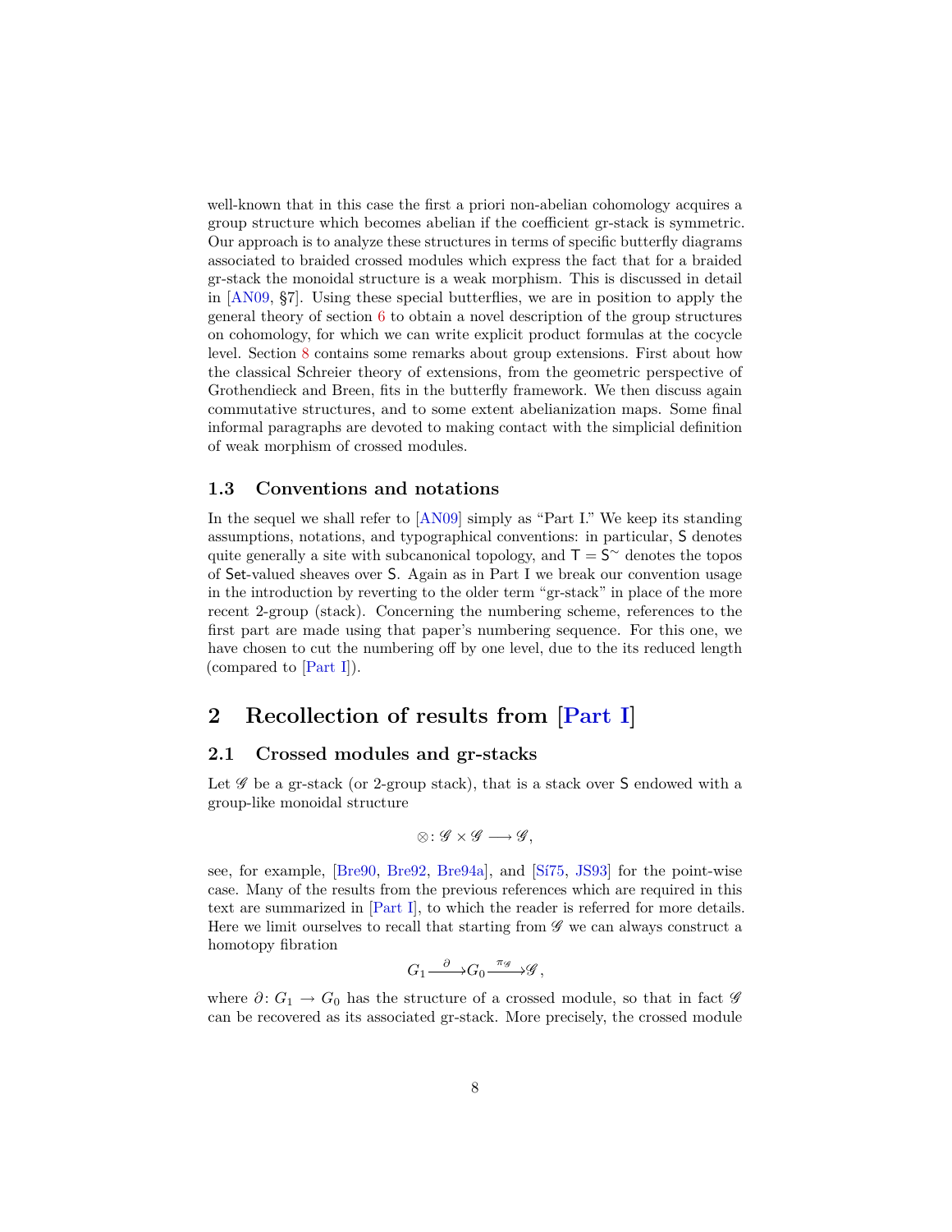well-known that in this case the first a priori non-abelian cohomology acquires a group structure which becomes abelian if the coefficient gr-stack is symmetric. Our approach is to analyze these structures in terms of specific butterfly diagrams associated to braided crossed modules which express the fact that for a braided gr-stack the monoidal structure is a weak morphism. This is discussed in detail in [AN09, §7]. Using these special butterflies, we are in position to apply the general theory of section 6 to obtain a novel description of the group structures on cohomology, for which we can write explicit product formulas at the cocycle level. Section 8 contains some remarks about group extensions. First about how the classical Schreier theory of extensions, from the geometric perspective of Grothendieck and Breen, fits in the butterfly framework. We then discuss again commutative structures, and to some extent abelianization maps. Some final informal paragraphs are devoted to making contact with the simplicial definition of weak morphism of crossed modules.

### 1.3 Conventions and notations

In the sequel we shall refer to [AN09] simply as "Part I." We keep its standing assumptions, notations, and typographical conventions: in particular, $\mathsf{S}$ denotes quite generally a site with subcanonical topology, and $\mathsf{T} = \mathsf{S}^\sim$ denotes the topos of $\mathsf{Set}$-valued sheaves over $\mathsf{S}$. Again as in Part I we break our convention usage in the introduction by reverting to the older term "gr-stack" in place of the more recent 2-group (stack). Concerning the numbering scheme, references to the first part are made using that paper's numbering sequence. For this one, we have chosen to cut the numbering off by one level, due to the its reduced length (compared to [Part I]).

## 2 Recollection of results from [Part I]

### 2.1 Crossed modules and gr-stacks

Let $\mathscr{G}$ be a gr-stack (or 2-group stack), that is a stack over $\mathsf{S}$ endowed with a group-like monoidal structure

$$\otimes \colon \mathscr{G} \times \mathscr{G} \longrightarrow \mathscr{G},$$

see, for example, [Bre90, Bre92, Bre94a], and [Sí75, JS93] for the point-wise case. Many of the results from the previous references which are required in this text are summarized in [Part I], to which the reader is referred for more details. Here we limit ourselves to recall that starting from $\mathscr{G}$ we can always construct a homotopy fibration

$$G_1 \xrightarrow{\ \partial\ } G_0 \xrightarrow{\ \pi_{\mathscr{G}}\ } \mathscr{G}\,,$$

where $\partial\colon G_1 \to G_0$ has the structure of a crossed module, so that in fact $\mathscr{G}$ can be recovered as its associated gr-stack. More precisely, the crossed module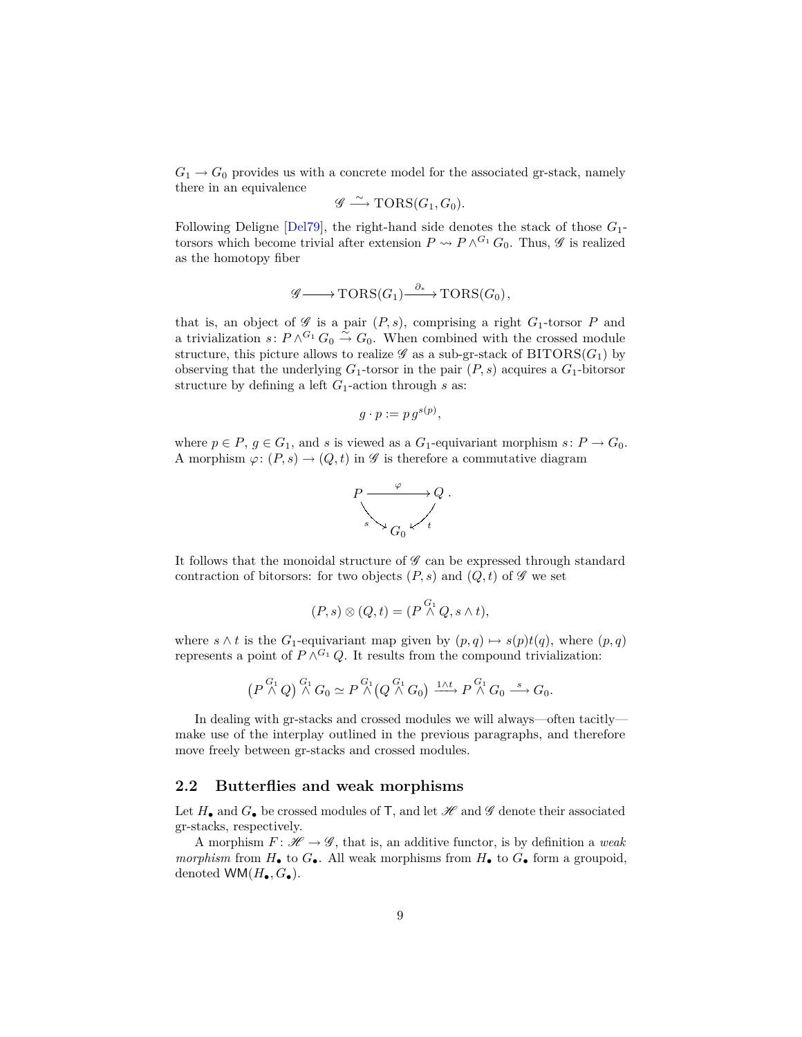$G_1 \to G_0$ provides us with a concrete model for the associated gr-stack, namely there in an equivalence

$$\mathscr{G} \xrightarrow{\sim} \mathrm{TORS}(G_1, G_0).$$

Following Deligne [Del79], the right-hand side denotes the stack of those $G_1$-torsors which become trivial after extension $P \rightsquigarrow P \wedge^{G_1} G_0$. Thus, $\mathscr{G}$ is realized as the homotopy fiber

$$\mathscr{G} \longrightarrow \mathrm{TORS}(G_1) \xrightarrow{\partial_*} \mathrm{TORS}(G_0),$$

that is, an object of $\mathscr{G}$ is a pair $(P, s)$, comprising a right $G_1$-torsor $P$ and a trivialization $s\colon P \wedge^{G_1} G_0 \xrightarrow{\sim} G_0$. When combined with the crossed module structure, this picture allows to realize $\mathscr{G}$ as a sub-gr-stack of $\mathrm{BITORS}(G_1)$ by observing that the underlying $G_1$-torsor in the pair $(P, s)$ acquires a $G_1$-bitorsor structure by defining a left $G_1$-action through $s$ as:

$$g \cdot p := p\, g^{s(p)},$$

where $p \in P$, $g \in G_1$, and $s$ is viewed as a $G_1$-equivariant morphism $s\colon P \to G_0$. A morphism $\varphi\colon (P, s) \to (Q, t)$ in $\mathscr{G}$ is therefore a commutative diagram

$$\begin{array}{ccc} P & \xrightarrow{\varphi} & Q \\ & {\scriptstyle s}\searrow \quad \swarrow{\scriptstyle t} & \\ & G_0 & \end{array}.$$

It follows that the monoidal structure of $\mathscr{G}$ can be expressed through standard contraction of bitorsors: for two objects $(P, s)$ and $(Q, t)$ of $\mathscr{G}$ we set

$$(P, s) \otimes (Q, t) = (P \overset{G_1}{\wedge} Q, s \wedge t),$$

where $s \wedge t$ is the $G_1$-equivariant map given by $(p, q) \mapsto s(p)t(q)$, where $(p, q)$ represents a point of $P \wedge^{G_1} Q$. It results from the compound trivialization:

$$\bigl(P \overset{G_1}{\wedge} Q\bigr) \overset{G_1}{\wedge} G_0 \simeq P \overset{G_1}{\wedge} \bigl(Q \overset{G_1}{\wedge} G_0\bigr) \xrightarrow{1 \wedge t} P \overset{G_1}{\wedge} G_0 \xrightarrow{s} G_0.$$

In dealing with gr-stacks and crossed modules we will always—often tacitly—make use of the interplay outlined in the previous paragraphs, and therefore move freely between gr-stacks and crossed modules.

## 2.2 Butterflies and weak morphisms

Let $H_\bullet$ and $G_\bullet$ be crossed modules of $\mathsf{T}$, and let $\mathscr{H}$ and $\mathscr{G}$ denote their associated gr-stacks, respectively.

A morphism $F\colon \mathscr{H} \to \mathscr{G}$, that is, an additive functor, is by definition a *weak morphism* from $H_\bullet$ to $G_\bullet$. All weak morphisms from $H_\bullet$ to $G_\bullet$ form a groupoid, denoted $\mathsf{WM}(H_\bullet, G_\bullet)$.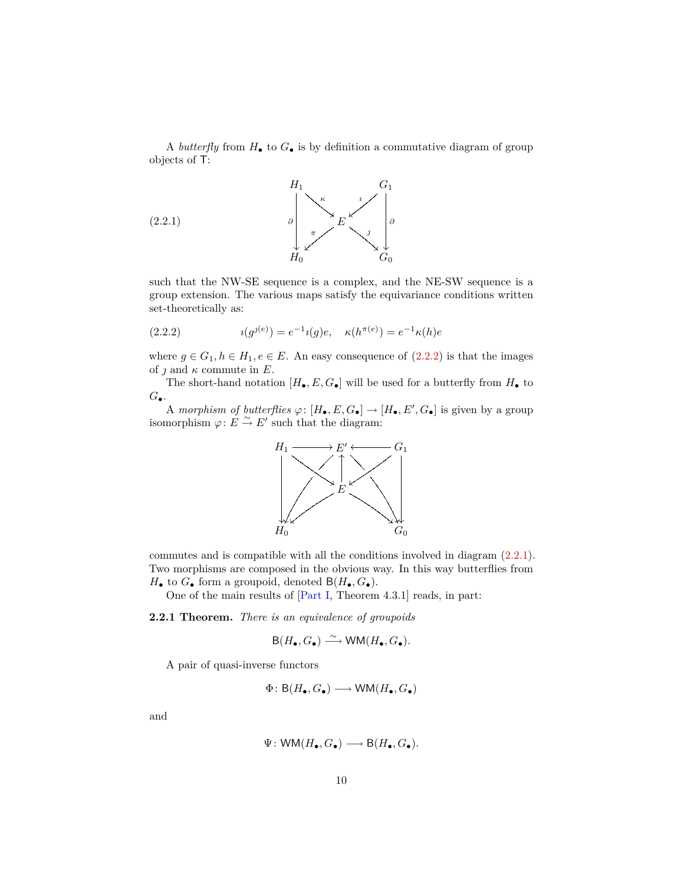A *butterfly* from $H_\bullet$ to $G_\bullet$ is by definition a commutative diagram of group objects of $\mathsf{T}$:

$$
\begin{array}{ccccc}
H_1 & & & & G_1 \\
& \overset{\kappa}{\searrow} & & \overset{\imath}{\swarrow} & \\
\Big\downarrow \partial & & E & & \Big\downarrow \partial \\
& \underset{\pi}{\swarrow} & & \underset{\jmath}{\searrow} & \\
H_0 & & & & G_0
\end{array}
\tag{2.2.1}
$$

such that the NW-SE sequence is a complex, and the NE-SW sequence is a group extension. The various maps satisfy the equivariance conditions written set-theoretically as:

$$
\imath(g^{\jmath(e)}) = e^{-1}\imath(g)e, \quad \kappa(h^{\pi(e)}) = e^{-1}\kappa(h)e \tag{2.2.2}
$$

where $g \in G_1, h \in H_1, e \in E$. An easy consequence of (2.2.2) is that the images of $\jmath$ and $\kappa$ commute in $E$.

The short-hand notation $[H_\bullet, E, G_\bullet]$ will be used for a butterfly from $H_\bullet$ to $G_\bullet$.

A *morphism of butterflies* $\varphi \colon [H_\bullet, E, G_\bullet] \to [H_\bullet, E', G_\bullet]$ is given by a group isomorphism $\varphi \colon E \xrightarrow{\sim} E'$ such that the diagram:

$$
\begin{array}{ccccc}
H_1 & \longrightarrow & E' & \longleftarrow & G_1 \\
& \searrow & \Big\uparrow & \swarrow & \\
\Big\downarrow & & E & & \Big\downarrow \\
& \swarrow & & \searrow & \\
H_0 & & & & G_0
\end{array}
$$

commutes and is compatible with all the conditions involved in diagram (2.2.1). Two morphisms are composed in the obvious way. In this way butterflies from $H_\bullet$ to $G_\bullet$ form a groupoid, denoted $\mathsf{B}(H_\bullet, G_\bullet)$.

One of the main results of [Part I, Theorem 4.3.1] reads, in part:

**2.2.1 Theorem.** *There is an equivalence of groupoids*

$$
\mathsf{B}(H_\bullet, G_\bullet) \xrightarrow{\sim} \mathsf{WM}(H_\bullet, G_\bullet).
$$

A pair of quasi-inverse functors

$$
\Phi \colon \mathsf{B}(H_\bullet, G_\bullet) \longrightarrow \mathsf{WM}(H_\bullet, G_\bullet)
$$

and

$$
\Psi \colon \mathsf{WM}(H_\bullet, G_\bullet) \longrightarrow \mathsf{B}(H_\bullet, G_\bullet).
$$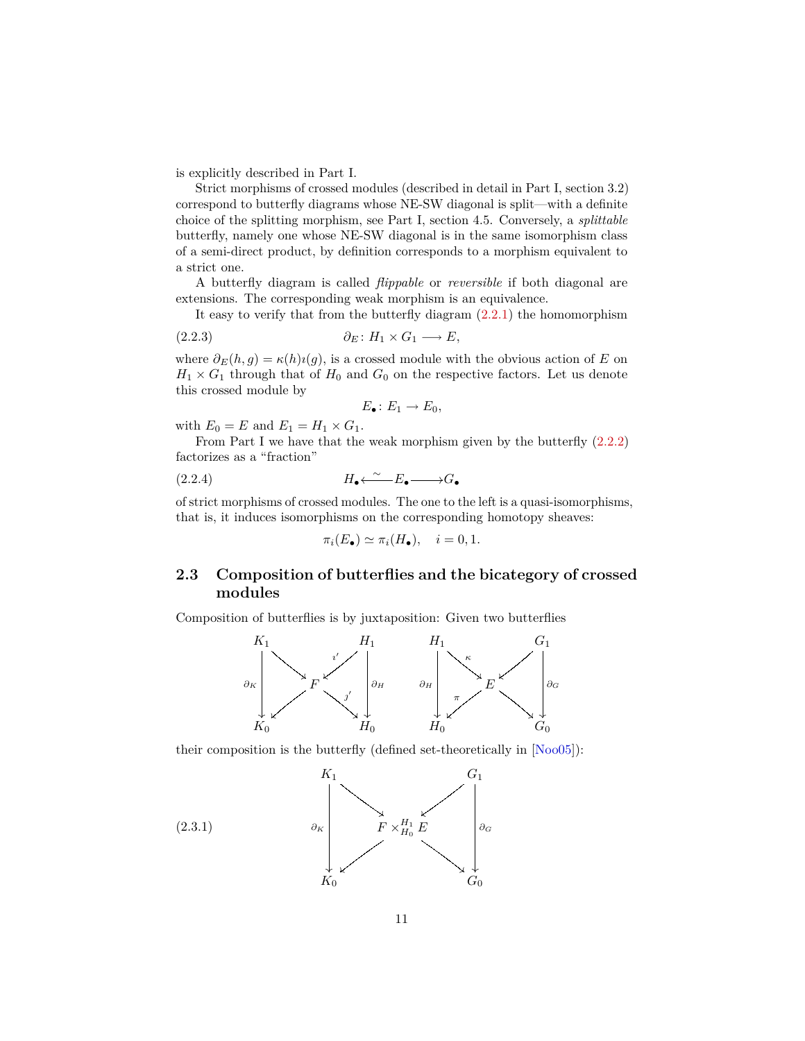is explicitly described in Part I.

Strict morphisms of crossed modules (described in detail in Part I, section 3.2) correspond to butterfly diagrams whose NE-SW diagonal is split—with a definite choice of the splitting morphism, see Part I, section 4.5. Conversely, a *splittable* butterfly, namely one whose NE-SW diagonal is in the same isomorphism class of a semi-direct product, by definition corresponds to a morphism equivalent to a strict one.

A butterfly diagram is called *flippable* or *reversible* if both diagonal are extensions. The corresponding weak morphism is an equivalence.

It easy to verify that from the butterfly diagram (2.2.1) the homomorphism

$$\partial_E \colon H_1 \times G_1 \longrightarrow E, \tag{2.2.3}$$

where $\partial_E(h, g) = \kappa(h)\imath(g)$, is a crossed module with the obvious action of $E$ on $H_1 \times G_1$ through that of $H_0$ and $G_0$ on the respective factors. Let us denote this crossed module by

$$E_\bullet \colon E_1 \to E_0,$$

with $E_0 = E$ and $E_1 = H_1 \times G_1$.

From Part I we have that the weak morphism given by the butterfly (2.2.2) factorizes as a "fraction"

$$H_\bullet \xleftarrow{\ \sim\ } E_\bullet \longrightarrow G_\bullet \tag{2.2.4}$$

of strict morphisms of crossed modules. The one to the left is a quasi-isomorphisms, that is, it induces isomorphisms on the corresponding homotopy sheaves:

$$\pi_i(E_\bullet) \simeq \pi_i(H_\bullet), \quad i = 0, 1.$$

## 2.3 Composition of butterflies and the bicategory of crossed modules

Composition of butterflies is by juxtaposition: Given two butterflies

$$\begin{array}{ccccc}
K_1 & & & & H_1 \\
& \searrow & & \swarrow{\scriptstyle \imath'} & \\
{\scriptstyle \partial_K}\downarrow & & F & & \downarrow{\scriptstyle \partial_H} \\
& \swarrow & & \searrow{\scriptstyle \jmath'} & \\
K_0 & & & & H_0
\end{array}
\qquad
\begin{array}{ccccc}
H_1 & & & & G_1 \\
& \searrow{\scriptstyle \kappa} & & \swarrow & \\
{\scriptstyle \partial_H}\downarrow & & E & & \downarrow{\scriptstyle \partial_G} \\
& \swarrow{\scriptstyle \pi} & & \searrow & \\
H_0 & & & & G_0
\end{array}$$

their composition is the butterfly (defined set-theoretically in [Noo05]):

$$\begin{array}{ccccc}
K_1 & & & & G_1 \\
& \searrow & & \swarrow & \\
{\scriptstyle \partial_K}\downarrow & & F \times^{H_1}_{H_0} E & & \downarrow{\scriptstyle \partial_G} \\
& \swarrow & & \searrow & \\
K_0 & & & & G_0
\end{array} \tag{2.3.1}$$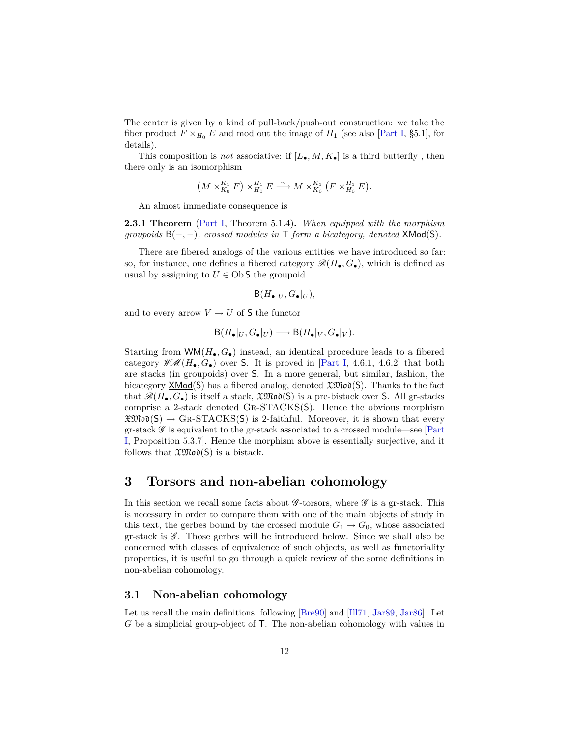The center is given by a kind of pull-back/push-out construction: we take the fiber product $F \times_{H_0} E$ and mod out the image of $H_1$ (see also [Part I, §5.1], for details).

This composition is *not* associative: if $[L_\bullet, M, K_\bullet]$ is a third butterfly , then there only is an isomorphism

$$\bigl(M \times^{K_1}_{K_0} F\bigr) \times^{H_1}_{H_0} E \xrightarrow{\;\sim\;} M \times^{K_1}_{K_0} \bigl(F \times^{H_1}_{H_0} E\bigr).$$

An almost immediate consequence is

**2.3.1 Theorem** (Part I, Theorem 5.1.4)**.** *When equipped with the morphism groupoids* $\mathsf{B}(-,-)$*, crossed modules in* $\mathsf{T}$ *form a bicategory, denoted* $\underline{\mathsf{XMod}}(\mathsf{S})$*.*

There are fibered analogs of the various entities we have introduced so far: so, for instance, one defines a fibered category $\mathscr{B}(H_\bullet, G_\bullet)$, which is defined as usual by assigning to $U \in \operatorname{Ob} \mathsf{S}$ the groupoid

$$\mathsf{B}(H_\bullet|_U, G_\bullet|_U),$$

and to every arrow $V \to U$ of $\mathsf{S}$ the functor

$$\mathsf{B}(H_\bullet|_U, G_\bullet|_U) \longrightarrow \mathsf{B}(H_\bullet|_V, G_\bullet|_V).$$

Starting from $\mathsf{WM}(H_\bullet, G_\bullet)$ instead, an identical procedure leads to a fibered category $\mathscr{WM}(H_\bullet, G_\bullet)$ over $\mathsf{S}$. It is proved in [Part I, 4.6.1, 4.6.2] that both are stacks (in groupoids) over $\mathsf{S}$. In a more general, but similar, fashion, the bicategory $\underline{\mathsf{XMod}}(\mathsf{S})$ has a fibered analog, denoted $\mathfrak{XMod}(\mathsf{S})$. Thanks to the fact that $\mathscr{B}(H_\bullet, G_\bullet)$ is itself a stack, $\mathfrak{XMod}(\mathsf{S})$ is a pre-bistack over $\mathsf{S}$. All gr-stacks comprise a 2-stack denoted GR-STACKS($\mathsf{S}$). Hence the obvious morphism $\mathfrak{XMod}(\mathsf{S}) \to$ GR-STACKS($\mathsf{S}$) is 2-faithful. Moreover, it is shown that every gr-stack $\mathscr{G}$ is equivalent to the gr-stack associated to a crossed module—see [Part I, Proposition 5.3.7]. Hence the morphism above is essentially surjective, and it follows that $\mathfrak{XMod}(\mathsf{S})$ is a bistack.

# 3 Torsors and non-abelian cohomology

In this section we recall some facts about $\mathscr{G}$-torsors, where $\mathscr{G}$ is a gr-stack. This is necessary in order to compare them with one of the main objects of study in this text, the gerbes bound by the crossed module $G_1 \to G_0$, whose associated gr-stack is $\mathscr{G}$. Those gerbes will be introduced below. Since we shall also be concerned with classes of equivalence of such objects, as well as functoriality properties, it is useful to go through a quick review of the some definitions in non-abelian cohomology.

## 3.1 Non-abelian cohomology

Let us recall the main definitions, following [Bre90] and [Ill71, Jar89, Jar86]. Let $\underline{G}$ be a simplicial group-object of $\mathsf{T}$. The non-abelian cohomology with values in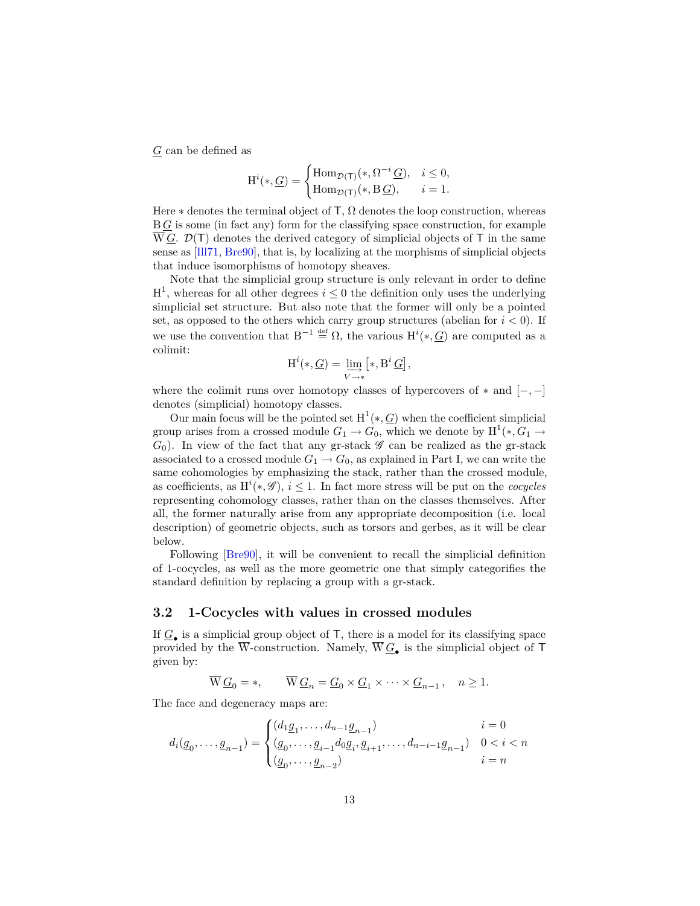$\underline{G}$ can be defined as

$$\mathrm{H}^i(*, \underline{G}) = \begin{cases} \mathrm{Hom}_{\mathcal{D}(\mathsf{T})}(*, \Omega^{-i}\,\underline{G}), & i \leq 0, \\ \mathrm{Hom}_{\mathcal{D}(\mathsf{T})}(*, \mathrm{B}\,\underline{G}), & i = 1. \end{cases}$$

Here $*$ denotes the terminal object of $\mathsf{T}$, $\Omega$ denotes the loop construction, whereas $\mathrm{B}\,\underline{G}$ is some (in fact any) form for the classifying space construction, for example $\overline{\mathrm{W}}\,\underline{G}$. $\mathcal{D}(\mathsf{T})$ denotes the derived category of simplicial objects of $\mathsf{T}$ in the same sense as [Ill71, Bre90], that is, by localizing at the morphisms of simplicial objects that induce isomorphisms of homotopy sheaves.

Note that the simplicial group structure is only relevant in order to define $\mathrm{H}^1$, whereas for all other degrees $i \leq 0$ the definition only uses the underlying simplicial set structure. But also note that the former will only be a pointed set, as opposed to the others which carry group structures (abelian for $i < 0$). If we use the convention that $\mathrm{B}^{-1} \stackrel{\text{def}}{=} \Omega$, the various $\mathrm{H}^i(*, \underline{G})$ are computed as a colimit:

$$\mathrm{H}^i(*, \underline{G}) = \varinjlim_{V \to *} \left[*, \mathrm{B}^i\,\underline{G}\right],$$

where the colimit runs over homotopy classes of hypercovers of $*$ and $[-,-]$ denotes (simplicial) homotopy classes.

Our main focus will be the pointed set $\mathrm{H}^1(*, \underline{G})$ when the coefficient simplicial group arises from a crossed module $G_1 \to G_0$, which we denote by $\mathrm{H}^1(*, G_1 \to G_0)$. In view of the fact that any gr-stack $\mathscr{G}$ can be realized as the gr-stack associated to a crossed module $G_1 \to G_0$, as explained in Part I, we can write the same cohomologies by emphasizing the stack, rather than the crossed module, as coefficients, as $\mathrm{H}^i(*, \mathscr{G})$, $i \leq 1$. In fact more stress will be put on the *cocycles* representing cohomology classes, rather than on the classes themselves. After all, the former naturally arise from any appropriate decomposition (i.e. local description) of geometric objects, such as torsors and gerbes, as it will be clear below.

Following [Bre90], it will be convenient to recall the simplicial definition of 1-cocycles, as well as the more geometric one that simply categorifies the standard definition by replacing a group with a gr-stack.

### 3.2 1-Cocycles with values in crossed modules

If $\underline{G}_\bullet$ is a simplicial group object of $\mathsf{T}$, there is a model for its classifying space provided by the $\overline{\mathrm{W}}$-construction. Namely, $\overline{\mathrm{W}}\,\underline{G}_\bullet$ is the simplicial object of $\mathsf{T}$ given by:

$$\overline{\mathrm{W}}\,\underline{G}_0 = *, \qquad \overline{\mathrm{W}}\,\underline{G}_n = \underline{G}_0 \times \underline{G}_1 \times \cdots \times \underline{G}_{n-1}\,, \quad n \geq 1.$$

The face and degeneracy maps are:

$$d_i(\underline{g}_0, \ldots, \underline{g}_{n-1}) = \begin{cases} (d_1\underline{g}_1, \ldots, d_{n-1}\underline{g}_{n-1}) & i = 0 \\ (\underline{g}_0, \ldots, \underline{g}_{i-1} d_0 \underline{g}_i, \underline{g}_{i+1}, \ldots, d_{n-i-1}\underline{g}_{n-1}) & 0 < i < n \\ (\underline{g}_0, \ldots, \underline{g}_{n-2}) & i = n \end{cases}$$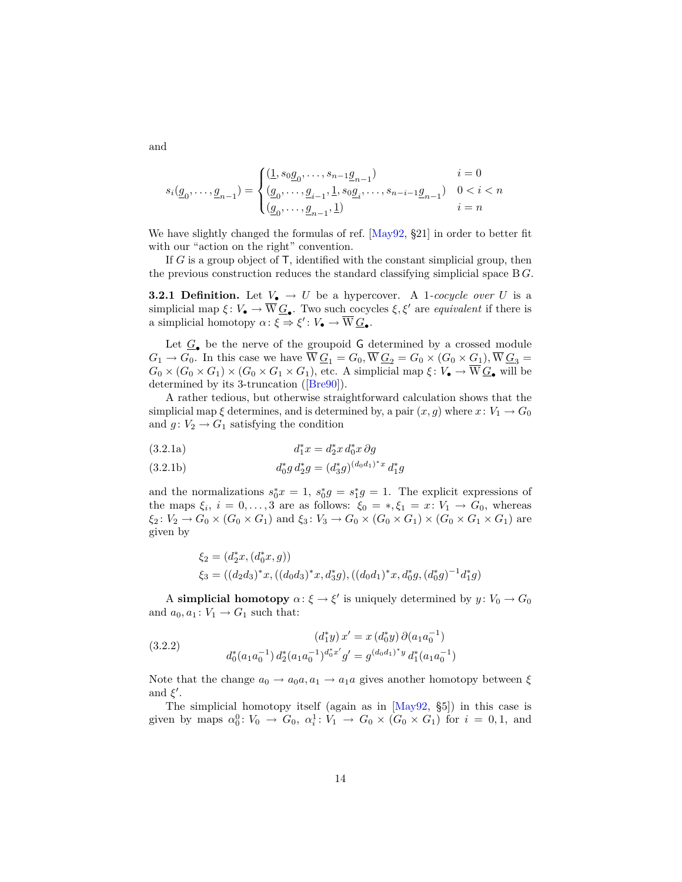and

$$
s_i(\underline{g}_0, \ldots, \underline{g}_{n-1}) = \begin{cases} (\underline{1}, s_0\underline{g}_0, \ldots, s_{n-1}\underline{g}_{n-1}) & i = 0 \\ (\underline{g}_0, \ldots, \underline{g}_{i-1}, \underline{1}, s_0\underline{g}_i, \ldots, s_{n-i-1}\underline{g}_{n-1}) & 0 < i < n \\ (\underline{g}_0, \ldots, \underline{g}_{n-1}, \underline{1}) & i = n \end{cases}
$$

We have slightly changed the formulas of ref. [May92, §21] in order to better fit with our "action on the right" convention.

If $G$ is a group object of $\mathsf{T}$, identified with the constant simplicial group, then the previous construction reduces the standard classifying simplicial space $\mathrm{B}\,G$.

**3.2.1 Definition.** Let $V_\bullet \to U$ be a hypercover. A 1-*cocycle over* $U$ is a simplicial map $\xi\colon V_\bullet \to \overline{\mathrm{W}}\,\underline{G}_\bullet$. Two such cocycles $\xi, \xi'$ are *equivalent* if there is a simplicial homotopy $\alpha\colon \xi \Rightarrow \xi'\colon V_\bullet \to \overline{\mathrm{W}}\,\underline{G}_\bullet$.

Let $\underline{G}_\bullet$ be the nerve of the groupoid $\mathsf{G}$ determined by a crossed module $G_1 \to G_0$. In this case we have $\overline{\mathrm{W}}\,\underline{G}_1 = G_0, \overline{\mathrm{W}}\,\underline{G}_2 = G_0 \times (G_0 \times G_1), \overline{\mathrm{W}}\,\underline{G}_3 = G_0 \times (G_0 \times G_1) \times (G_0 \times G_1 \times G_1)$, etc. A simplicial map $\xi\colon V_\bullet \to \overline{\mathrm{W}}\,\underline{G}_\bullet$ will be determined by its 3-truncation ([Bre90]).

A rather tedious, but otherwise straightforward calculation shows that the simplicial map $\xi$ determines, and is determined by, a pair $(x, g)$ where $x\colon V_1 \to G_0$ and $g\colon V_2 \to G_1$ satisfying the condition

$$
d_1^* x = d_2^* x \, d_0^* x \, \partial g \tag{3.2.1a}
$$

$$
d_0^* g \, d_2^* g = (d_3^* g)^{(d_0 d_1)^* x} \, d_1^* g \tag{3.2.1b}
$$

and the normalizations $s_0^* x = 1$, $s_0^* g = s_1^* g = 1$. The explicit expressions of the maps $\xi_i$, $i = 0, \ldots, 3$ are as follows: $\xi_0 = *, \xi_1 = x\colon V_1 \to G_0$, whereas $\xi_2\colon V_2 \to G_0 \times (G_0 \times G_1)$ and $\xi_3\colon V_3 \to G_0 \times (G_0 \times G_1) \times (G_0 \times G_1 \times G_1)$ are given by

$$
\begin{aligned}
\xi_2 &= (d_2^* x, (d_0^* x, g)) \\
\xi_3 &= ((d_2 d_3)^* x, ((d_0 d_3)^* x, d_3^* g), ((d_0 d_1)^* x, d_0^* g, (d_0^* g)^{-1} d_1^* g)
\end{aligned}
$$

A **simplicial homotopy** $\alpha\colon \xi \to \xi'$ is uniquely determined by $y\colon V_0 \to G_0$ and $a_0, a_1\colon V_1 \to G_1$ such that:

$$
\begin{aligned}
(d_1^* y) \, x' &= x \, (d_0^* y) \, \partial(a_1 a_0^{-1}) \\
d_0^*(a_1 a_0^{-1}) \, d_2^*(a_1 a_0^{-1})^{d_0^* x'} g' &= g^{(d_0 d_1)^* y} \, d_1^*(a_1 a_0^{-1})
\end{aligned} \tag{3.2.2}
$$

Note that the change $a_0 \to a_0 a, a_1 \to a_1 a$ gives another homotopy between $\xi$ and $\xi'$.

The simplicial homotopy itself (again as in [May92, §5]) in this case is given by maps $\alpha_0^0\colon V_0 \to G_0$, $\alpha_i^1\colon V_1 \to G_0 \times (G_0 \times G_1)$ for $i = 0, 1$, and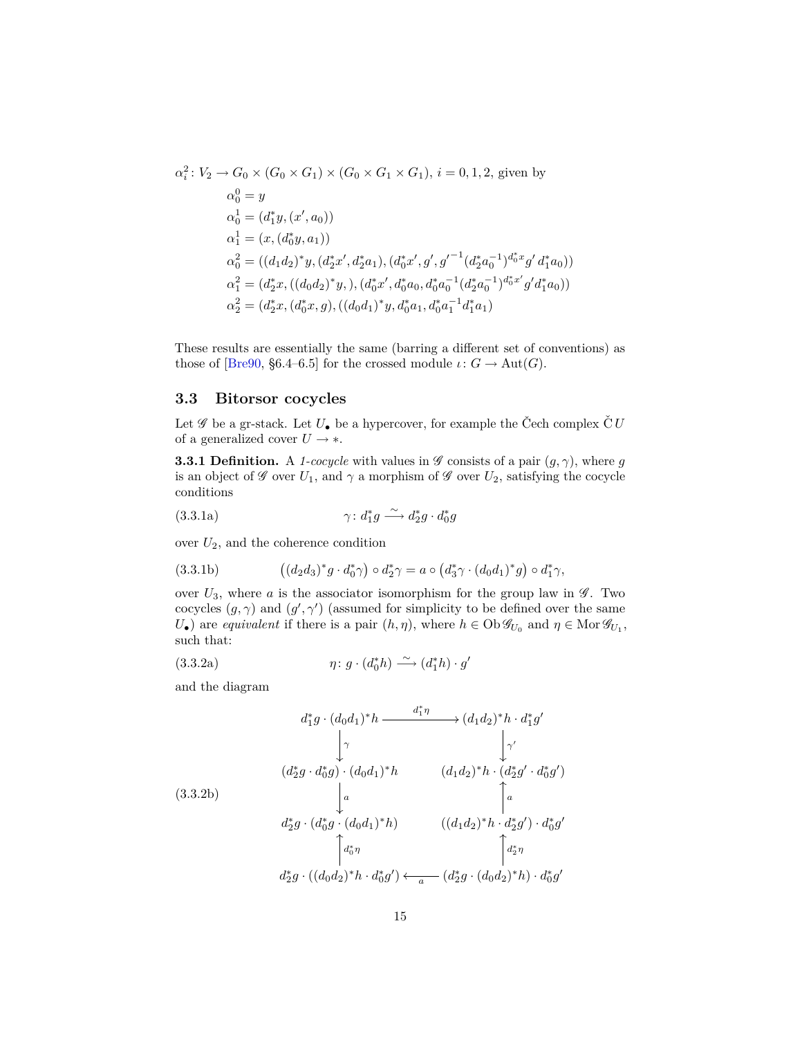$\alpha_i^2 \colon V_2 \to G_0 \times (G_0 \times G_1) \times (G_0 \times G_1 \times G_1)$, $i = 0, 1, 2$, given by

$$
\begin{aligned}
\alpha_0^0 &= y \\
\alpha_0^1 &= (d_1^* y, (x', a_0)) \\
\alpha_1^1 &= (x, (d_0^* y, a_1)) \\
\alpha_0^2 &= ((d_1 d_2)^* y, (d_2^* x', d_2^* a_1), (d_0^* x', g', {g'}^{-1} (d_2^* a_0^{-1})^{d_0^* x} g' \, d_1^* a_0)) \\
\alpha_1^2 &= (d_2^* x, ((d_0 d_2)^* y, ), (d_0^* x', d_0^* a_0, d_0^* a_0^{-1} (d_2^* a_0^{-1})^{d_0^* x'} g' d_1^* a_0)) \\
\alpha_2^2 &= (d_2^* x, (d_0^* x, g), ((d_0 d_1)^* y, d_0^* a_1, d_0^* a_1^{-1} d_1^* a_1)
\end{aligned}
$$

These results are essentially the same (barring a different set of conventions) as those of [Bre90, §6.4–6.5] for the crossed module $\iota \colon G \to \mathrm{Aut}(G)$.

## 3.3 Bitorsor cocycles

Let $\mathscr{G}$ be a gr-stack. Let $U_\bullet$ be a hypercover, for example the Čech complex $\check{\mathrm{C}}\, U$ of a generalized cover $U \to *$.

**3.3.1 Definition.** A *1-cocycle* with values in $\mathscr{G}$ consists of a pair $(g, \gamma)$, where $g$ is an object of $\mathscr{G}$ over $U_1$, and $\gamma$ a morphism of $\mathscr{G}$ over $U_2$, satisfying the cocycle conditions

$$
\gamma \colon d_1^* g \xrightarrow{\sim} d_2^* g \cdot d_0^* g \tag{3.3.1a}
$$

over $U_2$, and the coherence condition

$$
\big((d_2 d_3)^* g \cdot d_0^* \gamma\big) \circ d_2^* \gamma = a \circ \big(d_3^* \gamma \cdot (d_0 d_1)^* g\big) \circ d_1^* \gamma, \tag{3.3.1b}
$$

over $U_3$, where $a$ is the associator isomorphism for the group law in $\mathscr{G}$. Two cocycles $(g, \gamma)$ and $(g', \gamma')$ (assumed for simplicity to be defined over the same $U_\bullet$) are *equivalent* if there is a pair $(h, \eta)$, where $h \in \mathrm{Ob}\, \mathscr{G}_{U_0}$ and $\eta \in \mathrm{Mor}\, \mathscr{G}_{U_1}$, such that:

$$
\eta \colon g \cdot (d_0^* h) \xrightarrow{\sim} (d_1^* h) \cdot g' \tag{3.3.2a}
$$

and the diagram

$$
\begin{array}{ccc}
d_1^* g \cdot (d_0 d_1)^* h & \xrightarrow{\ d_1^* \eta\ } & (d_1 d_2)^* h \cdot d_1^* g' \\
\downarrow{\scriptstyle \gamma} & & \downarrow{\scriptstyle \gamma'} \\
(d_2^* g \cdot d_0^* g) \cdot (d_0 d_1)^* h & & (d_1 d_2)^* h \cdot (d_2^* g' \cdot d_0^* g') \\
\downarrow{\scriptstyle a} & & \uparrow{\scriptstyle a} \\
d_2^* g \cdot (d_0^* g \cdot (d_0 d_1)^* h) & & ((d_1 d_2)^* h \cdot d_2^* g') \cdot d_0^* g' \\
\uparrow{\scriptstyle d_0^* \eta} & & \uparrow{\scriptstyle d_2^* \eta} \\
d_2^* g \cdot ((d_0 d_2)^* h \cdot d_0^* g') & \xleftarrow{\ a\ } & (d_2^* g \cdot (d_0 d_2)^* h) \cdot d_0^* g'
\end{array}
\tag{3.3.2b}
$$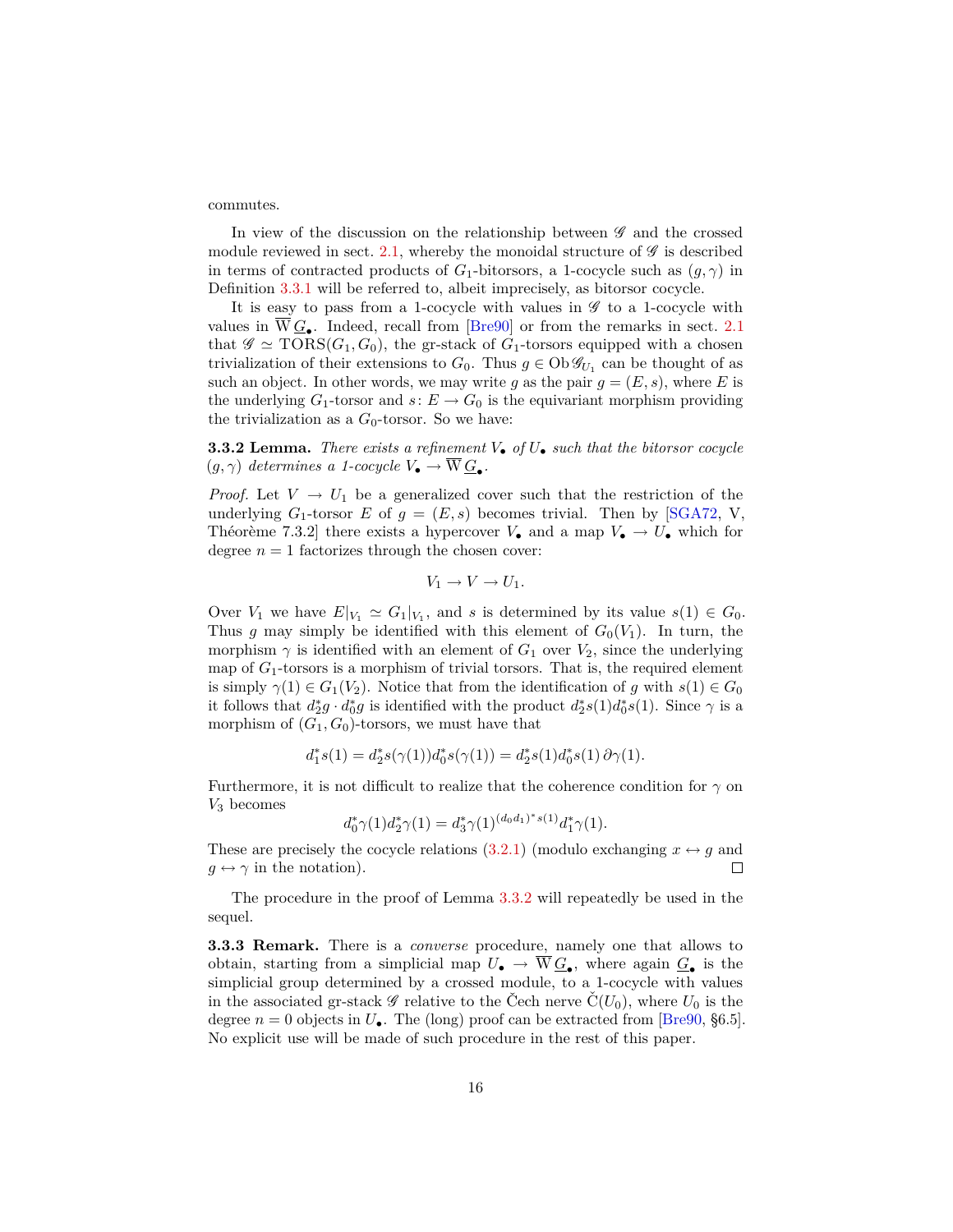commutes.

In view of the discussion on the relationship between $\mathscr{G}$ and the crossed module reviewed in sect. 2.1, whereby the monoidal structure of $\mathscr{G}$ is described in terms of contracted products of $G_1$-bitorsors, a 1-cocycle such as $(g, \gamma)$ in Definition 3.3.1 will be referred to, albeit imprecisely, as bitorsor cocycle.

It is easy to pass from a 1-cocycle with values in $\mathscr{G}$ to a 1-cocycle with values in $\overline{\mathrm{W}}\,\underline{G}_\bullet$. Indeed, recall from [Bre90] or from the remarks in sect. 2.1 that $\mathscr{G} \simeq \mathrm{TORS}(G_1, G_0)$, the gr-stack of $G_1$-torsors equipped with a chosen trivialization of their extensions to $G_0$. Thus $g \in \mathrm{Ob}\,\mathscr{G}_{U_1}$ can be thought of as such an object. In other words, we may write $g$ as the pair $g = (E, s)$, where $E$ is the underlying $G_1$-torsor and $s \colon E \to G_0$ is the equivariant morphism providing the trivialization as a $G_0$-torsor. So we have:

**3.3.2 Lemma.** *There exists a refinement $V_\bullet$ of $U_\bullet$ such that the bitorsor cocycle $(g, \gamma)$ determines a 1-cocycle $V_\bullet \to \overline{\mathrm{W}}\,\underline{G}_\bullet$.*

*Proof.* Let $V \to U_1$ be a generalized cover such that the restriction of the underlying $G_1$-torsor $E$ of $g = (E, s)$ becomes trivial. Then by [SGA72, V, Théorème 7.3.2] there exists a hypercover $V_\bullet$ and a map $V_\bullet \to U_\bullet$ which for degree $n = 1$ factorizes through the chosen cover:

$$V_1 \to V \to U_1.$$

Over $V_1$ we have $E|_{V_1} \simeq G_1|_{V_1}$, and $s$ is determined by its value $s(1) \in G_0$. Thus $g$ may simply be identified with this element of $G_0(V_1)$. In turn, the morphism $\gamma$ is identified with an element of $G_1$ over $V_2$, since the underlying map of $G_1$-torsors is a morphism of trivial torsors. That is, the required element is simply $\gamma(1) \in G_1(V_2)$. Notice that from the identification of $g$ with $s(1) \in G_0$ it follows that $d_2^* g \cdot d_0^* g$ is identified with the product $d_2^* s(1) d_0^* s(1)$. Since $\gamma$ is a morphism of $(G_1, G_0)$-torsors, we must have that

$$d_1^* s(1) = d_2^* s(\gamma(1)) d_0^* s(\gamma(1)) = d_2^* s(1) d_0^* s(1)\, \partial\gamma(1).$$

Furthermore, it is not difficult to realize that the coherence condition for $\gamma$ on $V_3$ becomes

$$d_0^* \gamma(1) d_2^* \gamma(1) = d_3^* \gamma(1)^{(d_0 d_1)^* s(1)} d_1^* \gamma(1).$$

These are precisely the cocycle relations (3.2.1) (modulo exchanging $x \leftrightarrow g$ and $g \leftrightarrow \gamma$ in the notation). $\square$

The procedure in the proof of Lemma 3.3.2 will repeatedly be used in the sequel.

**3.3.3 Remark.** There is a *converse* procedure, namely one that allows to obtain, starting from a simplicial map $U_\bullet \to \overline{\mathrm{W}}\,\underline{G}_\bullet$, where again $\underline{G}_\bullet$ is the simplicial group determined by a crossed module, to a 1-cocycle with values in the associated gr-stack $\mathscr{G}$ relative to the Čech nerve $\check{\mathrm{C}}(U_0)$, where $U_0$ is the degree $n = 0$ objects in $U_\bullet$. The (long) proof can be extracted from [Bre90, §6.5]. No explicit use will be made of such procedure in the rest of this paper.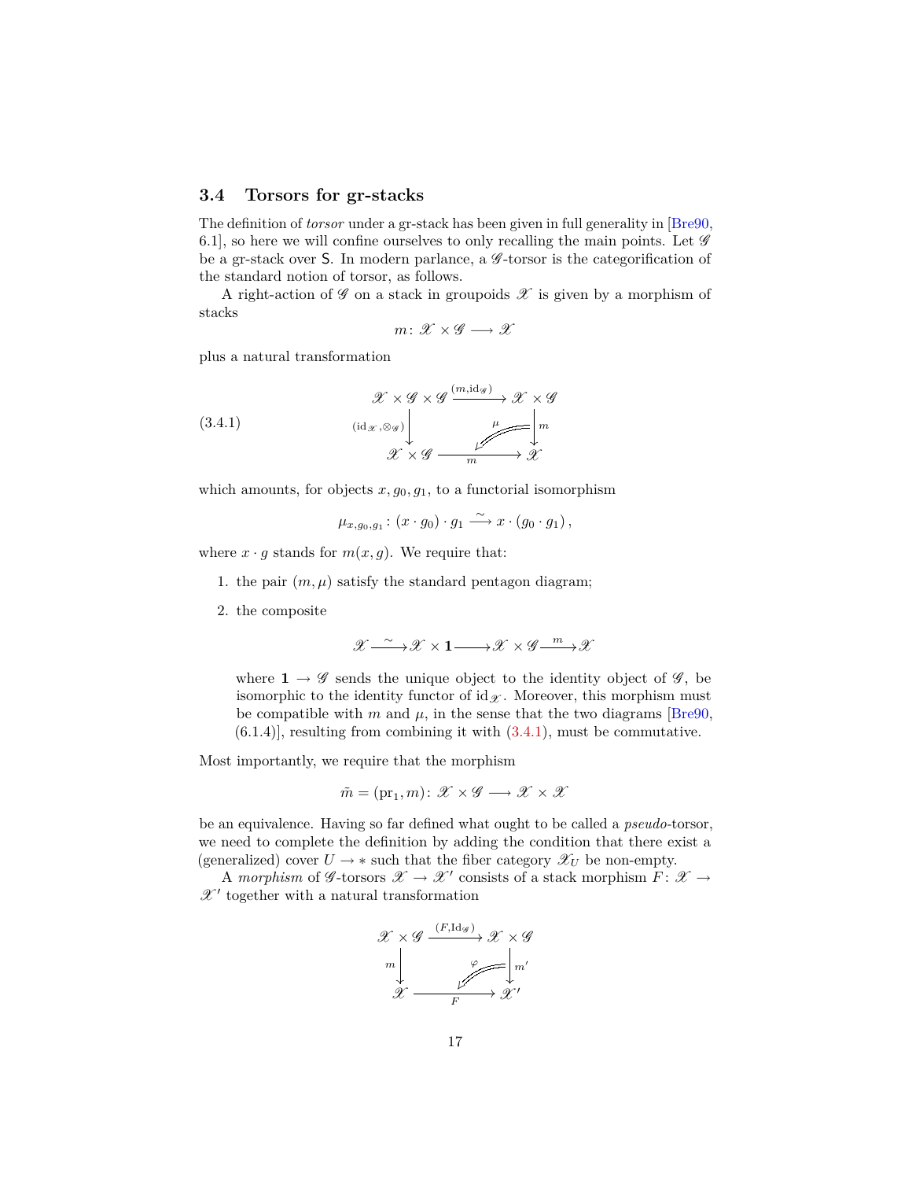### 3.4 Torsors for gr-stacks

The definition of *torsor* under a gr-stack has been given in full generality in [Bre90, 6.1], so here we will confine ourselves to only recalling the main points. Let $\mathscr{G}$ be a gr-stack over $\mathsf{S}$. In modern parlance, a $\mathscr{G}$-torsor is the categorification of the standard notion of torsor, as follows.

A right-action of $\mathscr{G}$ on a stack in groupoids $\mathscr{X}$ is given by a morphism of stacks

$$m\colon \mathscr{X} \times \mathscr{G} \longrightarrow \mathscr{X}$$

plus a natural transformation

$$\begin{array}{ccc} \mathscr{X} \times \mathscr{G} \times \mathscr{G} & \xrightarrow{(m,\mathrm{id}_{\mathscr{G}})} & \mathscr{X} \times \mathscr{G} \\ {\scriptstyle (\mathrm{id}_{\mathscr{X}},\otimes_{\mathscr{G}})}\downarrow & \overset{\mu}{\Swarrow} & \downarrow {\scriptstyle m} \\ \mathscr{X} \times \mathscr{G} & \xrightarrow[m]{} & \mathscr{X} \end{array} \tag{3.4.1}$$

which amounts, for objects $x, g_0, g_1$, to a functorial isomorphism

$$\mu_{x,g_0,g_1}\colon (x \cdot g_0) \cdot g_1 \xrightarrow{\sim} x \cdot (g_0 \cdot g_1)\,,$$

where $x \cdot g$ stands for $m(x, g)$. We require that:

1. the pair $(m, \mu)$ satisfy the standard pentagon diagram;
2. the composite

   $$\mathscr{X} \xrightarrow{\sim} \mathscr{X} \times \mathbf{1} \longrightarrow \mathscr{X} \times \mathscr{G} \xrightarrow{m} \mathscr{X}$$

   where $\mathbf{1} \to \mathscr{G}$ sends the unique object to the identity object of $\mathscr{G}$, be isomorphic to the identity functor of $\mathrm{id}_{\mathscr{X}}$. Moreover, this morphism must be compatible with $m$ and $\mu$, in the sense that the two diagrams [Bre90, (6.1.4)], resulting from combining it with (3.4.1), must be commutative.

Most importantly, we require that the morphism

$$\tilde{m} = (\mathrm{pr}_1, m)\colon \mathscr{X} \times \mathscr{G} \longrightarrow \mathscr{X} \times \mathscr{X}$$

be an equivalence. Having so far defined what ought to be called a *pseudo*-torsor, we need to complete the definition by adding the condition that there exist a (generalized) cover $U \to *$ such that the fiber category $\mathscr{X}_U$ be non-empty.

A *morphism* of $\mathscr{G}$-torsors $\mathscr{X} \to \mathscr{X}'$ consists of a stack morphism $F\colon \mathscr{X} \to \mathscr{X}'$ together with a natural transformation

$$\begin{array}{ccc} \mathscr{X} \times \mathscr{G} & \xrightarrow{(F,\mathrm{Id}_{\mathscr{G}})} & \mathscr{X}' \times \mathscr{G} \\ {\scriptstyle m}\downarrow & \overset{\varphi}{\Swarrow} & \downarrow {\scriptstyle m'} \\ \mathscr{X} & \xrightarrow[F]{} & \mathscr{X}' \end{array}$$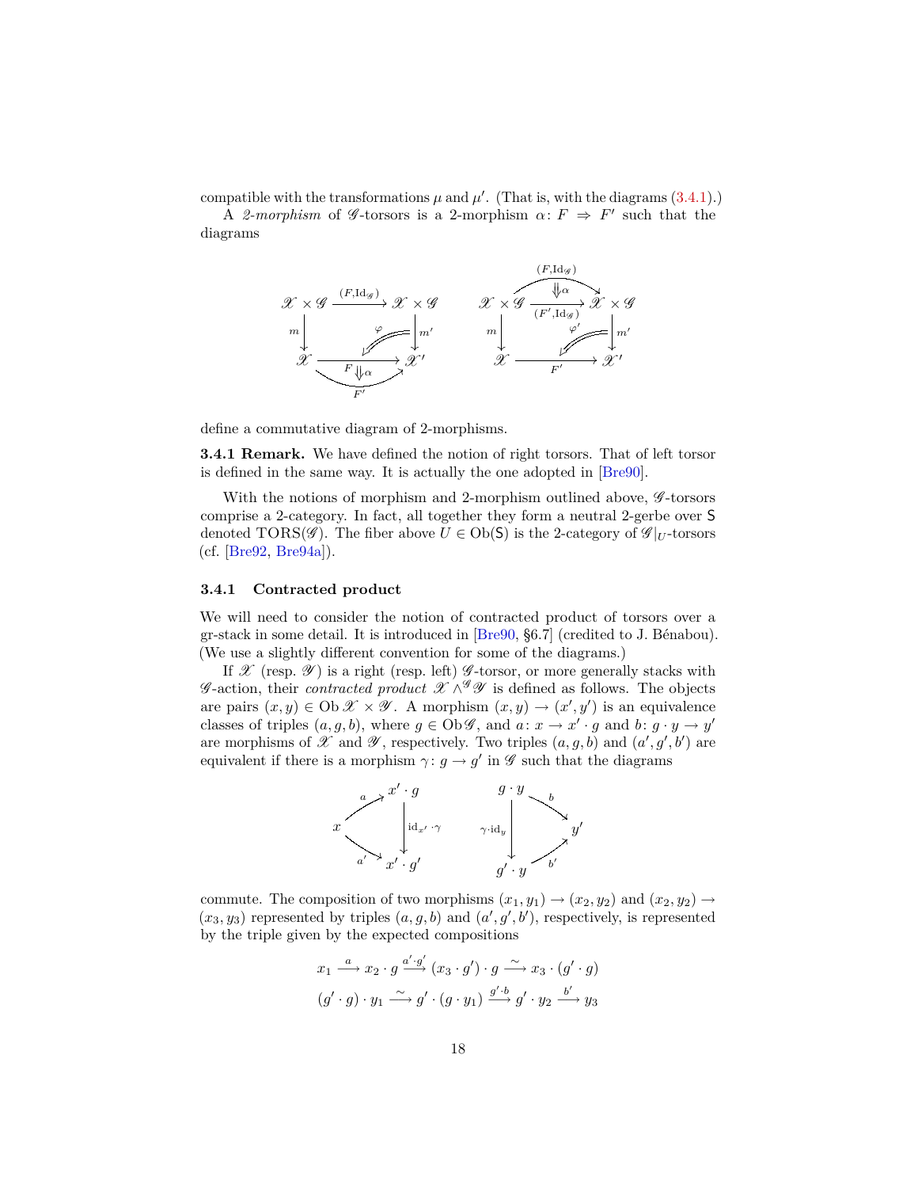compatible with the transformations $\mu$ and $\mu'$. (That is, with the diagrams (3.4.1).)

A *2-morphism* of $\mathscr{G}$-torsors is a 2-morphism $\alpha\colon F \Rightarrow F'$ such that the diagrams

$$
\begin{array}{ccc}
\mathscr{X} \times \mathscr{G} & \xrightarrow{(F,\mathrm{Id}_{\mathscr{G}})} & \mathscr{X} \times \mathscr{G} \\
{\scriptstyle m}\downarrow & \overset{\varphi}{\swarrow\!\!\!\swarrow} & \downarrow{\scriptstyle m'} \\
\mathscr{X} & \underset{F'}{\overset{F}{\underset{\Downarrow\alpha}{\rightrightarrows}}} & \mathscr{X}'
\end{array}
\qquad
\begin{array}{ccc}
\mathscr{X} \times \mathscr{G} & \underset{(F',\mathrm{Id}_{\mathscr{G}})}{\overset{(F,\mathrm{Id}_{\mathscr{G}})}{\underset{\Downarrow\alpha}{\rightrightarrows}}} & \mathscr{X} \times \mathscr{G} \\
{\scriptstyle m}\downarrow & \overset{\varphi'}{\swarrow\!\!\!\swarrow} & \downarrow{\scriptstyle m'} \\
\mathscr{X} & \xrightarrow[F']{} & \mathscr{X}'
\end{array}
$$

define a commutative diagram of 2-morphisms.

**3.4.1 Remark.** We have defined the notion of right torsors. That of left torsor is defined in the same way. It is actually the one adopted in [Bre90].

With the notions of morphism and 2-morphism outlined above, $\mathscr{G}$-torsors comprise a 2-category. In fact, all together they form a neutral 2-gerbe over $\mathsf{S}$ denoted $\mathrm{TORS}(\mathscr{G})$. The fiber above $U \in \mathrm{Ob}(\mathsf{S})$ is the 2-category of $\mathscr{G}|_U$-torsors (cf. [Bre92, Bre94a]).

### 3.4.1 Contracted product

We will need to consider the notion of contracted product of torsors over a gr-stack in some detail. It is introduced in [Bre90, §6.7] (credited to J. Bénabou). (We use a slightly different convention for some of the diagrams.)

If $\mathscr{X}$ (resp. $\mathscr{Y}$) is a right (resp. left) $\mathscr{G}$-torsor, or more generally stacks with $\mathscr{G}$-action, their *contracted product* $\mathscr{X} \wedge^{\mathscr{G}} \mathscr{Y}$ is defined as follows. The objects are pairs $(x, y) \in \mathrm{Ob}\,\mathscr{X} \times \mathscr{Y}$. A morphism $(x, y) \to (x', y')$ is an equivalence classes of triples $(a, g, b)$, where $g \in \mathrm{Ob}\,\mathscr{G}$, and $a\colon x \to x' \cdot g$ and $b\colon g \cdot y \to y'$ are morphisms of $\mathscr{X}$ and $\mathscr{Y}$, respectively. Two triples $(a, g, b)$ and $(a', g', b')$ are equivalent if there is a morphism $\gamma\colon g \to g'$ in $\mathscr{G}$ such that the diagrams

$$
\begin{array}{ccc}
 & & x' \cdot g \\
 & \overset{a}{\nearrow} & \\
x & & \downarrow{\scriptstyle \mathrm{id}_{x'} \cdot \gamma} \\
 & \underset{a'}{\searrow} & \\
 & & x' \cdot g'
\end{array}
\qquad
\begin{array}{ccc}
g \cdot y & & \\
 & \overset{b}{\searrow} & \\
{\scriptstyle \gamma \cdot \mathrm{id}_y}\downarrow & & y' \\
 & \underset{b'}{\nearrow} & \\
g' \cdot y & &
\end{array}
$$

commute. The composition of two morphisms $(x_1, y_1) \to (x_2, y_2)$ and $(x_2, y_2) \to (x_3, y_3)$ represented by triples $(a, g, b)$ and $(a', g', b')$, respectively, is represented by the triple given by the expected compositions

$$
x_1 \xrightarrow{a} x_2 \cdot g \xrightarrow{a' \cdot g'} (x_3 \cdot g') \cdot g \xrightarrow{\sim} x_3 \cdot (g' \cdot g)
$$

$$
(g' \cdot g) \cdot y_1 \xrightarrow{\sim} g' \cdot (g \cdot y_1) \xrightarrow{g' \cdot b} g' \cdot y_2 \xrightarrow{b'} y_3
$$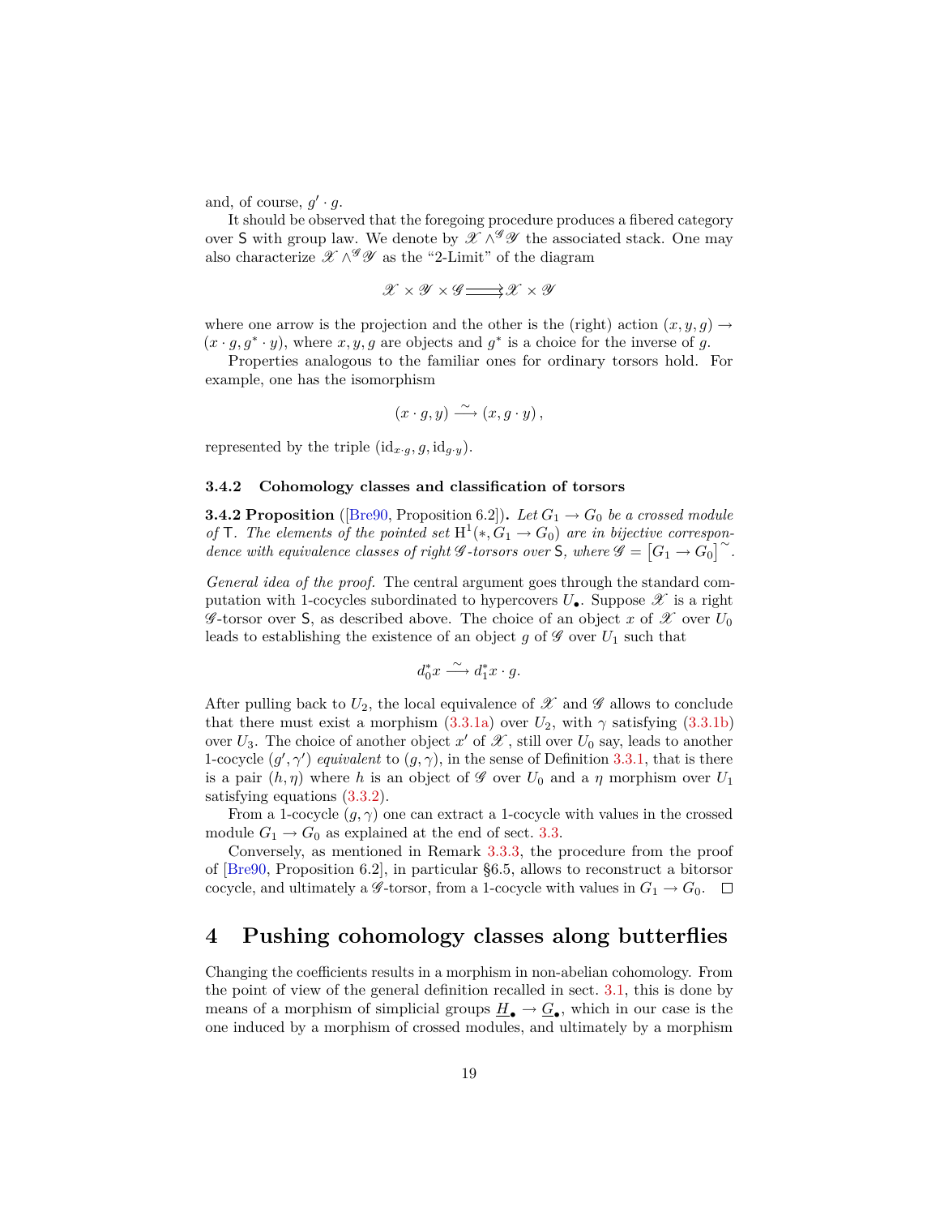and, of course, $g' \cdot g$.

It should be observed that the foregoing procedure produces a fibered category over $\mathsf{S}$ with group law. We denote by $\mathscr{X} \wedge^{\mathscr{G}} \mathscr{Y}$ the associated stack. One may also characterize $\mathscr{X} \wedge^{\mathscr{G}} \mathscr{Y}$ as the "2-Limit" of the diagram

$$\mathscr{X} \times \mathscr{Y} \times \mathscr{G} \rightrightarrows \mathscr{X} \times \mathscr{Y}$$

where one arrow is the projection and the other is the (right) action $(x, y, g) \to (x \cdot g, g^* \cdot y)$, where $x, y, g$ are objects and $g^*$ is a choice for the inverse of $g$.

Properties analogous to the familiar ones for ordinary torsors hold. For example, one has the isomorphism

$$(x \cdot g, y) \xrightarrow{\sim} (x, g \cdot y)\,,$$

represented by the triple $(\mathrm{id}_{x \cdot g}, g, \mathrm{id}_{g \cdot y})$.

### 3.4.2 Cohomology classes and classification of torsors

**3.4.2 Proposition** ([Bre90, Proposition 6.2])**.** *Let $G_1 \to G_0$ be a crossed module of $\mathsf{T}$. The elements of the pointed set $\mathrm{H}^1(*, G_1 \to G_0)$ are in bijective correspondence with equivalence classes of right $\mathscr{G}$-torsors over $\mathsf{S}$, where $\mathscr{G} = \left[G_1 \to G_0\right]^{\sim}$.*

*General idea of the proof.* The central argument goes through the standard computation with 1-cocycles subordinated to hypercovers $U_\bullet$. Suppose $\mathscr{X}$ is a right $\mathscr{G}$-torsor over $\mathsf{S}$, as described above. The choice of an object $x$ of $\mathscr{X}$ over $U_0$ leads to establishing the existence of an object $g$ of $\mathscr{G}$ over $U_1$ such that

$$d_0^* x \xrightarrow{\sim} d_1^* x \cdot g.$$

After pulling back to $U_2$, the local equivalence of $\mathscr{X}$ and $\mathscr{G}$ allows to conclude that there must exist a morphism (3.3.1a) over $U_2$, with $\gamma$ satisfying (3.3.1b) over $U_3$. The choice of another object $x'$ of $\mathscr{X}$, still over $U_0$ say, leads to another 1-cocycle $(g', \gamma')$ *equivalent* to $(g, \gamma)$, in the sense of Definition 3.3.1, that is there is a pair $(h, \eta)$ where $h$ is an object of $\mathscr{G}$ over $U_0$ and a $\eta$ morphism over $U_1$ satisfying equations (3.3.2).

From a 1-cocycle $(g, \gamma)$ one can extract a 1-cocycle with values in the crossed module $G_1 \to G_0$ as explained at the end of sect. 3.3.

Conversely, as mentioned in Remark 3.3.3, the procedure from the proof of [Bre90, Proposition 6.2], in particular §6.5, allows to reconstruct a bitorsor cocycle, and ultimately a $\mathscr{G}$-torsor, from a 1-cocycle with values in $G_1 \to G_0$. □

# 4 Pushing cohomology classes along butterflies

Changing the coefficients results in a morphism in non-abelian cohomology. From the point of view of the general definition recalled in sect. 3.1, this is done by means of a morphism of simplicial groups $\underline{H}_\bullet \to \underline{G}_\bullet$, which in our case is the one induced by a morphism of crossed modules, and ultimately by a morphism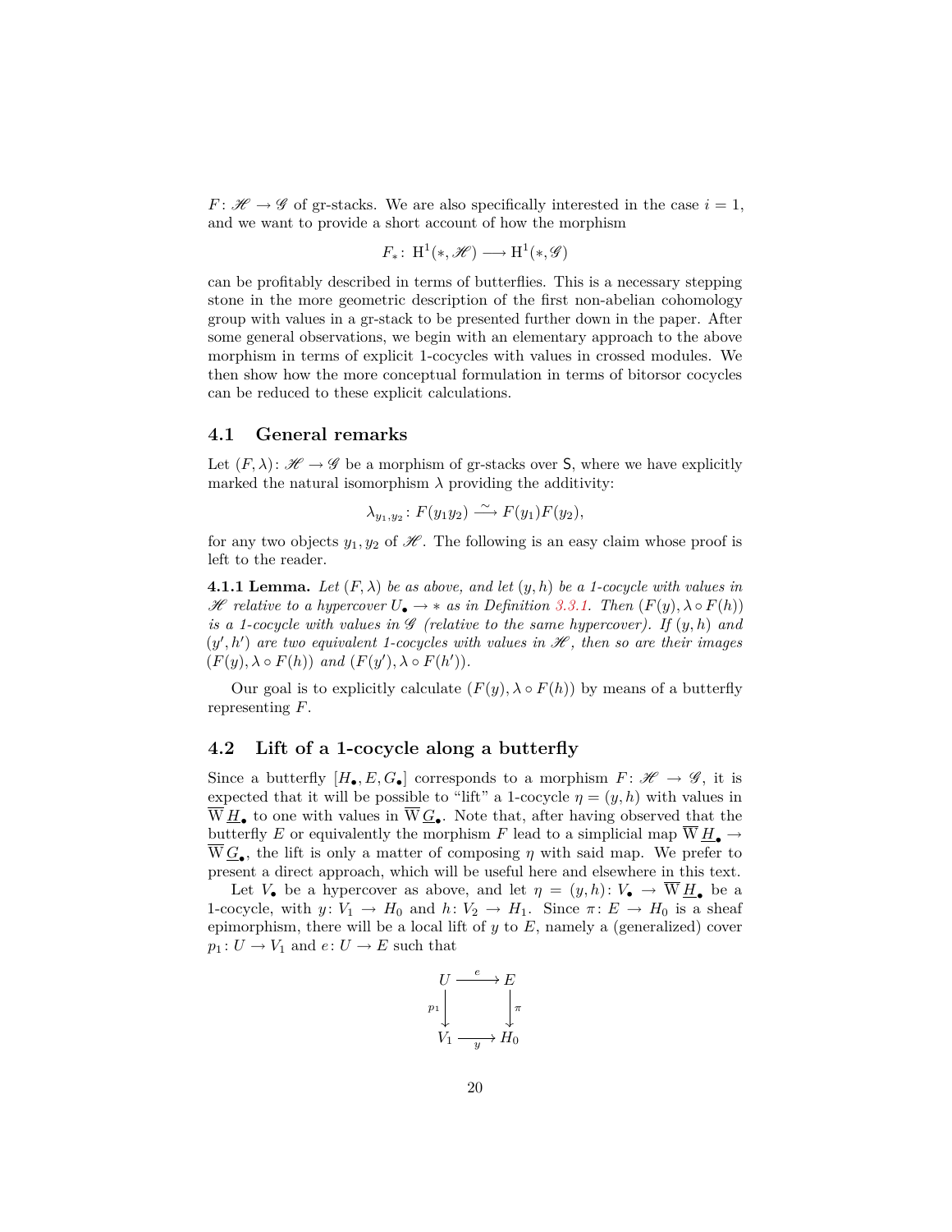$F\colon \mathscr{H} \to \mathscr{G}$ of gr-stacks. We are also specifically interested in the case $i = 1$, and we want to provide a short account of how the morphism

$$F_*\colon \mathrm{H}^1(*, \mathscr{H}) \longrightarrow \mathrm{H}^1(*, \mathscr{G})$$

can be profitably described in terms of butterflies. This is a necessary stepping stone in the more geometric description of the first non-abelian cohomology group with values in a gr-stack to be presented further down in the paper. After some general observations, we begin with an elementary approach to the above morphism in terms of explicit 1-cocycles with values in crossed modules. We then show how the more conceptual formulation in terms of bitorsor cocycles can be reduced to these explicit calculations.

## 4.1 General remarks

Let $(F, \lambda)\colon \mathscr{H} \to \mathscr{G}$ be a morphism of gr-stacks over $\mathsf{S}$, where we have explicitly marked the natural isomorphism $\lambda$ providing the additivity:

$$\lambda_{y_1,y_2}\colon F(y_1y_2) \xrightarrow{\sim} F(y_1)F(y_2),$$

for any two objects $y_1, y_2$ of $\mathscr{H}$. The following is an easy claim whose proof is left to the reader.

**4.1.1 Lemma.** *Let $(F, \lambda)$ be as above, and let $(y, h)$ be a 1-cocycle with values in $\mathscr{H}$ relative to a hypercover $U_\bullet \to *$ as in Definition 3.3.1. Then $(F(y), \lambda \circ F(h))$ is a 1-cocycle with values in $\mathscr{G}$ (relative to the same hypercover). If $(y, h)$ and $(y', h')$ are two equivalent 1-cocycles with values in $\mathscr{H}$, then so are their images $(F(y), \lambda \circ F(h))$ and $(F(y'), \lambda \circ F(h'))$.*

Our goal is to explicitly calculate $(F(y), \lambda \circ F(h))$ by means of a butterfly representing $F$.

## 4.2 Lift of a 1-cocycle along a butterfly

Since a butterfly $[H_\bullet, E, G_\bullet]$ corresponds to a morphism $F\colon \mathscr{H} \to \mathscr{G}$, it is expected that it will be possible to "lift" a 1-cocycle $\eta = (y, h)$ with values in $\overline{\mathrm{W}}\,\underline{H}_\bullet$ to one with values in $\overline{\mathrm{W}}\,\underline{G}_\bullet$. Note that, after having observed that the butterfly $E$ or equivalently the morphism $F$ lead to a simplicial map $\overline{\mathrm{W}}\,\underline{H}_\bullet \to \overline{\mathrm{W}}\,\underline{G}_\bullet$, the lift is only a matter of composing $\eta$ with said map. We prefer to present a direct approach, which will be useful here and elsewhere in this text.

Let $V_\bullet$ be a hypercover as above, and let $\eta = (y, h)\colon V_\bullet \to \overline{\mathrm{W}}\,\underline{H}_\bullet$ be a 1-cocycle, with $y\colon V_1 \to H_0$ and $h\colon V_2 \to H_1$. Since $\pi\colon E \to H_0$ is a sheaf epimorphism, there will be a local lift of $y$ to $E$, namely a (generalized) cover $p_1\colon U \to V_1$ and $e\colon U \to E$ such that

$$\begin{array}{ccc} U & \xrightarrow{\ e\ } & E \\ {\scriptstyle p_1}\big\downarrow & & \big\downarrow{\scriptstyle \pi} \\ V_1 & \xrightarrow[\ y\ ]{} & H_0 \end{array}$$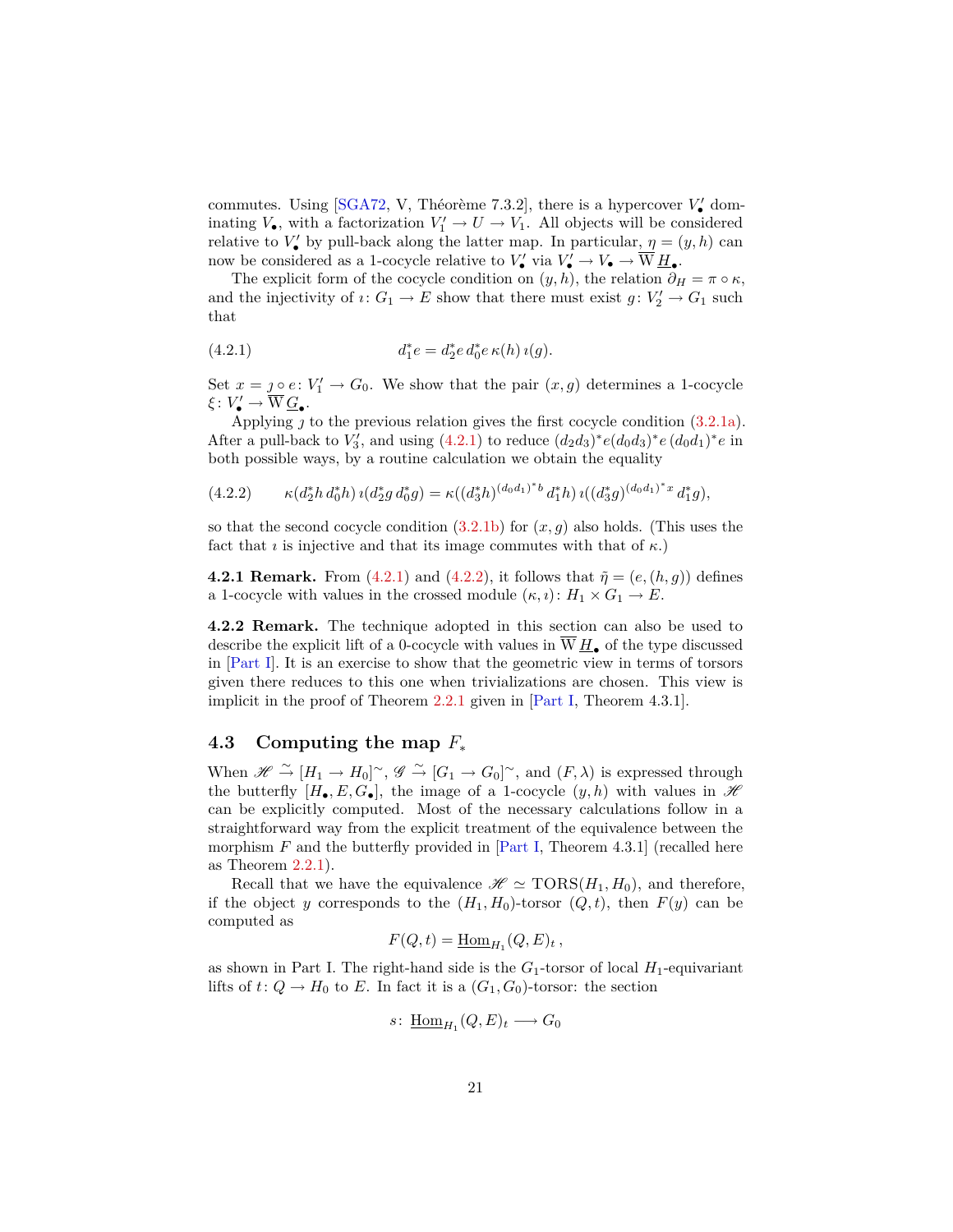commutes. Using [SGA72, V, Théorème 7.3.2], there is a hypercover $V'_\bullet$ dominating $V_\bullet$, with a factorization $V'_1 \to U \to V_1$. All objects will be considered relative to $V'_\bullet$ by pull-back along the latter map. In particular, $\eta = (y, h)$ can now be considered as a 1-cocycle relative to $V'_\bullet$ via $V'_\bullet \to V_\bullet \to \overline{\mathrm{W}}\, \underline{H}_\bullet$.

The explicit form of the cocycle condition on $(y, h)$, the relation $\partial_H = \pi \circ \kappa$, and the injectivity of $\imath \colon G_1 \to E$ show that there must exist $g \colon V'_2 \to G_1$ such that

$$d_1^* e = d_2^* e \, d_0^* e \, \kappa(h) \, \imath(g). \tag{4.2.1}$$

Set $x = \jmath \circ e \colon V'_1 \to G_0$. We show that the pair $(x, g)$ determines a 1-cocycle $\xi \colon V'_\bullet \to \overline{\mathrm{W}}\, \underline{G}_\bullet$.

Applying $\jmath$ to the previous relation gives the first cocycle condition (3.2.1a). After a pull-back to $V'_3$, and using (4.2.1) to reduce $(d_2 d_3)^* e (d_0 d_3)^* e \, (d_0 d_1)^* e$ in both possible ways, by a routine calculation we obtain the equality

$$\kappa(d_2^* h \, d_0^* h) \, \imath(d_2^* g \, d_0^* g) = \kappa((d_3^* h)^{(d_0 d_1)^* b} \, d_1^* h) \, \imath((d_3^* g)^{(d_0 d_1)^* x} \, d_1^* g), \tag{4.2.2}$$

so that the second cocycle condition (3.2.1b) for $(x, g)$ also holds. (This uses the fact that $\imath$ is injective and that its image commutes with that of $\kappa$.)

**4.2.1 Remark.** From (4.2.1) and (4.2.2), it follows that $\tilde{\eta} = (e, (h, g))$ defines a 1-cocycle with values in the crossed module $(\kappa, \imath) \colon H_1 \times G_1 \to E$.

**4.2.2 Remark.** The technique adopted in this section can also be used to describe the explicit lift of a 0-cocycle with values in $\overline{\mathrm{W}}\, \underline{H}_\bullet$ of the type discussed in [Part I]. It is an exercise to show that the geometric view in terms of torsors given there reduces to this one when trivializations are chosen. This view is implicit in the proof of Theorem 2.2.1 given in [Part I, Theorem 4.3.1].

## 4.3 Computing the map $F_*$

When $\mathscr{H} \xrightarrow{\sim} [H_1 \to H_0]^\sim$, $\mathscr{G} \xrightarrow{\sim} [G_1 \to G_0]^\sim$, and $(F, \lambda)$ is expressed through the butterfly $[H_\bullet, E, G_\bullet]$, the image of a 1-cocycle $(y, h)$ with values in $\mathscr{H}$ can be explicitly computed. Most of the necessary calculations follow in a straightforward way from the explicit treatment of the equivalence between the morphism $F$ and the butterfly provided in [Part I, Theorem 4.3.1] (recalled here as Theorem 2.2.1).

Recall that we have the equivalence $\mathscr{H} \simeq \mathrm{TORS}(H_1, H_0)$, and therefore, if the object $y$ corresponds to the $(H_1, H_0)$-torsor $(Q, t)$, then $F(y)$ can be computed as

$$F(Q, t) = \underline{\mathrm{Hom}}_{H_1}(Q, E)_t \,,$$

as shown in Part I. The right-hand side is the $G_1$-torsor of local $H_1$-equivariant lifts of $t \colon Q \to H_0$ to $E$. In fact it is a $(G_1, G_0)$-torsor: the section

$$s \colon \underline{\mathrm{Hom}}_{H_1}(Q, E)_t \longrightarrow G_0$$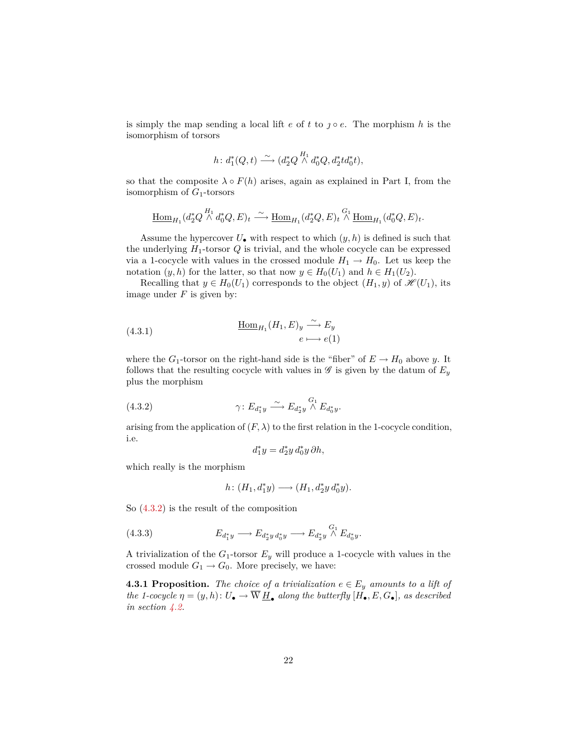is simply the map sending a local lift $e$ of $t$ to $\jmath \circ e$. The morphism $h$ is the isomorphism of torsors

$$h \colon d_1^*(Q, t) \xrightarrow{\sim} (d_2^* Q \overset{H_1}{\wedge} d_0^* Q, d_2^* t d_0^* t),$$

so that the composite $\lambda \circ F(h)$ arises, again as explained in Part I, from the isomorphism of $G_1$-torsors

$$\underline{\mathrm{Hom}}_{H_1}(d_2^* Q \overset{H_1}{\wedge} d_0^* Q, E)_t \xrightarrow{\sim} \underline{\mathrm{Hom}}_{H_1}(d_2^* Q, E)_t \overset{G_1}{\wedge} \underline{\mathrm{Hom}}_{H_1}(d_0^* Q, E)_t.$$

Assume the hypercover $U_\bullet$ with respect to which $(y, h)$ is defined is such that the underlying $H_1$-torsor $Q$ is trivial, and the whole cocycle can be expressed via a 1-cocycle with values in the crossed module $H_1 \to H_0$. Let us keep the notation $(y, h)$ for the latter, so that now $y \in H_0(U_1)$ and $h \in H_1(U_2)$.

Recalling that $y \in H_0(U_1)$ corresponds to the object $(H_1, y)$ of $\mathscr{H}(U_1)$, its image under $F$ is given by:

$$\begin{aligned} \underline{\mathrm{Hom}}_{H_1}(H_1, E)_y &\xrightarrow{\sim} E_y \\ e &\longmapsto e(1) \end{aligned} \tag{4.3.1}$$

where the $G_1$-torsor on the right-hand side is the "fiber" of $E \to H_0$ above $y$. It follows that the resulting cocycle with values in $\mathscr{G}$ is given by the datum of $E_y$ plus the morphism

$$\gamma \colon E_{d_1^* y} \xrightarrow{\sim} E_{d_2^* y} \overset{G_1}{\wedge} E_{d_0^* y}. \tag{4.3.2}$$

arising from the application of $(F, \lambda)$ to the first relation in the 1-cocycle condition, i.e.

$$d_1^* y = d_2^* y \, d_0^* y \, \partial h,$$

which really is the morphism

$$h \colon (H_1, d_1^* y) \longrightarrow (H_1, d_2^* y \, d_0^* y).$$

So (4.3.2) is the result of the composition

$$E_{d_1^* y} \longrightarrow E_{d_2^* y \, d_0^* y} \longrightarrow E_{d_2^* y} \overset{G_1}{\wedge} E_{d_0^* y}. \tag{4.3.3}$$

A trivialization of the $G_1$-torsor $E_y$ will produce a 1-cocycle with values in the crossed module $G_1 \to G_0$. More precisely, we have:

**4.3.1 Proposition.** *The choice of a trivialization $e \in E_y$ amounts to a lift of the 1-cocycle $\eta = (y, h) \colon U_\bullet \to \overline{\mathrm{W}}\, \underline{H}_\bullet$ along the butterfly $[H_\bullet, E, G_\bullet]$, as described in section 4.2.*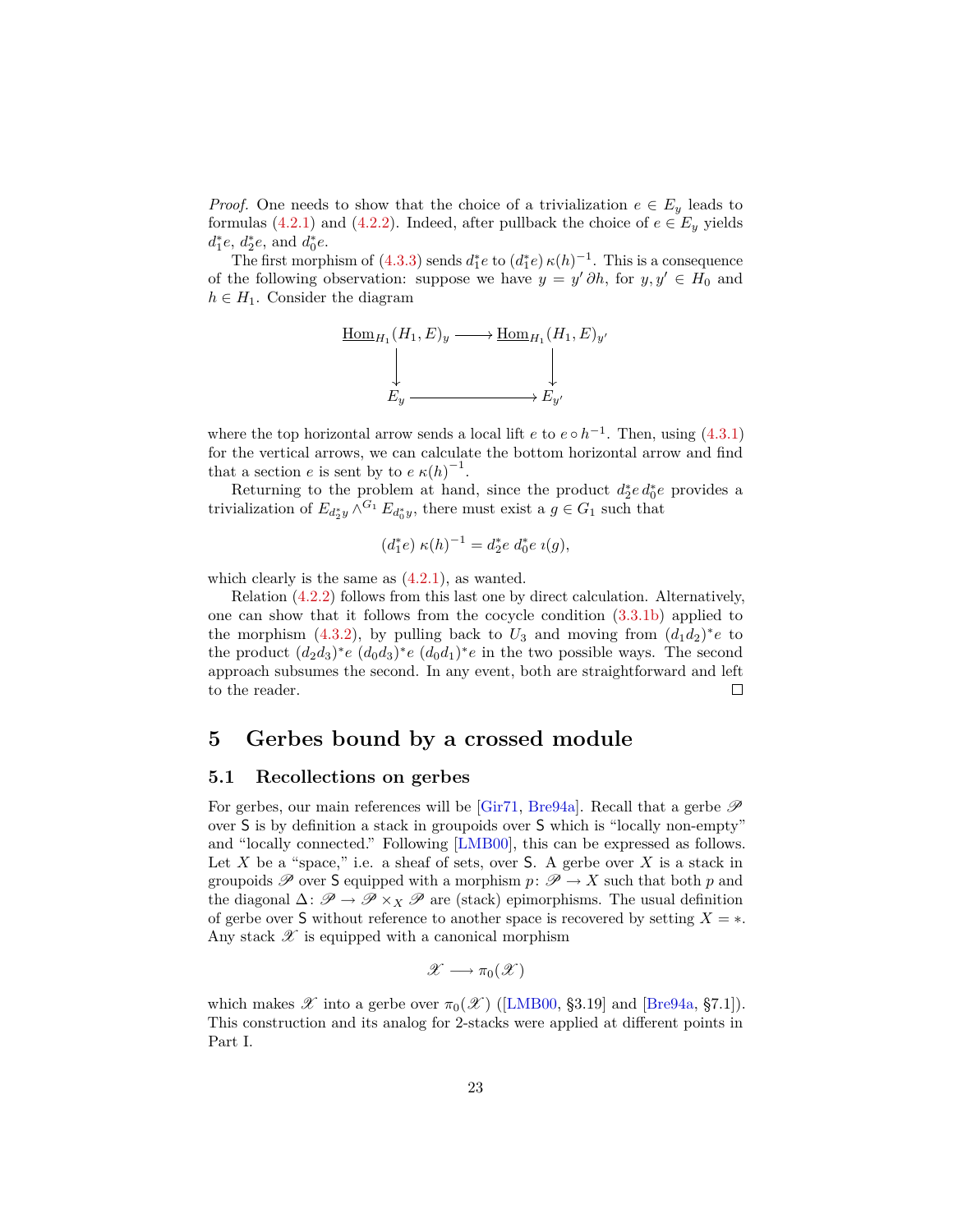*Proof.* One needs to show that the choice of a trivialization $e \in E_y$ leads to formulas (4.2.1) and (4.2.2). Indeed, after pullback the choice of $e \in E_y$ yields $d_1^* e$, $d_2^* e$, and $d_0^* e$.

The first morphism of (4.3.3) sends $d_1^* e$ to $(d_1^* e)\, \kappa(h)^{-1}$. This is a consequence of the following observation: suppose we have $y = y'\, \partial h$, for $y, y' \in H_0$ and $h \in H_1$. Consider the diagram

$$\begin{array}{ccc} \underline{\mathrm{Hom}}_{H_1}(H_1, E)_y & \longrightarrow & \underline{\mathrm{Hom}}_{H_1}(H_1, E)_{y'} \\ \big\downarrow & & \big\downarrow \\ E_y & \longrightarrow & E_{y'} \end{array}$$

where the top horizontal arrow sends a local lift $e$ to $e \circ h^{-1}$. Then, using (4.3.1) for the vertical arrows, we can calculate the bottom horizontal arrow and find that a section $e$ is sent by to $e\, \kappa(h)^{-1}$.

Returning to the problem at hand, since the product $d_2^* e\, d_0^* e$ provides a trivialization of $E_{d_2^* y} \wedge^{G_1} E_{d_0^* y}$, there must exist a $g \in G_1$ such that

$$(d_1^* e)\; \kappa(h)^{-1} = d_2^* e\; d_0^* e\; \imath(g),$$

which clearly is the same as (4.2.1), as wanted.

Relation (4.2.2) follows from this last one by direct calculation. Alternatively, one can show that it follows from the cocycle condition (3.3.1b) applied to the morphism (4.3.2), by pulling back to $U_3$ and moving from $(d_1 d_2)^* e$ to the product $(d_2 d_3)^* e\; (d_0 d_3)^* e\; (d_0 d_1)^* e$ in the two possible ways. The second approach subsumes the second. In any event, both are straightforward and left to the reader. $\square$

# 5 Gerbes bound by a crossed module

## 5.1 Recollections on gerbes

For gerbes, our main references will be [Gir71, Bre94a]. Recall that a gerbe $\mathscr{P}$ over $\mathsf{S}$ is by definition a stack in groupoids over $\mathsf{S}$ which is "locally non-empty" and "locally connected." Following [LMB00], this can be expressed as follows. Let $X$ be a "space," i.e. a sheaf of sets, over $\mathsf{S}$. A gerbe over $X$ is a stack in groupoids $\mathscr{P}$ over $\mathsf{S}$ equipped with a morphism $p\colon \mathscr{P} \to X$ such that both $p$ and the diagonal $\Delta\colon \mathscr{P} \to \mathscr{P} \times_X \mathscr{P}$ are (stack) epimorphisms. The usual definition of gerbe over $\mathsf{S}$ without reference to another space is recovered by setting $X = *$. Any stack $\mathscr{X}$ is equipped with a canonical morphism

$$\mathscr{X} \longrightarrow \pi_0(\mathscr{X})$$

which makes $\mathscr{X}$ into a gerbe over $\pi_0(\mathscr{X})$ ([LMB00, §3.19] and [Bre94a, §7.1]). This construction and its analog for 2-stacks were applied at different points in Part I.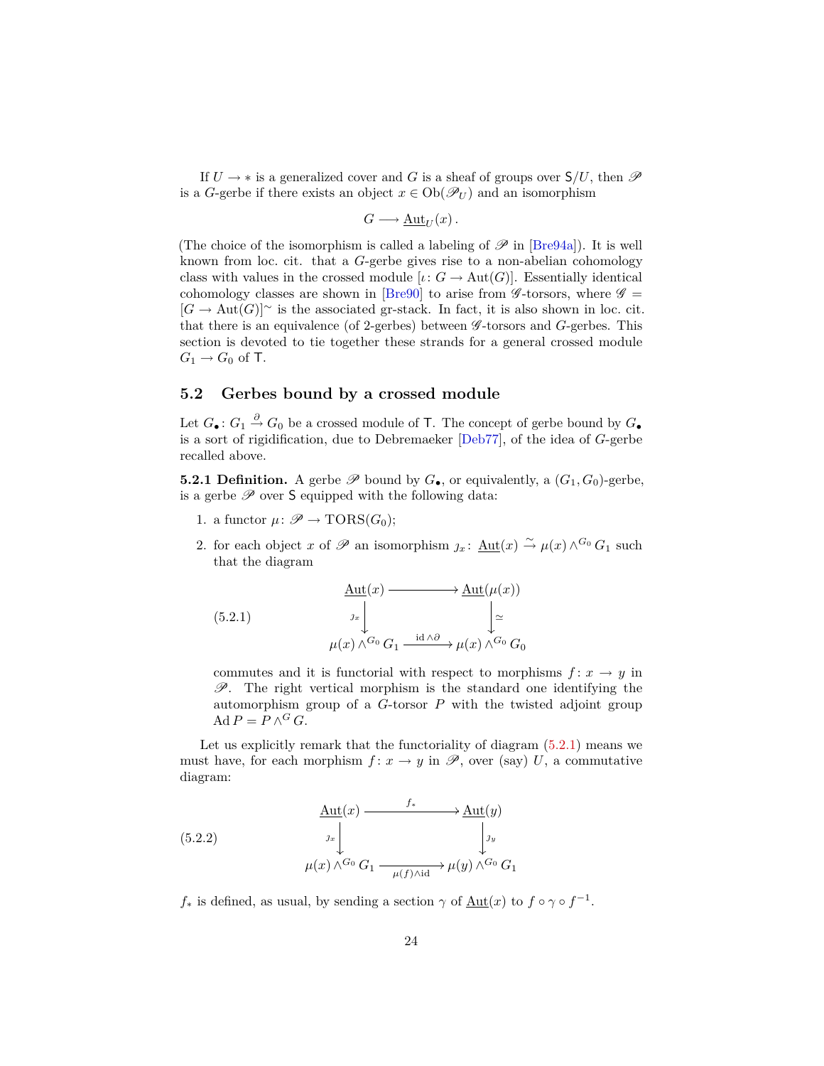If $U \to *$ is a generalized cover and $G$ is a sheaf of groups over $\mathsf{S}/U$, then $\mathscr{P}$ is a $G$-gerbe if there exists an object $x \in \mathrm{Ob}(\mathscr{P}_U)$ and an isomorphism

$$G \longrightarrow \underline{\mathrm{Aut}}_U(x)\,.$$

(The choice of the isomorphism is called a labeling of $\mathscr{P}$ in [Bre94a]). It is well known from loc. cit. that a $G$-gerbe gives rise to a non-abelian cohomology class with values in the crossed module $[\iota\colon G \to \mathrm{Aut}(G)]$. Essentially identical cohomology classes are shown in [Bre90] to arise from $\mathscr{G}$-torsors, where $\mathscr{G} = [G \to \mathrm{Aut}(G)]^\sim$ is the associated gr-stack. In fact, it is also shown in loc. cit. that there is an equivalence (of 2-gerbes) between $\mathscr{G}$-torsors and $G$-gerbes. This section is devoted to tie together these strands for a general crossed module $G_1 \to G_0$ of $\mathsf{T}$.

## 5.2 Gerbes bound by a crossed module

Let $G_\bullet\colon G_1 \xrightarrow{\partial} G_0$ be a crossed module of $\mathsf{T}$. The concept of gerbe bound by $G_\bullet$ is a sort of rigidification, due to Debremaeker [Deb77], of the idea of $G$-gerbe recalled above.

**5.2.1 Definition.** A gerbe $\mathscr{P}$ bound by $G_\bullet$, or equivalently, a $(G_1, G_0)$-gerbe, is a gerbe $\mathscr{P}$ over $\mathsf{S}$ equipped with the following data:

1. a functor $\mu\colon \mathscr{P} \to \mathrm{TORS}(G_0)$;
2. for each object $x$ of $\mathscr{P}$ an isomorphism $\jmath_x\colon \underline{\mathrm{Aut}}(x) \xrightarrow{\sim} \mu(x) \wedge^{G_0} G_1$ such that the diagram

$$\begin{array}{ccc} \underline{\mathrm{Aut}}(x) & \longrightarrow & \underline{\mathrm{Aut}}(\mu(x)) \\ {\scriptstyle \jmath_x}\big\downarrow & & \big\downarrow{\scriptstyle \simeq} \\ \mu(x) \wedge^{G_0} G_1 & \xrightarrow{\ \mathrm{id} \wedge \partial\ } & \mu(x) \wedge^{G_0} G_0 \end{array} \tag{5.2.1}$$

commutes and it is functorial with respect to morphisms $f\colon x \to y$ in $\mathscr{P}$. The right vertical morphism is the standard one identifying the automorphism group of a $G$-torsor $P$ with the twisted adjoint group $\mathrm{Ad}\, P = P \wedge^G G$.

Let us explicitly remark that the functoriality of diagram (5.2.1) means we must have, for each morphism $f\colon x \to y$ in $\mathscr{P}$, over (say) $U$, a commutative diagram:

$$\begin{array}{ccc} \underline{\mathrm{Aut}}(x) & \xrightarrow{\ f_*\ } & \underline{\mathrm{Aut}}(y) \\ {\scriptstyle \jmath_x}\big\downarrow & & \big\downarrow{\scriptstyle \jmath_y} \\ \mu(x) \wedge^{G_0} G_1 & \xrightarrow[\ \mu(f)\wedge \mathrm{id}\ ]{} & \mu(y) \wedge^{G_0} G_1 \end{array} \tag{5.2.2}$$

$f_*$ is defined, as usual, by sending a section $\gamma$ of $\underline{\mathrm{Aut}}(x)$ to $f \circ \gamma \circ f^{-1}$.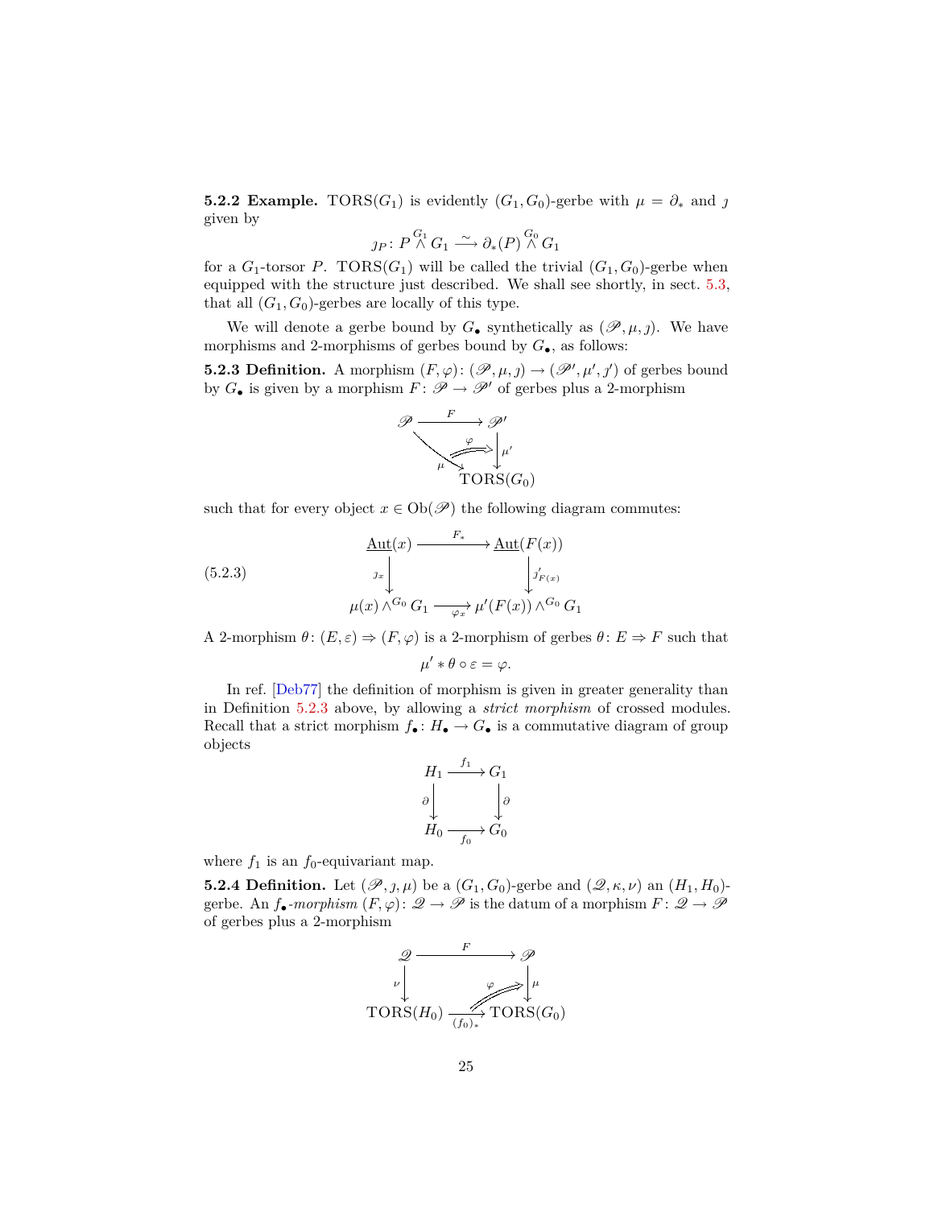**5.2.2 Example.** $\mathrm{TORS}(G_1)$ is evidently $(G_1, G_0)$-gerbe with $\mu = \partial_*$ and $\jmath$ given by

$$\jmath_P \colon P \overset{G_1}{\wedge} G_1 \xrightarrow{\sim} \partial_*(P) \overset{G_0}{\wedge} G_1$$

for a $G_1$-torsor $P$. $\mathrm{TORS}(G_1)$ will be called the trivial $(G_1, G_0)$-gerbe when equipped with the structure just described. We shall see shortly, in sect. 5.3, that all $(G_1, G_0)$-gerbes are locally of this type.

We will denote a gerbe bound by $G_\bullet$ synthetically as $(\mathscr{P}, \mu, \jmath)$. We have morphisms and 2-morphisms of gerbes bound by $G_\bullet$, as follows:

**5.2.3 Definition.** A morphism $(F, \varphi) \colon (\mathscr{P}, \mu, \jmath) \to (\mathscr{P}', \mu', \jmath')$ of gerbes bound by $G_\bullet$ is given by a morphism $F \colon \mathscr{P} \to \mathscr{P}'$ of gerbes plus a 2-morphism

$$\begin{array}{ccc} \mathscr{P} & \xrightarrow{F} & \mathscr{P}' \\ & \underset{\mu}{\searrow} \overset{\varphi}{\Longrightarrow} & \downarrow{\scriptstyle \mu'} \\ & & \mathrm{TORS}(G_0) \end{array}$$

such that for every object $x \in \mathrm{Ob}(\mathscr{P})$ the following diagram commutes:

$$\begin{array}{ccc} \underline{\mathrm{Aut}}(x) & \xrightarrow{F_*} & \underline{\mathrm{Aut}}(F(x)) \\ {\scriptstyle \jmath_x}\downarrow & & \downarrow{\scriptstyle \jmath'_{F(x)}} \\ \mu(x) \wedge^{G_0} G_1 & \xrightarrow[\varphi_x]{} & \mu'(F(x)) \wedge^{G_0} G_1 \end{array} \tag{5.2.3}$$

A 2-morphism $\theta \colon (E, \varepsilon) \Rightarrow (F, \varphi)$ is a 2-morphism of gerbes $\theta \colon E \Rightarrow F$ such that

$$\mu' * \theta \circ \varepsilon = \varphi.$$

In ref. [Deb77] the definition of morphism is given in greater generality than in Definition 5.2.3 above, by allowing a *strict morphism* of crossed modules. Recall that a strict morphism $f_\bullet \colon H_\bullet \to G_\bullet$ is a commutative diagram of group objects

$$\begin{array}{ccc} H_1 & \xrightarrow{f_1} & G_1 \\ {\scriptstyle \partial}\downarrow & & \downarrow{\scriptstyle \partial} \\ H_0 & \xrightarrow[f_0]{} & G_0 \end{array}$$

where $f_1$ is an $f_0$-equivariant map.

**5.2.4 Definition.** Let $(\mathscr{P}, \jmath, \mu)$ be a $(G_1, G_0)$-gerbe and $(\mathscr{Q}, \kappa, \nu)$ an $(H_1, H_0)$-gerbe. An *$f_\bullet$-morphism* $(F, \varphi) \colon \mathscr{Q} \to \mathscr{P}$ is the datum of a morphism $F \colon \mathscr{Q} \to \mathscr{P}$ of gerbes plus a 2-morphism

$$\begin{array}{ccc} \mathscr{Q} & \xrightarrow{F} & \mathscr{P} \\ {\scriptstyle \nu}\downarrow & \overset{\varphi}{\Longrightarrow} & \downarrow{\scriptstyle \mu} \\ \mathrm{TORS}(H_0) & \xrightarrow[(f_0)_*]{} & \mathrm{TORS}(G_0) \end{array}$$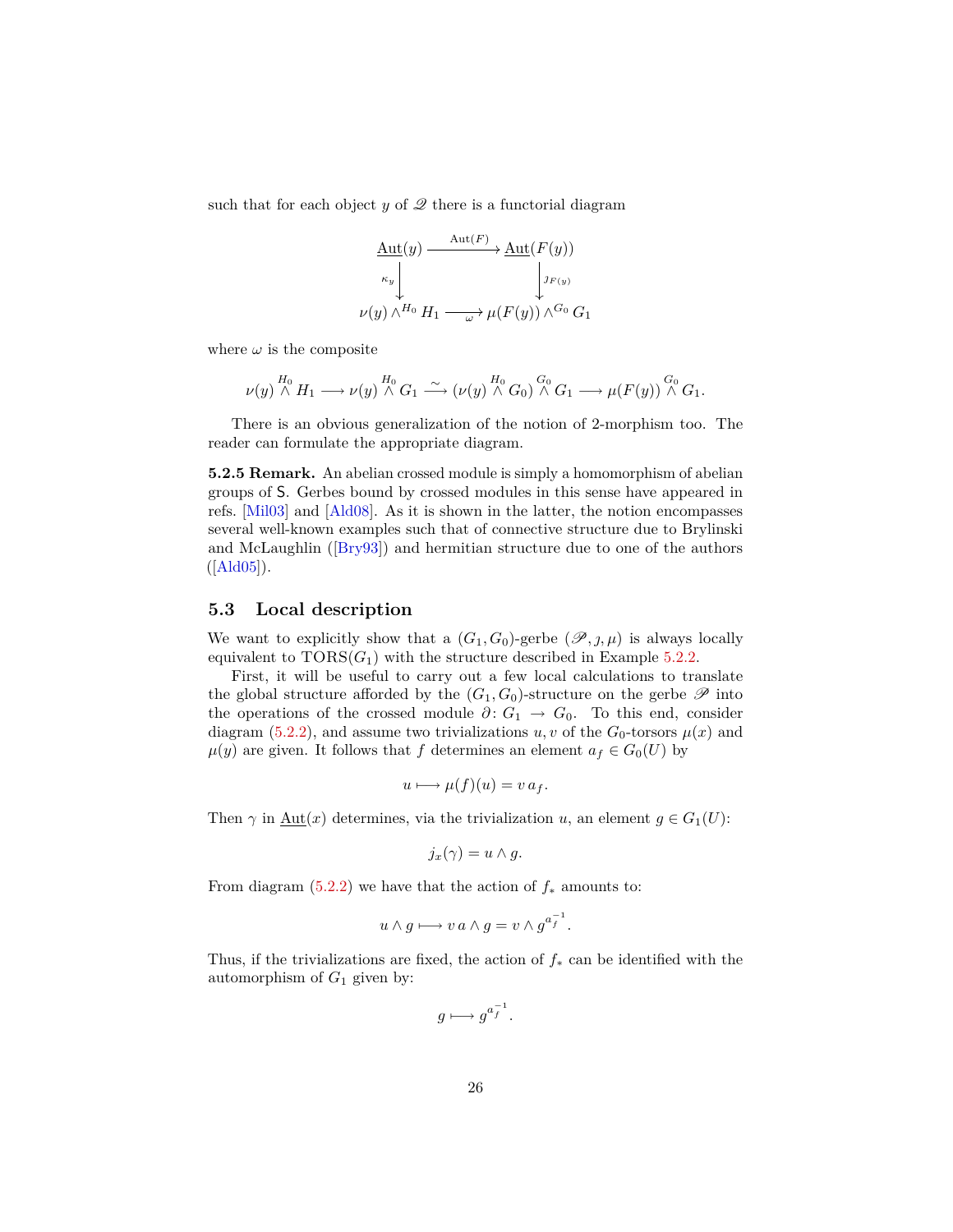such that for each object $y$ of $\mathscr{Q}$ there is a functorial diagram

$$\begin{array}{ccc}
\underline{\mathrm{Aut}}(y) & \xrightarrow{\mathrm{Aut}(F)} & \underline{\mathrm{Aut}}(F(y)) \\
{\scriptstyle \kappa_y}\downarrow & & \downarrow{\scriptstyle \jmath_{F(y)}} \\
\nu(y) \wedge^{H_0} H_1 & \xrightarrow[\omega]{} & \mu(F(y)) \wedge^{G_0} G_1
\end{array}$$

where $\omega$ is the composite

$$\nu(y) \overset{H_0}{\wedge} H_1 \longrightarrow \nu(y) \overset{H_0}{\wedge} G_1 \overset{\sim}{\longrightarrow} (\nu(y) \overset{H_0}{\wedge} G_0) \overset{G_0}{\wedge} G_1 \longrightarrow \mu(F(y)) \overset{G_0}{\wedge} G_1.$$

There is an obvious generalization of the notion of 2-morphism too. The reader can formulate the appropriate diagram.

**5.2.5 Remark.** An abelian crossed module is simply a homomorphism of abelian groups of $\mathsf{S}$. Gerbes bound by crossed modules in this sense have appeared in refs. [Mil03] and [Ald08]. As it is shown in the latter, the notion encompasses several well-known examples such that of connective structure due to Brylinski and McLaughlin ([Bry93]) and hermitian structure due to one of the authors ([Ald05]).

## 5.3 Local description

We want to explicitly show that a $(G_1, G_0)$-gerbe $(\mathscr{P}, \jmath, \mu)$ is always locally equivalent to $\mathrm{TORS}(G_1)$ with the structure described in Example 5.2.2.

First, it will be useful to carry out a few local calculations to translate the global structure afforded by the $(G_1, G_0)$-structure on the gerbe $\mathscr{P}$ into the operations of the crossed module $\partial\colon G_1 \to G_0$. To this end, consider diagram (5.2.2), and assume two trivializations $u, v$ of the $G_0$-torsors $\mu(x)$ and $\mu(y)$ are given. It follows that $f$ determines an element $a_f \in G_0(U)$ by

$$u \longmapsto \mu(f)(u) = v\, a_f.$$

Then $\gamma$ in $\underline{\mathrm{Aut}}(x)$ determines, via the trivialization $u$, an element $g \in G_1(U)$:

$$j_x(\gamma) = u \wedge g.$$

From diagram (5.2.2) we have that the action of $f_*$ amounts to:

$$u \wedge g \longmapsto v\, a \wedge g = v \wedge g^{a_f^{-1}}.$$

Thus, if the trivializations are fixed, the action of $f_*$ can be identified with the automorphism of $G_1$ given by:

$$g \longmapsto g^{a_f^{-1}}.$$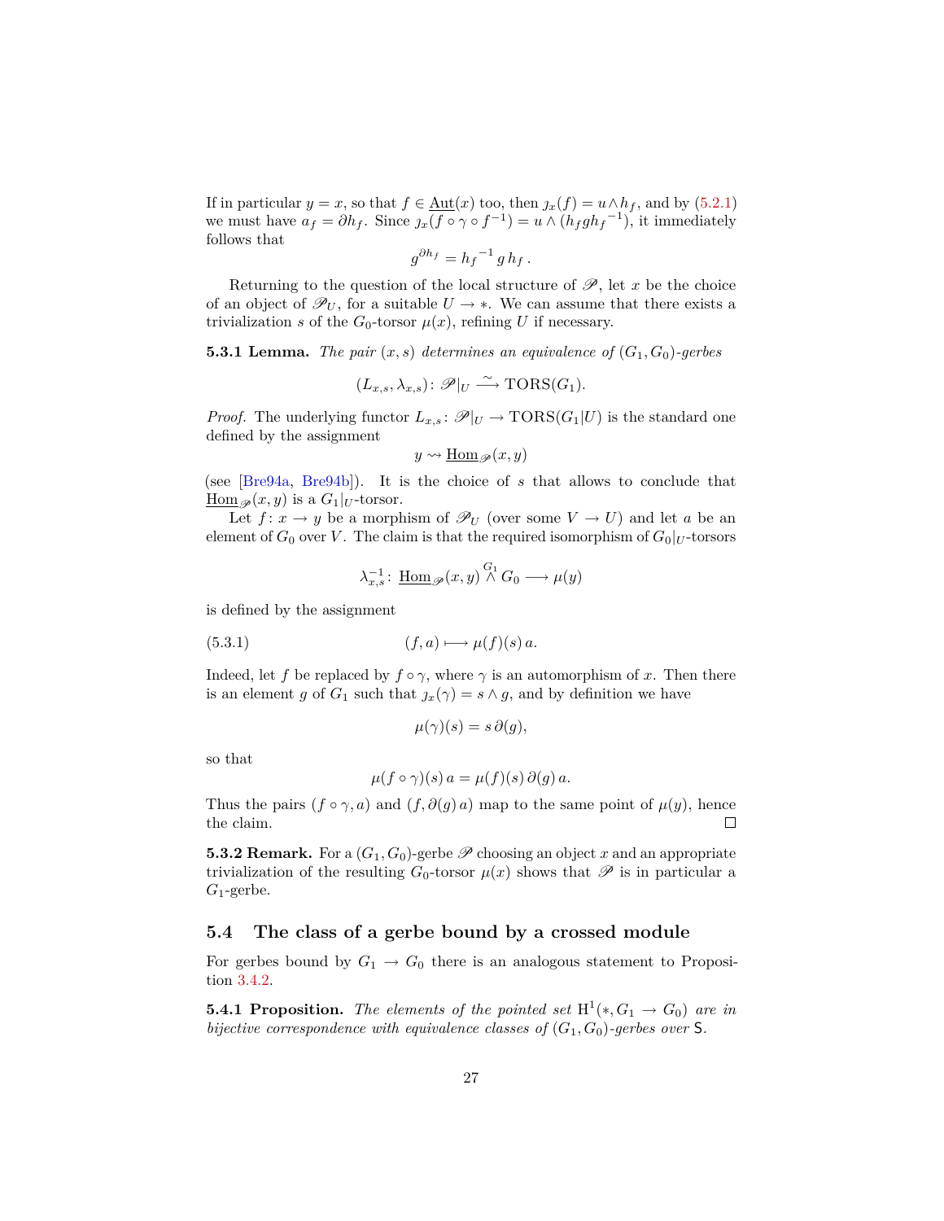If in particular $y = x$, so that $f \in \underline{\mathrm{Aut}}(x)$ too, then $\jmath_x(f) = u \wedge h_f$, and by (5.2.1) we must have $a_f = \partial h_f$. Since $\jmath_x(f \circ \gamma \circ f^{-1}) = u \wedge (h_f g {h_f}^{-1})$, it immediately follows that

$$g^{\partial h_f} = {h_f}^{-1} \, g \, h_f \,.$$

Returning to the question of the local structure of $\mathscr{P}$, let $x$ be the choice of an object of $\mathscr{P}_U$, for a suitable $U \to *$. We can assume that there exists a trivialization $s$ of the $G_0$-torsor $\mu(x)$, refining $U$ if necessary.

**5.3.1 Lemma.** *The pair $(x, s)$ determines an equivalence of $(G_1, G_0)$-gerbes*

$$(L_{x,s}, \lambda_{x,s})\colon \mathscr{P}|_U \xrightarrow{\ \sim\ } \mathrm{TORS}(G_1).$$

*Proof.* The underlying functor $L_{x,s}\colon \mathscr{P}|_U \to \mathrm{TORS}(G_1|U)$ is the standard one defined by the assignment

$$y \rightsquigarrow \underline{\mathrm{Hom}}_{\mathscr{P}}(x, y)$$

(see [Bre94a, Bre94b]). It is the choice of $s$ that allows to conclude that $\underline{\mathrm{Hom}}_{\mathscr{P}}(x, y)$ is a $G_1|_U$-torsor.

Let $f\colon x \to y$ be a morphism of $\mathscr{P}_U$ (over some $V \to U$) and let $a$ be an element of $G_0$ over $V$. The claim is that the required isomorphism of $G_0|_U$-torsors

$$\lambda_{x,s}^{-1}\colon \underline{\mathrm{Hom}}_{\mathscr{P}}(x, y) \overset{G_1}{\wedge} G_0 \longrightarrow \mu(y)$$

is defined by the assignment

$$(f, a) \longmapsto \mu(f)(s)\, a. \tag{5.3.1}$$

Indeed, let $f$ be replaced by $f \circ \gamma$, where $\gamma$ is an automorphism of $x$. Then there is an element $g$ of $G_1$ such that $\jmath_x(\gamma) = s \wedge g$, and by definition we have

$$\mu(\gamma)(s) = s\, \partial(g),$$

so that

$$\mu(f \circ \gamma)(s)\, a = \mu(f)(s)\, \partial(g)\, a.$$

Thus the pairs $(f \circ \gamma, a)$ and $(f, \partial(g)\, a)$ map to the same point of $\mu(y)$, hence the claim. □

**5.3.2 Remark.** For a $(G_1, G_0)$-gerbe $\mathscr{P}$ choosing an object $x$ and an appropriate trivialization of the resulting $G_0$-torsor $\mu(x)$ shows that $\mathscr{P}$ is in particular a $G_1$-gerbe.

## 5.4 The class of a gerbe bound by a crossed module

For gerbes bound by $G_1 \to G_0$ there is an analogous statement to Proposition 3.4.2.

**5.4.1 Proposition.** *The elements of the pointed set $\mathrm{H}^1(*, G_1 \to G_0)$ are in bijective correspondence with equivalence classes of $(G_1, G_0)$-gerbes over $\mathsf{S}$.*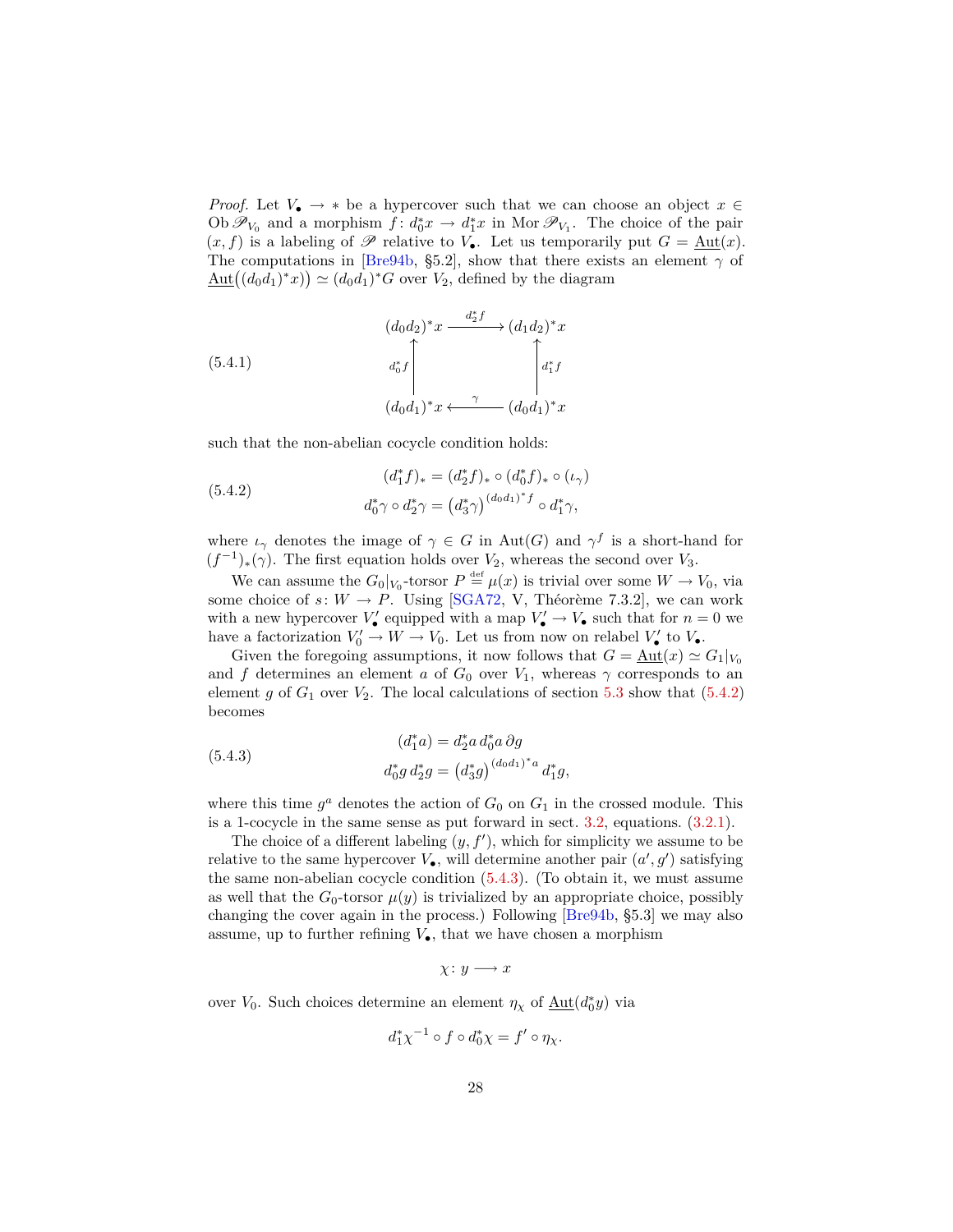*Proof.* Let $V_\bullet \to *$ be a hypercover such that we can choose an object $x \in \operatorname{Ob} \mathscr{P}_{V_0}$ and a morphism $f\colon d_0^* x \to d_1^* x$ in $\operatorname{Mor} \mathscr{P}_{V_1}$. The choice of the pair $(x, f)$ is a labeling of $\mathscr{P}$ relative to $V_\bullet$. Let us temporarily put $G = \underline{\operatorname{Aut}}(x)$. The computations in [Bre94b, §5.2], show that there exists an element $\gamma$ of $\underline{\operatorname{Aut}}\big((d_0 d_1)^* x\big) \simeq (d_0 d_1)^* G$ over $V_2$, defined by the diagram

$$
\begin{array}{ccc}
(d_0 d_2)^* x & \xrightarrow{\;d_2^* f\;} & (d_1 d_2)^* x \\
\Big\uparrow{\scriptstyle d_0^* f} & & \Big\uparrow{\scriptstyle d_1^* f} \\
(d_0 d_1)^* x & \xleftarrow{\;\gamma\;} & (d_0 d_1)^* x
\end{array}
\tag{5.4.1}
$$

such that the non-abelian cocycle condition holds:

$$
\begin{aligned}
(d_1^* f)_* &= (d_2^* f)_* \circ (d_0^* f)_* \circ (\iota_\gamma) \\
d_0^* \gamma \circ d_2^* \gamma &= \big(d_3^* \gamma\big)^{(d_0 d_1)^* f} \circ d_1^* \gamma,
\end{aligned}
\tag{5.4.2}
$$

where $\iota_\gamma$ denotes the image of $\gamma \in G$ in $\operatorname{Aut}(G)$ and $\gamma^f$ is a short-hand for $(f^{-1})_*(\gamma)$. The first equation holds over $V_2$, whereas the second over $V_3$.

We can assume the $G_0|_{V_0}$-torsor $P \overset{\text{def}}{=} \mu(x)$ is trivial over some $W \to V_0$, via some choice of $s\colon W \to P$. Using [SGA72, V, Théorème 7.3.2], we can work with a new hypercover $V'_\bullet$ equipped with a map $V'_\bullet \to V_\bullet$ such that for $n = 0$ we have a factorization $V'_0 \to W \to V_0$. Let us from now on relabel $V'_\bullet$ to $V_\bullet$.

Given the foregoing assumptions, it now follows that $G = \underline{\operatorname{Aut}}(x) \simeq G_1|_{V_0}$ and $f$ determines an element $a$ of $G_0$ over $V_1$, whereas $\gamma$ corresponds to an element $g$ of $G_1$ over $V_2$. The local calculations of section 5.3 show that (5.4.2) becomes

$$
\begin{aligned}
(d_1^* a) &= d_2^* a \, d_0^* a \, \partial g \\
d_0^* g \, d_2^* g &= \big(d_3^* g\big)^{(d_0 d_1)^* a} \, d_1^* g,
\end{aligned}
\tag{5.4.3}
$$

where this time $g^a$ denotes the action of $G_0$ on $G_1$ in the crossed module. This is a 1-cocycle in the same sense as put forward in sect. 3.2, equations. (3.2.1).

The choice of a different labeling $(y, f')$, which for simplicity we assume to be relative to the same hypercover $V_\bullet$, will determine another pair $(a', g')$ satisfying the same non-abelian cocycle condition (5.4.3). (To obtain it, we must assume as well that the $G_0$-torsor $\mu(y)$ is trivialized by an appropriate choice, possibly changing the cover again in the process.) Following [Bre94b, §5.3] we may also assume, up to further refining $V_\bullet$, that we have chosen a morphism

$$
\chi\colon y \longrightarrow x
$$

over $V_0$. Such choices determine an element $\eta_\chi$ of $\underline{\operatorname{Aut}}(d_0^* y)$ via

$$
d_1^* \chi^{-1} \circ f \circ d_0^* \chi = f' \circ \eta_\chi .
$$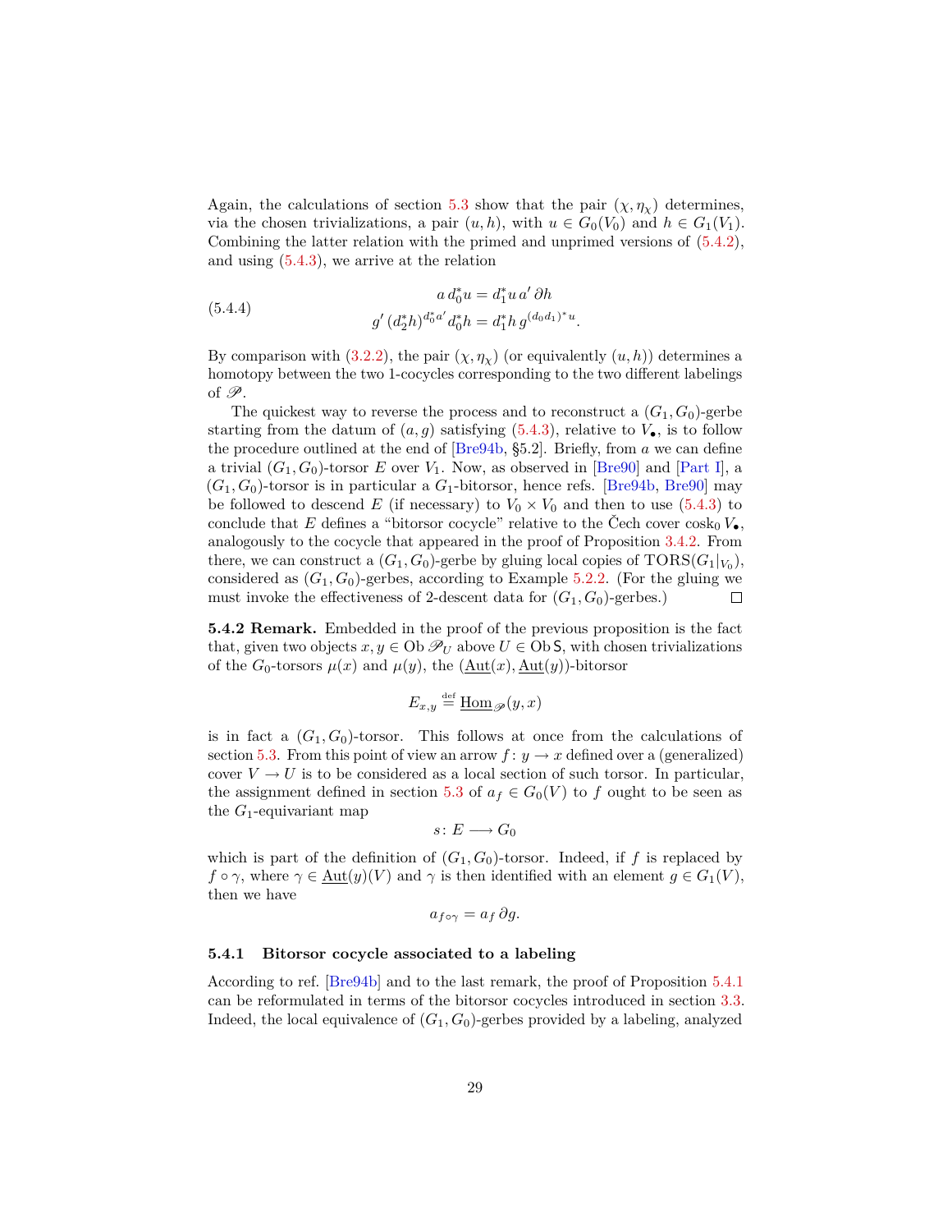Again, the calculations of section 5.3 show that the pair $(\chi, \eta_\chi)$ determines, via the chosen trivializations, a pair $(u, h)$, with $u \in G_0(V_0)$ and $h \in G_1(V_1)$. Combining the latter relation with the primed and unprimed versions of (5.4.2), and using (5.4.3), we arrive at the relation

$$
\begin{aligned}
a\, d_0^* u &= d_1^* u\, a'\, \partial h \\
g'\, (d_2^* h)^{d_0^* a'}\, d_0^* h &= d_1^* h\, g^{(d_0 d_1)^* u}.
\end{aligned}
\tag{5.4.4}
$$

By comparison with (3.2.2), the pair $(\chi, \eta_\chi)$ (or equivalently $(u, h)$) determines a homotopy between the two 1-cocycles corresponding to the two different labelings of $\mathscr{P}$.

The quickest way to reverse the process and to reconstruct a $(G_1, G_0)$-gerbe starting from the datum of $(a, g)$ satisfying (5.4.3), relative to $V_\bullet$, is to follow the procedure outlined at the end of [Bre94b, §5.2]. Briefly, from $a$ we can define a trivial $(G_1, G_0)$-torsor $E$ over $V_1$. Now, as observed in [Bre90] and [Part I], a $(G_1, G_0)$-torsor is in particular a $G_1$-bitorsor, hence refs. [Bre94b, Bre90] may be followed to descend $E$ (if necessary) to $V_0 \times V_0$ and then to use (5.4.3) to conclude that $E$ defines a "bitorsor cocycle" relative to the Čech cover $\operatorname{cosk}_0 V_\bullet$, analogously to the cocycle that appeared in the proof of Proposition 3.4.2. From there, we can construct a $(G_1, G_0)$-gerbe by gluing local copies of $\mathrm{TORS}(G_1|_{V_0})$, considered as $(G_1, G_0)$-gerbes, according to Example 5.2.2. (For the gluing we must invoke the effectiveness of 2-descent data for $(G_1, G_0)$-gerbes.) □

**5.4.2 Remark.** Embedded in the proof of the previous proposition is the fact that, given two objects $x, y \in \operatorname{Ob} \mathscr{P}_U$ above $U \in \operatorname{Ob} \mathsf{S}$, with chosen trivializations of the $G_0$-torsors $\mu(x)$ and $\mu(y)$, the $(\underline{\mathrm{Aut}}(x), \underline{\mathrm{Aut}}(y))$-bitorsor

$$E_{x,y} \overset{\text{def}}{=} \underline{\mathrm{Hom}}_{\mathscr{P}}(y, x)$$

is in fact a $(G_1, G_0)$-torsor. This follows at once from the calculations of section 5.3. From this point of view an arrow $f\colon y \to x$ defined over a (generalized) cover $V \to U$ is to be considered as a local section of such torsor. In particular, the assignment defined in section 5.3 of $a_f \in G_0(V)$ to $f$ ought to be seen as the $G_1$-equivariant map

$$s\colon E \longrightarrow G_0$$

which is part of the definition of $(G_1, G_0)$-torsor. Indeed, if $f$ is replaced by $f \circ \gamma$, where $\gamma \in \underline{\mathrm{Aut}}(y)(V)$ and $\gamma$ is then identified with an element $g \in G_1(V)$, then we have

$$a_{f \circ \gamma} = a_f\, \partial g.$$

### 5.4.1 Bitorsor cocycle associated to a labeling

According to ref. [Bre94b] and to the last remark, the proof of Proposition 5.4.1 can be reformulated in terms of the bitorsor cocycles introduced in section 3.3. Indeed, the local equivalence of $(G_1, G_0)$-gerbes provided by a labeling, analyzed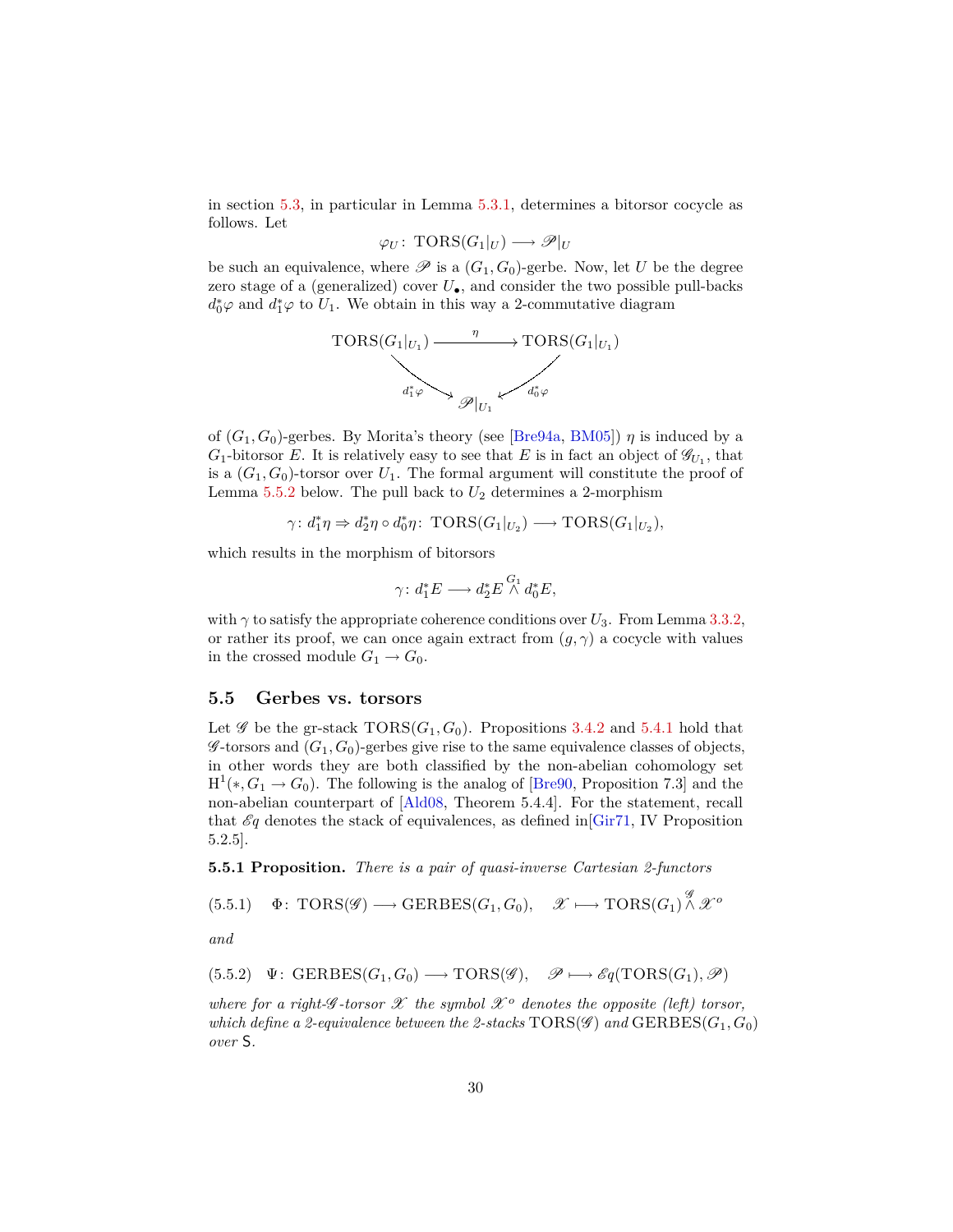in section 5.3, in particular in Lemma 5.3.1, determines a bitorsor cocycle as follows. Let

$$\varphi_U \colon \operatorname{TORS}(G_1|_U) \longrightarrow \mathscr{P}|_U$$

be such an equivalence, where $\mathscr{P}$ is a $(G_1, G_0)$-gerbe. Now, let $U$ be the degree zero stage of a (generalized) cover $U_\bullet$, and consider the two possible pull-backs $d_0^*\varphi$ and $d_1^*\varphi$ to $U_1$. We obtain in this way a 2-commutative diagram

$$\begin{array}{ccc}
\operatorname{TORS}(G_1|_{U_1}) & \xrightarrow{\ \eta\ } & \operatorname{TORS}(G_1|_{U_1}) \\
 & {\scriptstyle d_1^*\varphi} \searrow \quad \swarrow {\scriptstyle d_0^*\varphi} & \\
 & \mathscr{P}|_{U_1} &
\end{array}$$

of $(G_1, G_0)$-gerbes. By Morita's theory (see [Bre94a, BM05]) $\eta$ is induced by a $G_1$-bitorsor $E$. It is relatively easy to see that $E$ is in fact an object of $\mathscr{G}_{U_1}$, that is a $(G_1, G_0)$-torsor over $U_1$. The formal argument will constitute the proof of Lemma 5.5.2 below. The pull back to $U_2$ determines a 2-morphism

$$\gamma \colon d_1^*\eta \Rightarrow d_2^*\eta \circ d_0^*\eta \colon \operatorname{TORS}(G_1|_{U_2}) \longrightarrow \operatorname{TORS}(G_1|_{U_2}),$$

which results in the morphism of bitorsors

$$\gamma \colon d_1^*E \longrightarrow d_2^*E \overset{G_1}{\wedge} d_0^*E,$$

with $\gamma$ to satisfy the appropriate coherence conditions over $U_3$. From Lemma 3.3.2, or rather its proof, we can once again extract from $(g, \gamma)$ a cocycle with values in the crossed module $G_1 \to G_0$.

## 5.5 Gerbes vs. torsors

Let $\mathscr{G}$ be the gr-stack $\operatorname{TORS}(G_1, G_0)$. Propositions 3.4.2 and 5.4.1 hold that $\mathscr{G}$-torsors and $(G_1, G_0)$-gerbes give rise to the same equivalence classes of objects, in other words they are both classified by the non-abelian cohomology set $\mathrm{H}^1(*, G_1 \to G_0)$. The following is the analog of [Bre90, Proposition 7.3] and the non-abelian counterpart of [Ald08, Theorem 5.4.4]. For the statement, recall that $\mathscr{E}q$ denotes the stack of equivalences, as defined in[Gir71, IV Proposition 5.2.5].

**5.5.1 Proposition.** *There is a pair of quasi-inverse Cartesian 2-functors*

$$\Phi \colon \operatorname{TORS}(\mathscr{G}) \longrightarrow \operatorname{GERBES}(G_1, G_0), \quad \mathscr{X} \longmapsto \operatorname{TORS}(G_1) \overset{\mathscr{G}}{\wedge} \mathscr{X}^o \tag{5.5.1}$$

*and*

$$\Psi \colon \operatorname{GERBES}(G_1, G_0) \longrightarrow \operatorname{TORS}(\mathscr{G}), \quad \mathscr{P} \longmapsto \mathscr{E}q(\operatorname{TORS}(G_1), \mathscr{P}) \tag{5.5.2}$$

*where for a right-$\mathscr{G}$-torsor $\mathscr{X}$ the symbol $\mathscr{X}^o$ denotes the opposite (left) torsor, which define a 2-equivalence between the 2-stacks $\operatorname{TORS}(\mathscr{G})$ and $\operatorname{GERBES}(G_1, G_0)$ over $\mathsf{S}$.*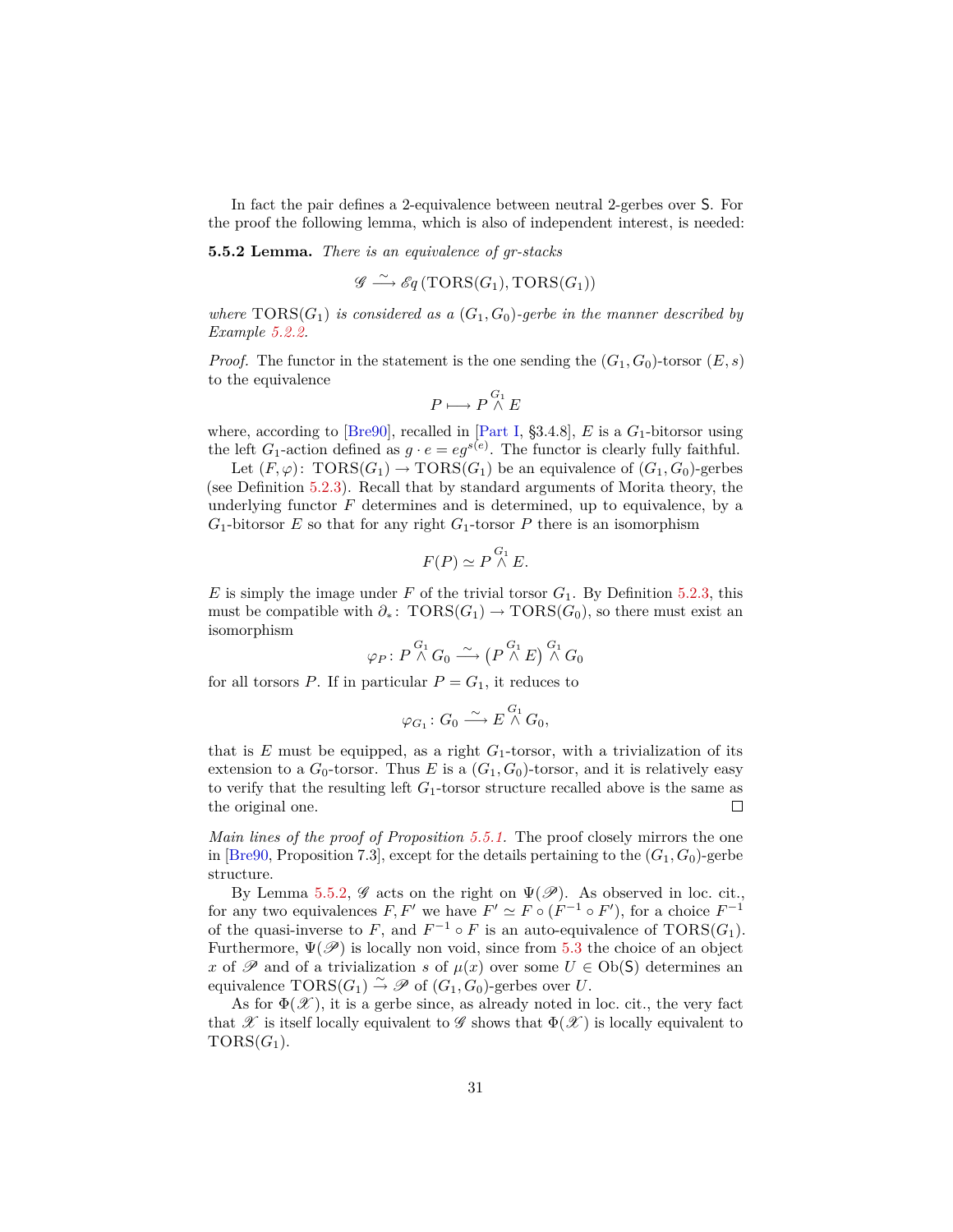In fact the pair defines a 2-equivalence between neutral 2-gerbes over $\mathsf{S}$. For the proof the following lemma, which is also of independent interest, is needed:

**5.5.2 Lemma.** *There is an equivalence of gr-stacks*

$$\mathscr{G} \xrightarrow{\sim} \mathscr{E}q\,(\mathrm{TORS}(G_1), \mathrm{TORS}(G_1))$$

*where* $\mathrm{TORS}(G_1)$ *is considered as a* $(G_1, G_0)$*-gerbe in the manner described by Example 5.2.2.*

*Proof.* The functor in the statement is the one sending the $(G_1, G_0)$-torsor $(E, s)$ to the equivalence

$$P \longmapsto P \overset{G_1}{\wedge} E$$

where, according to [Bre90], recalled in [Part I, §3.4.8], $E$ is a $G_1$-bitorsor using the left $G_1$-action defined as $g \cdot e = eg^{s(e)}$. The functor is clearly fully faithful.

Let $(F, \varphi)\colon \mathrm{TORS}(G_1) \to \mathrm{TORS}(G_1)$ be an equivalence of $(G_1, G_0)$-gerbes (see Definition 5.2.3). Recall that by standard arguments of Morita theory, the underlying functor $F$ determines and is determined, up to equivalence, by a $G_1$-bitorsor $E$ so that for any right $G_1$-torsor $P$ there is an isomorphism

$$F(P) \simeq P \overset{G_1}{\wedge} E.$$

$E$ is simply the image under $F$ of the trivial torsor $G_1$. By Definition 5.2.3, this must be compatible with $\partial_*\colon \mathrm{TORS}(G_1) \to \mathrm{TORS}(G_0)$, so there must exist an isomorphism

$$\varphi_P\colon P \overset{G_1}{\wedge} G_0 \xrightarrow{\sim} \big(P \overset{G_1}{\wedge} E\big) \overset{G_1}{\wedge} G_0$$

for all torsors $P$. If in particular $P = G_1$, it reduces to

$$\varphi_{G_1}\colon G_0 \xrightarrow{\sim} E \overset{G_1}{\wedge} G_0,$$

that is $E$ must be equipped, as a right $G_1$-torsor, with a trivialization of its extension to a $G_0$-torsor. Thus $E$ is a $(G_1, G_0)$-torsor, and it is relatively easy to verify that the resulting left $G_1$-torsor structure recalled above is the same as the original one. □

*Main lines of the proof of Proposition 5.5.1.* The proof closely mirrors the one in [Bre90, Proposition 7.3], except for the details pertaining to the $(G_1, G_0)$-gerbe structure.

By Lemma 5.5.2, $\mathscr{G}$ acts on the right on $\Psi(\mathscr{P})$. As observed in loc. cit., for any two equivalences $F, F'$ we have $F' \simeq F \circ (F^{-1} \circ F')$, for a choice $F^{-1}$ of the quasi-inverse to $F$, and $F^{-1} \circ F$ is an auto-equivalence of $\mathrm{TORS}(G_1)$. Furthermore, $\Psi(\mathscr{P})$ is locally non void, since from 5.3 the choice of an object $x$ of $\mathscr{P}$ and of a trivialization $s$ of $\mu(x)$ over some $U \in \mathrm{Ob}(\mathsf{S})$ determines an equivalence $\mathrm{TORS}(G_1) \xrightarrow{\sim} \mathscr{P}$ of $(G_1, G_0)$-gerbes over $U$.

As for $\Phi(\mathscr{X})$, it is a gerbe since, as already noted in loc. cit., the very fact that $\mathscr{X}$ is itself locally equivalent to $\mathscr{G}$ shows that $\Phi(\mathscr{X})$ is locally equivalent to $\mathrm{TORS}(G_1)$.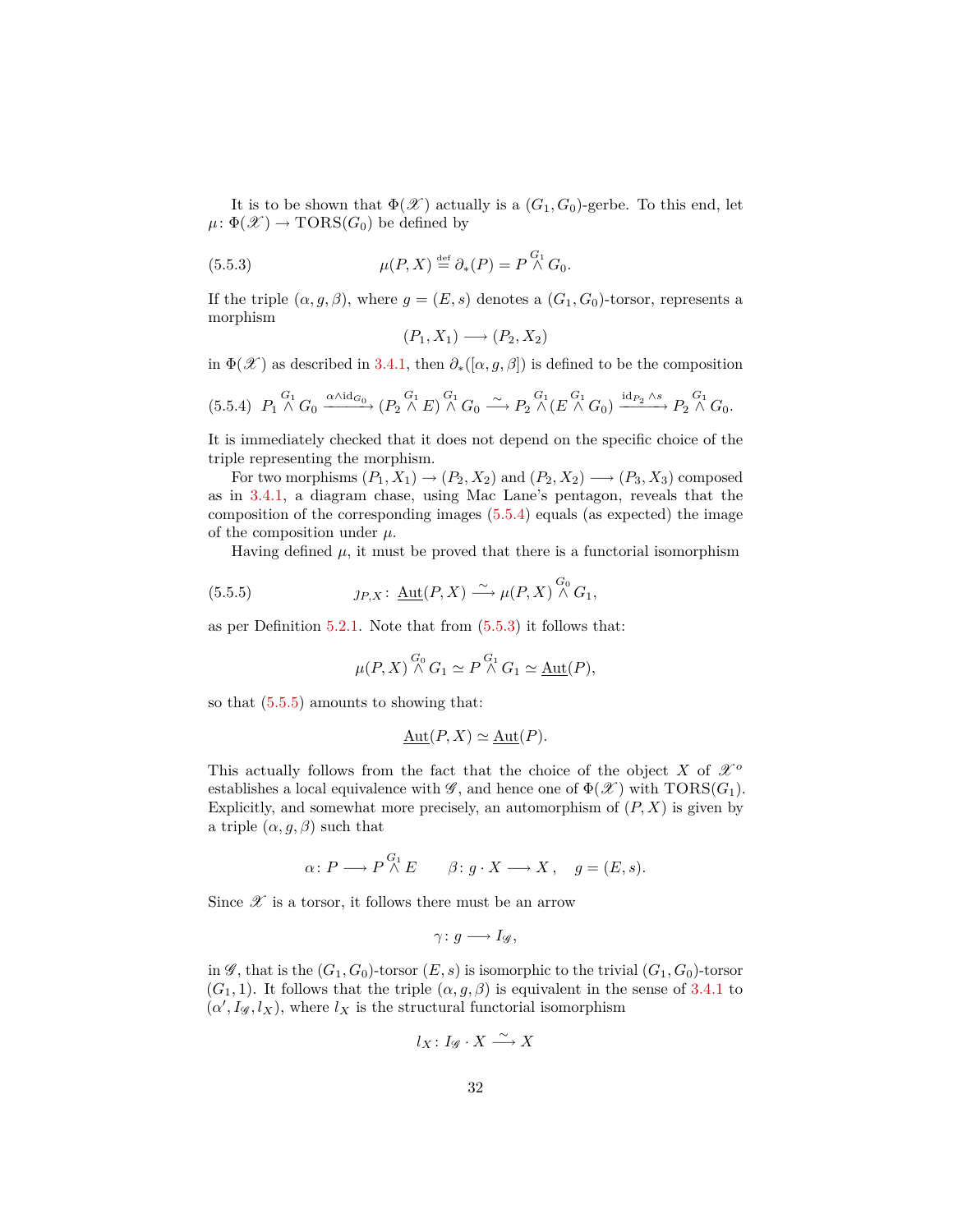It is to be shown that $\Phi(\mathscr{X})$ actually is a $(G_1, G_0)$-gerbe. To this end, let $\mu \colon \Phi(\mathscr{X}) \to \mathrm{TORS}(G_0)$ be defined by

$$\mu(P, X) \overset{\text{def}}{=} \partial_*(P) = P \overset{G_1}{\wedge} G_0. \tag{5.5.3}$$

If the triple $(\alpha, g, \beta)$, where $g = (E, s)$ denotes a $(G_1, G_0)$-torsor, represents a morphism

$$(P_1, X_1) \longrightarrow (P_2, X_2)$$

in $\Phi(\mathscr{X})$ as described in 3.4.1, then $\partial_*([\alpha, g, \beta])$ is defined to be the composition

$$P_1 \overset{G_1}{\wedge} G_0 \xrightarrow{\alpha \wedge \mathrm{id}_{G_0}} (P_2 \overset{G_1}{\wedge} E) \overset{G_1}{\wedge} G_0 \xrightarrow{\sim} P_2 \overset{G_1}{\wedge} (E \overset{G_1}{\wedge} G_0) \xrightarrow{\mathrm{id}_{P_2} \wedge s} P_2 \overset{G_1}{\wedge} G_0. \tag{5.5.4}$$

It is immediately checked that it does not depend on the specific choice of the triple representing the morphism.

For two morphisms $(P_1, X_1) \to (P_2, X_2)$ and $(P_2, X_2) \longrightarrow (P_3, X_3)$ composed as in 3.4.1, a diagram chase, using Mac Lane's pentagon, reveals that the composition of the corresponding images (5.5.4) equals (as expected) the image of the composition under $\mu$.

Having defined $\mu$, it must be proved that there is a functorial isomorphism

$$\jmath_{P,X} \colon \underline{\mathrm{Aut}}(P, X) \xrightarrow{\sim} \mu(P, X) \overset{G_0}{\wedge} G_1, \tag{5.5.5}$$

as per Definition 5.2.1. Note that from (5.5.3) it follows that:

$$\mu(P, X) \overset{G_0}{\wedge} G_1 \simeq P \overset{G_1}{\wedge} G_1 \simeq \underline{\mathrm{Aut}}(P),$$

so that (5.5.5) amounts to showing that:

$$\underline{\mathrm{Aut}}(P, X) \simeq \underline{\mathrm{Aut}}(P).$$

This actually follows from the fact that the choice of the object $X$ of $\mathscr{X}^o$ establishes a local equivalence with $\mathscr{G}$, and hence one of $\Phi(\mathscr{X})$ with $\mathrm{TORS}(G_1)$. Explicitly, and somewhat more precisely, an automorphism of $(P, X)$ is given by a triple $(\alpha, g, \beta)$ such that

$$\alpha \colon P \longrightarrow P \overset{G_1}{\wedge} E \qquad \beta \colon g \cdot X \longrightarrow X\,, \quad g = (E, s).$$

Since $\mathscr{X}$ is a torsor, it follows there must be an arrow

$$\gamma \colon g \longrightarrow I_{\mathscr{G}},$$

in $\mathscr{G}$, that is the $(G_1, G_0)$-torsor $(E, s)$ is isomorphic to the trivial $(G_1, G_0)$-torsor $(G_1, 1)$. It follows that the triple $(\alpha, g, \beta)$ is equivalent in the sense of 3.4.1 to $(\alpha', I_{\mathscr{G}}, l_X)$, where $l_X$ is the structural functorial isomorphism

$$l_X \colon I_{\mathscr{G}} \cdot X \xrightarrow{\sim} X$$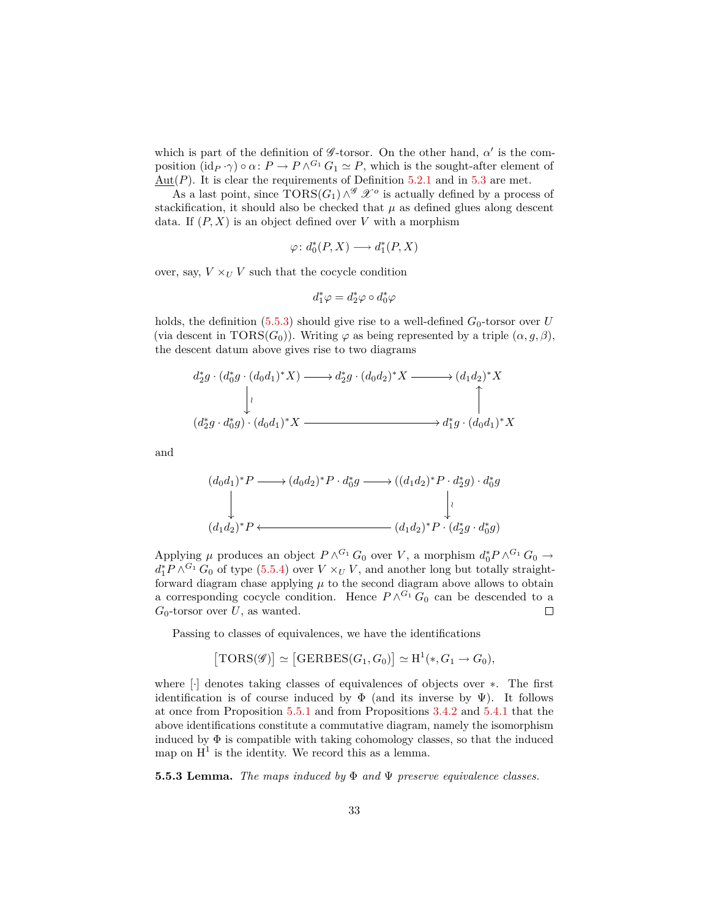which is part of the definition of $\mathscr{G}$-torsor. On the other hand, $\alpha'$ is the composition $(\mathrm{id}_P \cdot \gamma) \circ \alpha \colon P \to P \wedge^{G_1} G_1 \simeq P$, which is the sought-after element of $\underline{\mathrm{Aut}}(P)$. It is clear the requirements of Definition 5.2.1 and in 5.3 are met.

As a last point, since $\mathrm{TORS}(G_1) \wedge^{\mathscr{G}} \mathscr{X}^o$ is actually defined by a process of stackification, it should also be checked that $\mu$ as defined glues along descent data. If $(P, X)$ is an object defined over $V$ with a morphism

$$\varphi \colon d_0^*(P, X) \longrightarrow d_1^*(P, X)$$

over, say, $V \times_U V$ such that the cocycle condition

$$d_1^* \varphi = d_2^* \varphi \circ d_0^* \varphi$$

holds, the definition (5.5.3) should give rise to a well-defined $G_0$-torsor over $U$ (via descent in $\mathrm{TORS}(G_0)$). Writing $\varphi$ as being represented by a triple $(\alpha, g, \beta)$, the descent datum above gives rise to two diagrams

$$\begin{array}{ccccc}
d_2^*g \cdot (d_0^*g \cdot (d_0 d_1)^* X) & \longrightarrow & d_2^* g \cdot (d_0 d_2)^* X & \longrightarrow & (d_1 d_2)^* X \\
\big\downarrow \wr & & & & \big\uparrow \\
(d_2^* g \cdot d_0^* g) \cdot (d_0 d_1)^* X & & \longrightarrow & & d_1^* g \cdot (d_0 d_1)^* X
\end{array}$$

and

$$\begin{array}{ccccc}
(d_0 d_1)^* P & \longrightarrow & (d_0 d_2)^* P \cdot d_0^* g & \longrightarrow & ((d_1 d_2)^* P \cdot d_2^* g) \cdot d_0^* g \\
\big\downarrow & & & & \big\downarrow \wr \\
(d_1 d_2)^* P & & \longleftarrow & & (d_1 d_2)^* P \cdot (d_2^* g \cdot d_0^* g)
\end{array}$$

Applying $\mu$ produces an object $P \wedge^{G_1} G_0$ over $V$, a morphism $d_0^* P \wedge^{G_1} G_0 \to d_1^* P \wedge^{G_1} G_0$ of type (5.5.4) over $V \times_U V$, and another long but totally straightforward diagram chase applying $\mu$ to the second diagram above allows to obtain a corresponding cocycle condition. Hence $P \wedge^{G_1} G_0$ can be descended to a $G_0$-torsor over $U$, as wanted. □

Passing to classes of equivalences, we have the identifications

$$\big[\mathrm{TORS}(\mathscr{G})\big] \simeq \big[\mathrm{GERBES}(G_1, G_0)\big] \simeq \mathrm{H}^1(*, G_1 \to G_0),$$

where $[\cdot]$ denotes taking classes of equivalences of objects over $*$. The first identification is of course induced by $\Phi$ (and its inverse by $\Psi$). It follows at once from Proposition 5.5.1 and from Propositions 3.4.2 and 5.4.1 that the above identifications constitute a commutative diagram, namely the isomorphism induced by $\Phi$ is compatible with taking cohomology classes, so that the induced map on $\mathrm{H}^1$ is the identity. We record this as a lemma.

**5.5.3 Lemma.** *The maps induced by $\Phi$ and $\Psi$ preserve equivalence classes.*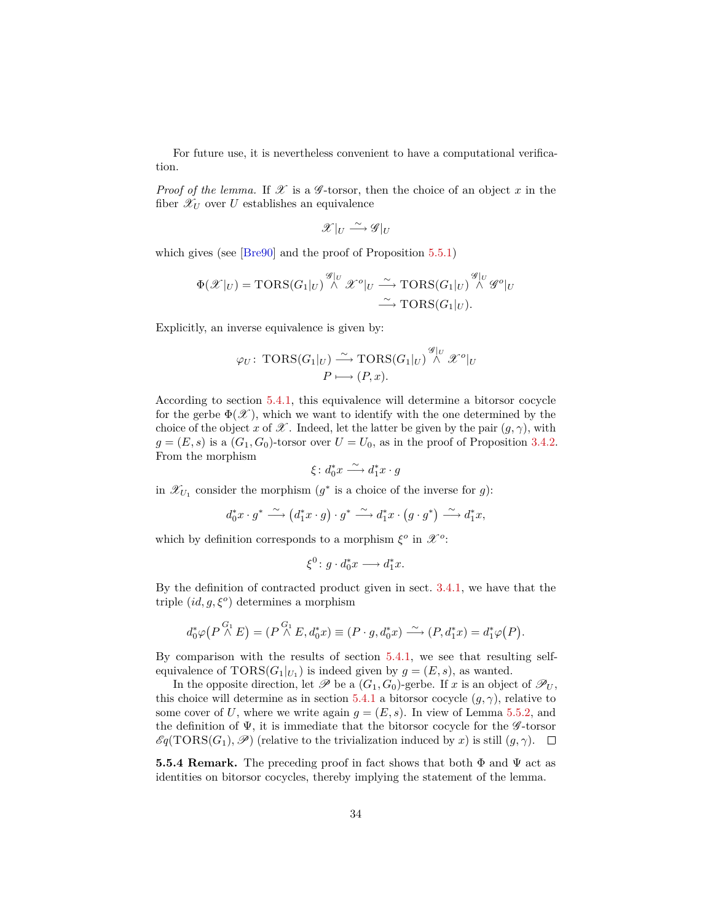For future use, it is nevertheless convenient to have a computational verification.

*Proof of the lemma.* If $\mathscr{X}$ is a $\mathscr{G}$-torsor, then the choice of an object $x$ in the fiber $\mathscr{X}_U$ over $U$ establishes an equivalence

$$\mathscr{X}|_U \xrightarrow{\sim} \mathscr{G}|_U$$

which gives (see [Bre90] and the proof of Proposition 5.5.1)

$$\begin{aligned}\Phi(\mathscr{X}|_U) = \mathrm{TORS}(G_1|_U) \overset{\mathscr{G}|_U}{\wedge} \mathscr{X}^o|_U &\xrightarrow{\sim} \mathrm{TORS}(G_1|_U) \overset{\mathscr{G}|_U}{\wedge} \mathscr{G}^o|_U \\ &\xrightarrow{\sim} \mathrm{TORS}(G_1|_U).\end{aligned}$$

Explicitly, an inverse equivalence is given by:

$$\begin{aligned}\varphi_U \colon\ \mathrm{TORS}(G_1|_U) &\xrightarrow{\sim} \mathrm{TORS}(G_1|_U) \overset{\mathscr{G}|_U}{\wedge} \mathscr{X}^o|_U \\ P &\longmapsto (P, x).\end{aligned}$$

According to section 5.4.1, this equivalence will determine a bitorsor cocycle for the gerbe $\Phi(\mathscr{X})$, which we want to identify with the one determined by the choice of the object $x$ of $\mathscr{X}$. Indeed, let the latter be given by the pair $(g, \gamma)$, with $g = (E, s)$ is a $(G_1, G_0)$-torsor over $U = U_0$, as in the proof of Proposition 3.4.2. From the morphism

$$\xi \colon d_0^* x \xrightarrow{\sim} d_1^* x \cdot g$$

in $\mathscr{X}_{U_1}$ consider the morphism ($g^*$ is a choice of the inverse for $g$):

$$d_0^* x \cdot g^* \xrightarrow{\sim} \big(d_1^* x \cdot g\big) \cdot g^* \xrightarrow{\sim} d_1^* x \cdot \big(g \cdot g^*\big) \xrightarrow{\sim} d_1^* x,$$

which by definition corresponds to a morphism $\xi^o$ in $\mathscr{X}^o$:

$$\xi^0 \colon g \cdot d_0^* x \longrightarrow d_1^* x.$$

By the definition of contracted product given in sect. 3.4.1, we have that the triple $(id, g, \xi^o)$ determines a morphism

$$d_0^* \varphi\big(P \overset{G_1}{\wedge} E\big) = (P \overset{G_1}{\wedge} E, d_0^* x) \equiv (P \cdot g, d_0^* x) \xrightarrow{\sim} (P, d_1^* x) = d_1^* \varphi\big(P\big).$$

By comparison with the results of section 5.4.1, we see that resulting self-equivalence of $\mathrm{TORS}(G_1|_{U_1})$ is indeed given by $g = (E, s)$, as wanted.

In the opposite direction, let $\mathscr{P}$ be a $(G_1, G_0)$-gerbe. If $x$ is an object of $\mathscr{P}_U$, this choice will determine as in section 5.4.1 a bitorsor cocycle $(g, \gamma)$, relative to some cover of $U$, where we write again $g = (E, s)$. In view of Lemma 5.5.2, and the definition of $\Psi$, it is immediate that the bitorsor cocycle for the $\mathscr{G}$-torsor $\mathscr{E}q(\mathrm{TORS}(G_1), \mathscr{P})$ (relative to the trivialization induced by $x$) is still $(g, \gamma)$. $\square$

**5.5.4 Remark.** The preceding proof in fact shows that both $\Phi$ and $\Psi$ act as identities on bitorsor cocycles, thereby implying the statement of the lemma.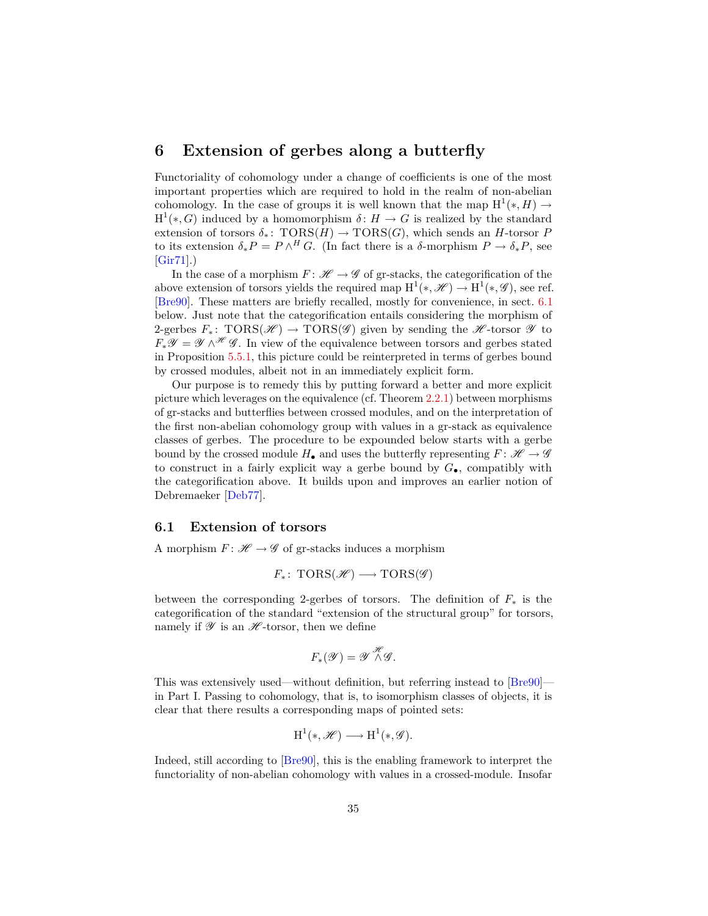# 6 Extension of gerbes along a butterfly

Functoriality of cohomology under a change of coefficients is one of the most important properties which are required to hold in the realm of non-abelian cohomology. In the case of groups it is well known that the map $\mathrm{H}^1(*, H) \to \mathrm{H}^1(*, G)$ induced by a homomorphism $\delta\colon H \to G$ is realized by the standard extension of torsors $\delta_*\colon \mathrm{TORS}(H) \to \mathrm{TORS}(G)$, which sends an $H$-torsor $P$ to its extension $\delta_* P = P \wedge^H G$. (In fact there is a $\delta$-morphism $P \to \delta_* P$, see [Gir71].)

In the case of a morphism $F\colon \mathscr{H} \to \mathscr{G}$ of gr-stacks, the categorification of the above extension of torsors yields the required map $\mathrm{H}^1(*, \mathscr{H}) \to \mathrm{H}^1(*, \mathscr{G})$, see ref. [Bre90]. These matters are briefly recalled, mostly for convenience, in sect. 6.1 below. Just note that the categorification entails considering the morphism of 2-gerbes $F_*\colon \mathrm{TORS}(\mathscr{H}) \to \mathrm{TORS}(\mathscr{G})$ given by sending the $\mathscr{H}$-torsor $\mathscr{Y}$ to $F_*\mathscr{Y} = \mathscr{Y} \wedge^{\mathscr{H}} \mathscr{G}$. In view of the equivalence between torsors and gerbes stated in Proposition 5.5.1, this picture could be reinterpreted in terms of gerbes bound by crossed modules, albeit not in an immediately explicit form.

Our purpose is to remedy this by putting forward a better and more explicit picture which leverages on the equivalence (cf. Theorem 2.2.1) between morphisms of gr-stacks and butterflies between crossed modules, and on the interpretation of the first non-abelian cohomology group with values in a gr-stack as equivalence classes of gerbes. The procedure to be expounded below starts with a gerbe bound by the crossed module $H_\bullet$ and uses the butterfly representing $F\colon \mathscr{H} \to \mathscr{G}$ to construct in a fairly explicit way a gerbe bound by $G_\bullet$, compatibly with the categorification above. It builds upon and improves an earlier notion of Debremaeker [Deb77].

## 6.1 Extension of torsors

A morphism $F\colon \mathscr{H} \to \mathscr{G}$ of gr-stacks induces a morphism

$$F_*\colon \mathrm{TORS}(\mathscr{H}) \longrightarrow \mathrm{TORS}(\mathscr{G})$$

between the corresponding 2-gerbes of torsors. The definition of $F_*$ is the categorification of the standard "extension of the structural group" for torsors, namely if $\mathscr{Y}$ is an $\mathscr{H}$-torsor, then we define

$$F_*(\mathscr{Y}) = \mathscr{Y} \overset{\mathscr{H}}{\wedge} \mathscr{G}.$$

This was extensively used—without definition, but referring instead to [Bre90]—in Part I. Passing to cohomology, that is, to isomorphism classes of objects, it is clear that there results a corresponding maps of pointed sets:

$$\mathrm{H}^1(*, \mathscr{H}) \longrightarrow \mathrm{H}^1(*, \mathscr{G}).$$

Indeed, still according to [Bre90], this is the enabling framework to interpret the functoriality of non-abelian cohomology with values in a crossed-module. Insofar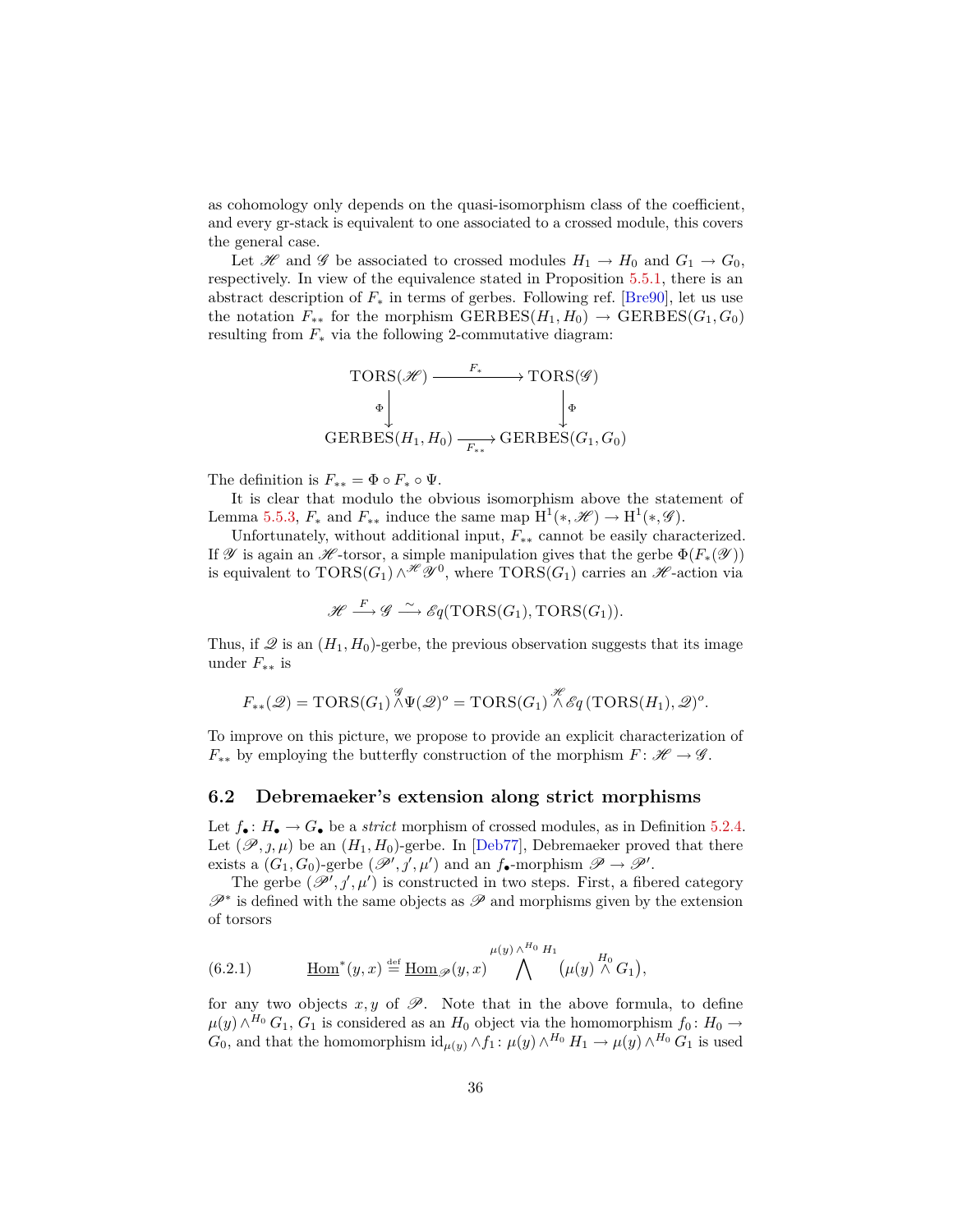as cohomology only depends on the quasi-isomorphism class of the coefficient, and every gr-stack is equivalent to one associated to a crossed module, this covers the general case.

Let $\mathscr{H}$ and $\mathscr{G}$ be associated to crossed modules $H_1 \to H_0$ and $G_1 \to G_0$, respectively. In view of the equivalence stated in Proposition 5.5.1, there is an abstract description of $F_*$ in terms of gerbes. Following ref. [Bre90], let us use the notation $F_{**}$ for the morphism $\mathrm{GERBES}(H_1, H_0) \to \mathrm{GERBES}(G_1, G_0)$ resulting from $F_*$ via the following 2-commutative diagram:

$$
\begin{array}{ccc}
\mathrm{TORS}(\mathscr{H}) & \xrightarrow{\;F_*\;} & \mathrm{TORS}(\mathscr{G}) \\
{\scriptstyle \Phi}\downarrow & & \downarrow{\scriptstyle \Phi} \\
\mathrm{GERBES}(H_1, H_0) & \xrightarrow[F_{**}]{} & \mathrm{GERBES}(G_1, G_0)
\end{array}
$$

The definition is $F_{**} = \Phi \circ F_* \circ \Psi$.

It is clear that modulo the obvious isomorphism above the statement of Lemma 5.5.3, $F_*$ and $F_{**}$ induce the same map $\mathrm{H}^1(*, \mathscr{H}) \to \mathrm{H}^1(*, \mathscr{G})$.

Unfortunately, without additional input, $F_{**}$ cannot be easily characterized. If $\mathscr{Y}$ is again an $\mathscr{H}$-torsor, a simple manipulation gives that the gerbe $\Phi(F_*(\mathscr{Y}))$ is equivalent to $\mathrm{TORS}(G_1) \wedge^{\mathscr{H}} \mathscr{Y}^0$, where $\mathrm{TORS}(G_1)$ carries an $\mathscr{H}$-action via

$$
\mathscr{H} \xrightarrow{\;F\;} \mathscr{G} \xrightarrow{\;\sim\;} \mathscr{E}q(\mathrm{TORS}(G_1), \mathrm{TORS}(G_1)).
$$

Thus, if $\mathscr{Q}$ is an $(H_1, H_0)$-gerbe, the previous observation suggests that its image under $F_{**}$ is

$$
F_{**}(\mathscr{Q}) = \mathrm{TORS}(G_1) \overset{\mathscr{G}}{\wedge} \Psi(\mathscr{Q})^o = \mathrm{TORS}(G_1) \overset{\mathscr{H}}{\wedge} \mathscr{E}q\left(\mathrm{TORS}(H_1), \mathscr{Q}\right)^o.
$$

To improve on this picture, we propose to provide an explicit characterization of $F_{**}$ by employing the butterfly construction of the morphism $F \colon \mathscr{H} \to \mathscr{G}$.

## 6.2 Debremaeker's extension along strict morphisms

Let $f_\bullet \colon H_\bullet \to G_\bullet$ be a *strict* morphism of crossed modules, as in Definition 5.2.4. Let $(\mathscr{P}, \jmath, \mu)$ be an $(H_1, H_0)$-gerbe. In [Deb77], Debremaeker proved that there exists a $(G_1, G_0)$-gerbe $(\mathscr{P}', \jmath', \mu')$ and an $f_\bullet$-morphism $\mathscr{P} \to \mathscr{P}'$.

The gerbe $(\mathscr{P}', \jmath', \mu')$ is constructed in two steps. First, a fibered category $\mathscr{P}^*$ is defined with the same objects as $\mathscr{P}$ and morphisms given by the extension of torsors

$$
\underline{\mathrm{Hom}}^*(y, x) \overset{\mathrm{def}}{=} \underline{\mathrm{Hom}}_{\mathscr{P}}(y, x) \overset{\mu(y) \wedge^{H_0} H_1}{\bigwedge} \left(\mu(y) \overset{H_0}{\wedge} G_1\right), \tag{6.2.1}
$$

for any two objects $x, y$ of $\mathscr{P}$. Note that in the above formula, to define $\mu(y) \wedge^{H_0} G_1$, $G_1$ is considered as an $H_0$ object via the homomorphism $f_0 \colon H_0 \to G_0$, and that the homomorphism $\mathrm{id}_{\mu(y)} \wedge f_1 \colon \mu(y) \wedge^{H_0} H_1 \to \mu(y) \wedge^{H_0} G_1$ is used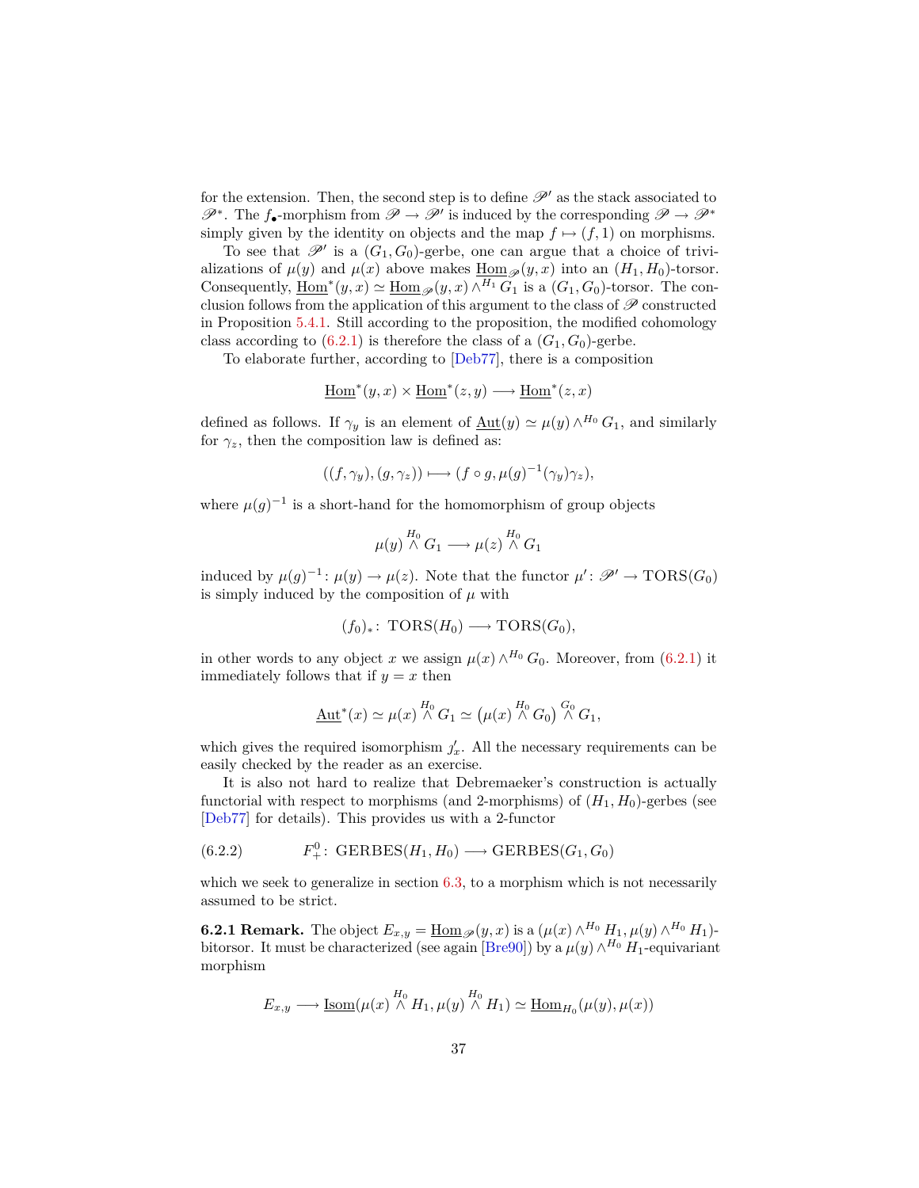for the extension. Then, the second step is to define $\mathscr{P}'$ as the stack associated to $\mathscr{P}^*$. The $f_\bullet$-morphism from $\mathscr{P} \to \mathscr{P}'$ is induced by the corresponding $\mathscr{P} \to \mathscr{P}^*$ simply given by the identity on objects and the map $f \mapsto (f, 1)$ on morphisms.

To see that $\mathscr{P}'$ is a $(G_1, G_0)$-gerbe, one can argue that a choice of trivializations of $\mu(y)$ and $\mu(x)$ above makes $\underline{\mathrm{Hom}}_{\mathscr{P}}(y, x)$ into an $(H_1, H_0)$-torsor. Consequently, $\underline{\mathrm{Hom}}^*(y, x) \simeq \underline{\mathrm{Hom}}_{\mathscr{P}}(y, x) \wedge^{H_1} G_1$ is a $(G_1, G_0)$-torsor. The conclusion follows from the application of this argument to the class of $\mathscr{P}$ constructed in Proposition 5.4.1. Still according to the proposition, the modified cohomology class according to (6.2.1) is therefore the class of a $(G_1, G_0)$-gerbe.

To elaborate further, according to [Deb77], there is a composition

$$\underline{\mathrm{Hom}}^*(y, x) \times \underline{\mathrm{Hom}}^*(z, y) \longrightarrow \underline{\mathrm{Hom}}^*(z, x)$$

defined as follows. If $\gamma_y$ is an element of $\underline{\mathrm{Aut}}(y) \simeq \mu(y) \wedge^{H_0} G_1$, and similarly for $\gamma_z$, then the composition law is defined as:

$$((f, \gamma_y), (g, \gamma_z)) \longmapsto (f \circ g, \mu(g)^{-1}(\gamma_y)\gamma_z),$$

where $\mu(g)^{-1}$ is a short-hand for the homomorphism of group objects

$$\mu(y) \overset{H_0}{\wedge} G_1 \longrightarrow \mu(z) \overset{H_0}{\wedge} G_1$$

induced by $\mu(g)^{-1} \colon \mu(y) \to \mu(z)$. Note that the functor $\mu' \colon \mathscr{P}' \to \mathrm{TORS}(G_0)$ is simply induced by the composition of $\mu$ with

$$(f_0)_* \colon \mathrm{TORS}(H_0) \longrightarrow \mathrm{TORS}(G_0),$$

in other words to any object $x$ we assign $\mu(x) \wedge^{H_0} G_0$. Moreover, from (6.2.1) it immediately follows that if $y = x$ then

$$\underline{\mathrm{Aut}}^*(x) \simeq \mu(x) \overset{H_0}{\wedge} G_1 \simeq \big(\mu(x) \overset{H_0}{\wedge} G_0\big) \overset{G_0}{\wedge} G_1,$$

which gives the required isomorphism $\jmath'_x$. All the necessary requirements can be easily checked by the reader as an exercise.

It is also not hard to realize that Debremaeker's construction is actually functorial with respect to morphisms (and 2-morphisms) of $(H_1, H_0)$-gerbes (see [Deb77] for details). This provides us with a 2-functor

$$F^0_+ \colon \mathrm{GERBES}(H_1, H_0) \longrightarrow \mathrm{GERBES}(G_1, G_0) \tag{6.2.2}$$

which we seek to generalize in section 6.3, to a morphism which is not necessarily assumed to be strict.

**6.2.1 Remark.** The object $E_{x,y} = \underline{\mathrm{Hom}}_{\mathscr{P}}(y, x)$ is a $(\mu(x) \wedge^{H_0} H_1, \mu(y) \wedge^{H_0} H_1)$-bitorsor. It must be characterized (see again [Bre90]) by a $\mu(y) \wedge^{H_0} H_1$-equivariant morphism

$$E_{x,y} \longrightarrow \underline{\mathrm{Isom}}(\mu(x) \overset{H_0}{\wedge} H_1, \mu(y) \overset{H_0}{\wedge} H_1) \simeq \underline{\mathrm{Hom}}_{H_0}(\mu(y), \mu(x))$$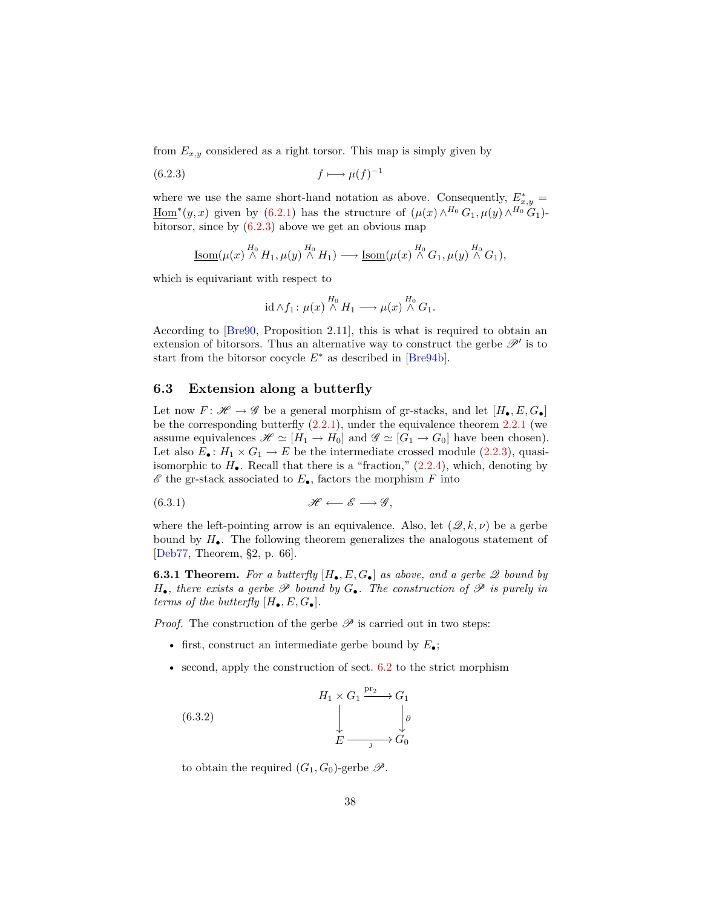from $E_{x,y}$ considered as a right torsor. This map is simply given by

$$f \longmapsto \mu(f)^{-1} \tag{6.2.3}$$

where we use the same short-hand notation as above. Consequently, $E^*_{x,y} = \underline{\mathrm{Hom}}^*(y,x)$ given by (6.2.1) has the structure of $(\mu(x) \wedge^{H_0} G_1, \mu(y) \wedge^{H_0} G_1)$-bitorsor, since by (6.2.3) above we get an obvious map

$$\underline{\mathrm{Isom}}(\mu(x) \overset{H_0}{\wedge} H_1, \mu(y) \overset{H_0}{\wedge} H_1) \longrightarrow \underline{\mathrm{Isom}}(\mu(x) \overset{H_0}{\wedge} G_1, \mu(y) \overset{H_0}{\wedge} G_1),$$

which is equivariant with respect to

$$\mathrm{id} \wedge f_1 \colon \mu(x) \overset{H_0}{\wedge} H_1 \longrightarrow \mu(x) \overset{H_0}{\wedge} G_1.$$

According to [Bre90, Proposition 2.11], this is what is required to obtain an extension of bitorsors. Thus an alternative way to construct the gerbe $\mathscr{P}'$ is to start from the bitorsor cocycle $E^*$ as described in [Bre94b].

## 6.3 Extension along a butterfly

Let now $F\colon \mathscr{H} \to \mathscr{G}$ be a general morphism of gr-stacks, and let $[H_\bullet, E, G_\bullet]$ be the corresponding butterfly (2.2.1), under the equivalence theorem 2.2.1 (we assume equivalences $\mathscr{H} \simeq [H_1 \to H_0]$ and $\mathscr{G} \simeq [G_1 \to G_0]$ have been chosen). Let also $E_\bullet \colon H_1 \times G_1 \to E$ be the intermediate crossed module (2.2.3), quasi-isomorphic to $H_\bullet$. Recall that there is a "fraction," (2.2.4), which, denoting by $\mathscr{E}$ the gr-stack associated to $E_\bullet$, factors the morphism $F$ into

$$\mathscr{H} \longleftarrow \mathscr{E} \longrightarrow \mathscr{G}, \tag{6.3.1}$$

where the left-pointing arrow is an equivalence. Also, let $(\mathscr{Q}, k, \nu)$ be a gerbe bound by $H_\bullet$. The following theorem generalizes the analogous statement of [Deb77, Theorem, §2, p. 66].

**6.3.1 Theorem.** *For a butterfly $[H_\bullet, E, G_\bullet]$ as above, and a gerbe $\mathscr{Q}$ bound by $H_\bullet$, there exists a gerbe $\mathscr{P}$ bound by $G_\bullet$. The construction of $\mathscr{P}$ is purely in terms of the butterfly $[H_\bullet, E, G_\bullet]$.*

*Proof.* The construction of the gerbe $\mathscr{P}$ is carried out in two steps:

- first, construct an intermediate gerbe bound by $E_\bullet$;
- second, apply the construction of sect. 6.2 to the strict morphism

$$\begin{array}{ccc} H_1 \times G_1 & \xrightarrow{\mathrm{pr}_2} & G_1 \\ \big\downarrow & & \big\downarrow{\scriptstyle \partial} \\ E & \xrightarrow[\jmath]{} & G_0 \end{array} \tag{6.3.2}$$

  to obtain the required $(G_1, G_0)$-gerbe $\mathscr{P}$.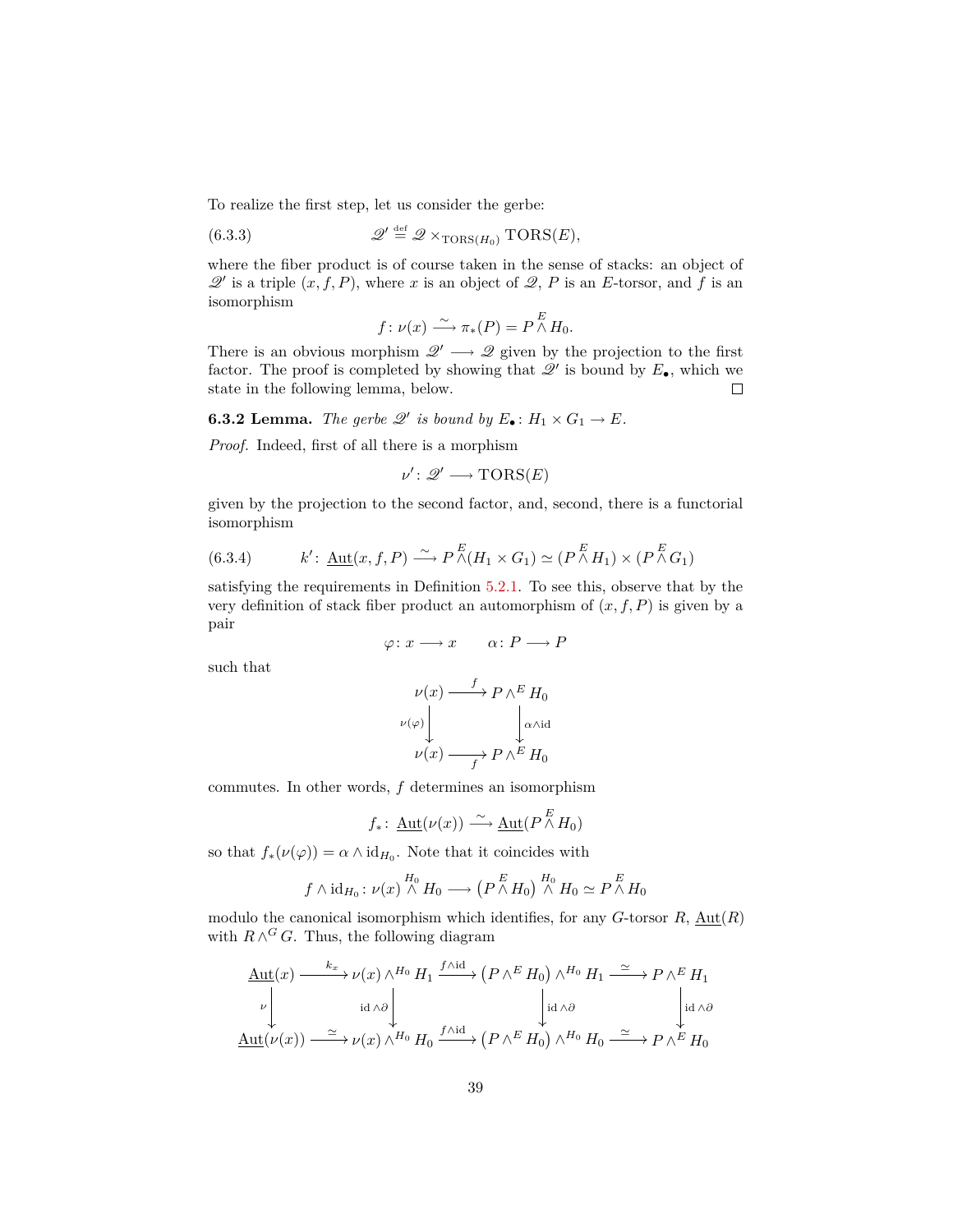To realize the first step, let us consider the gerbe:

$$\mathscr{Q}' \overset{\text{def}}{=} \mathscr{Q} \times_{\mathrm{TORS}(H_0)} \mathrm{TORS}(E), \tag{6.3.3}$$

where the fiber product is of course taken in the sense of stacks: an object of $\mathscr{Q}'$ is a triple $(x, f, P)$, where $x$ is an object of $\mathscr{Q}$, $P$ is an $E$-torsor, and $f$ is an isomorphism

$$f \colon \nu(x) \xrightarrow{\sim} \pi_*(P) = P \overset{E}{\wedge} H_0.$$

There is an obvious morphism $\mathscr{Q}' \longrightarrow \mathscr{Q}$ given by the projection to the first factor. The proof is completed by showing that $\mathscr{Q}'$ is bound by $E_\bullet$, which we state in the following lemma, below. □

**6.3.2 Lemma.** *The gerbe $\mathscr{Q}'$ is bound by $E_\bullet \colon H_1 \times G_1 \to E$.*

*Proof.* Indeed, first of all there is a morphism

$$\nu' \colon \mathscr{Q}' \longrightarrow \mathrm{TORS}(E)$$

given by the projection to the second factor, and, second, there is a functorial isomorphism

$$k' \colon \underline{\mathrm{Aut}}(x, f, P) \xrightarrow{\sim} P \overset{E}{\wedge} (H_1 \times G_1) \simeq (P \overset{E}{\wedge} H_1) \times (P \overset{E}{\wedge} G_1) \tag{6.3.4}$$

satisfying the requirements in Definition 5.2.1. To see this, observe that by the very definition of stack fiber product an automorphism of $(x, f, P)$ is given by a pair

$$\varphi \colon x \longrightarrow x \qquad \alpha \colon P \longrightarrow P$$

such that

$$\begin{array}{ccc} \nu(x) & \xrightarrow{f} & P \wedge^E H_0 \\ {\scriptstyle \nu(\varphi)} \downarrow & & \downarrow {\scriptstyle \alpha \wedge \mathrm{id}} \\ \nu(x) & \xrightarrow[f]{} & P \wedge^E H_0 \end{array}$$

commutes. In other words, $f$ determines an isomorphism

$$f_* \colon \underline{\mathrm{Aut}}(\nu(x)) \xrightarrow{\sim} \underline{\mathrm{Aut}}(P \overset{E}{\wedge} H_0)$$

so that $f_*(\nu(\varphi)) = \alpha \wedge \mathrm{id}_{H_0}$. Note that it coincides with

$$f \wedge \mathrm{id}_{H_0} \colon \nu(x) \overset{H_0}{\wedge} H_0 \longrightarrow \big(P \overset{E}{\wedge} H_0\big) \overset{H_0}{\wedge} H_0 \simeq P \overset{E}{\wedge} H_0$$

modulo the canonical isomorphism which identifies, for any $G$-torsor $R$, $\underline{\mathrm{Aut}}(R)$ with $R \wedge^G G$. Thus, the following diagram

$$\begin{array}{ccccccc} \underline{\mathrm{Aut}}(x) & \xrightarrow{k_x} & \nu(x) \wedge^{H_0} H_1 & \xrightarrow{f \wedge \mathrm{id}} & \big(P \wedge^E H_0\big) \wedge^{H_0} H_1 & \xrightarrow{\simeq} & P \wedge^E H_1 \\ {\scriptstyle \nu} \downarrow & & \downarrow {\scriptstyle \mathrm{id} \wedge \partial} & & \downarrow {\scriptstyle \mathrm{id} \wedge \partial} & & \downarrow {\scriptstyle \mathrm{id} \wedge \partial} \\ \underline{\mathrm{Aut}}(\nu(x)) & \xrightarrow{\simeq} & \nu(x) \wedge^{H_0} H_0 & \xrightarrow{f \wedge \mathrm{id}} & \big(P \wedge^E H_0\big) \wedge^{H_0} H_0 & \xrightarrow{\simeq} & P \wedge^E H_0 \end{array}$$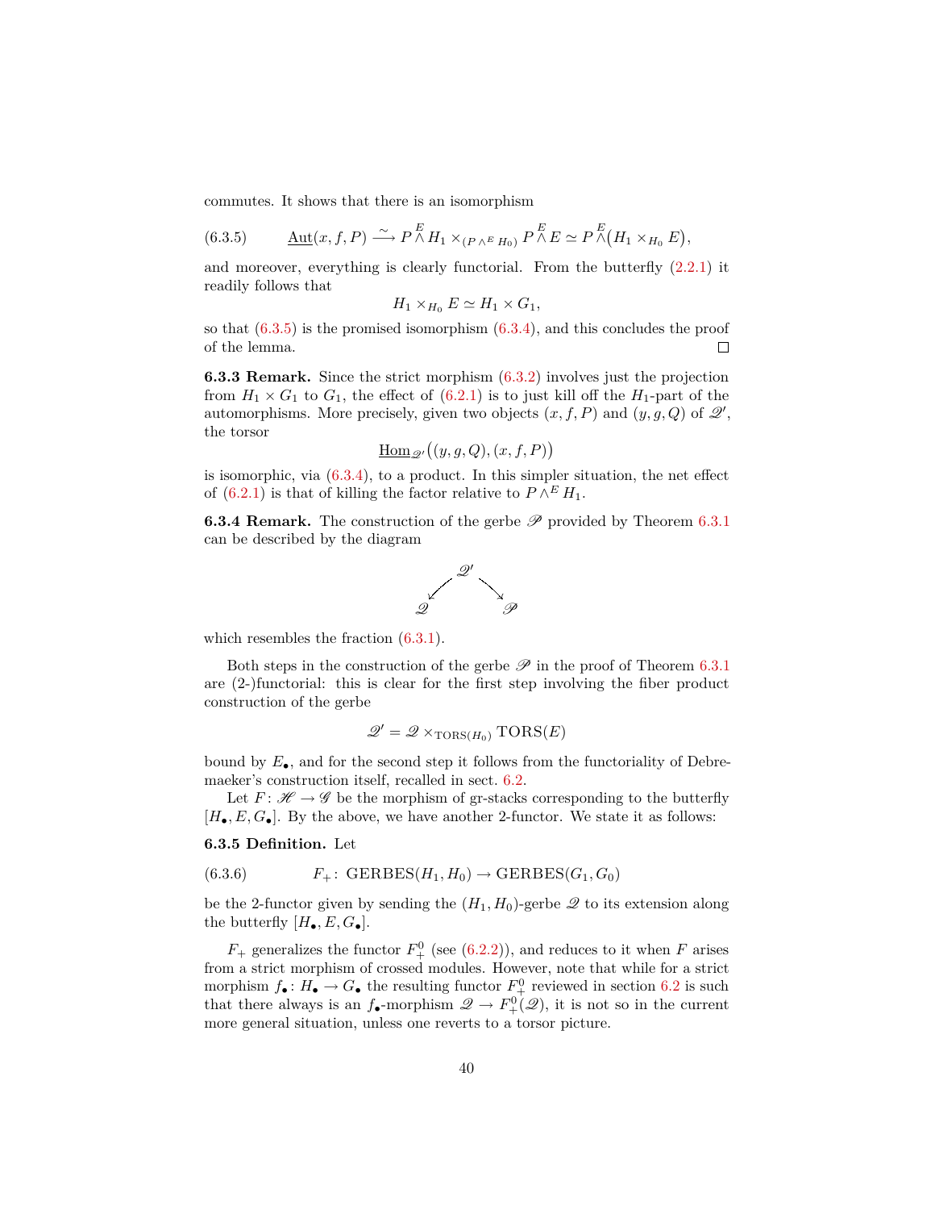commutes. It shows that there is an isomorphism

$$\underline{\mathrm{Aut}}(x,f,P) \xrightarrow{\sim} P \overset{E}{\wedge} H_1 \times_{(P\wedge^E H_0)} P \overset{E}{\wedge} E \simeq P \overset{E}{\wedge} \big(H_1 \times_{H_0} E\big), \tag{6.3.5}$$

and moreover, everything is clearly functorial. From the butterfly (2.2.1) it readily follows that

$$H_1 \times_{H_0} E \simeq H_1 \times G_1,$$

so that (6.3.5) is the promised isomorphism (6.3.4), and this concludes the proof of the lemma. □

**6.3.3 Remark.** Since the strict morphism (6.3.2) involves just the projection from $H_1 \times G_1$ to $G_1$, the effect of (6.2.1) is to just kill off the $H_1$-part of the automorphisms. More precisely, given two objects $(x,f,P)$ and $(y,g,Q)$ of $\mathscr{Q}'$, the torsor

$$\underline{\mathrm{Hom}}_{\mathscr{Q}'}\big((y,g,Q),(x,f,P)\big)$$

is isomorphic, via (6.3.4), to a product. In this simpler situation, the net effect of (6.2.1) is that of killing the factor relative to $P \wedge^E H_1$.

**6.3.4 Remark.** The construction of the gerbe $\mathscr{P}$ provided by Theorem 6.3.1 can be described by the diagram

$$\mathscr{Q} \longleftarrow \mathscr{Q}' \longrightarrow \mathscr{P}$$

which resembles the fraction (6.3.1).

Both steps in the construction of the gerbe $\mathscr{P}$ in the proof of Theorem 6.3.1 are (2-)functorial: this is clear for the first step involving the fiber product construction of the gerbe

$$\mathscr{Q}' = \mathscr{Q} \times_{\mathrm{TORS}(H_0)} \mathrm{TORS}(E)$$

bound by $E_\bullet$, and for the second step it follows from the functoriality of Debremaeker's construction itself, recalled in sect. 6.2.

Let $F\colon \mathscr{H} \to \mathscr{G}$ be the morphism of gr-stacks corresponding to the butterfly $[H_\bullet, E, G_\bullet]$. By the above, we have another 2-functor. We state it as follows:

**6.3.5 Definition.** Let

$$F_+\colon\ \mathrm{GERBES}(H_1,H_0) \to \mathrm{GERBES}(G_1,G_0) \tag{6.3.6}$$

be the 2-functor given by sending the $(H_1,H_0)$-gerbe $\mathscr{Q}$ to its extension along the butterfly $[H_\bullet, E, G_\bullet]$.

$F_+$ generalizes the functor $F^0_+$ (see (6.2.2)), and reduces to it when $F$ arises from a strict morphism of crossed modules. However, note that while for a strict morphism $f_\bullet\colon H_\bullet \to G_\bullet$ the resulting functor $F^0_+$ reviewed in section 6.2 is such that there always is an $f_\bullet$-morphism $\mathscr{Q} \to F^0_+(\mathscr{Q})$, it is not so in the current more general situation, unless one reverts to a torsor picture.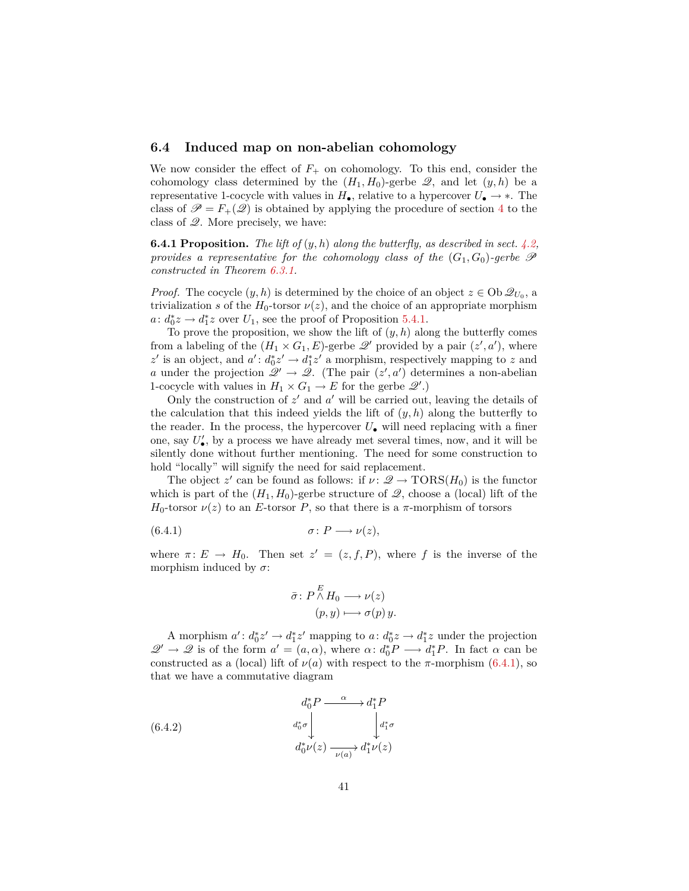## 6.4 Induced map on non-abelian cohomology

We now consider the effect of $F_+$ on cohomology. To this end, consider the cohomology class determined by the $(H_1, H_0)$-gerbe $\mathscr{Q}$, and let $(y, h)$ be a representative 1-cocycle with values in $H_\bullet$, relative to a hypercover $U_\bullet \to *$. The class of $\mathscr{P} = F_+(\mathscr{Q})$ is obtained by applying the procedure of section 4 to the class of $\mathscr{Q}$. More precisely, we have:

**6.4.1 Proposition.** *The lift of $(y, h)$ along the butterfly, as described in sect. 4.2, provides a representative for the cohomology class of the $(G_1, G_0)$-gerbe $\mathscr{P}$ constructed in Theorem 6.3.1.*

*Proof.* The cocycle $(y, h)$ is determined by the choice of an object $z \in \operatorname{Ob} \mathscr{Q}_{U_0}$, a trivialization $s$ of the $H_0$-torsor $\nu(z)$, and the choice of an appropriate morphism $a \colon d_0^* z \to d_1^* z$ over $U_1$, see the proof of Proposition 5.4.1.

To prove the proposition, we show the lift of $(y, h)$ along the butterfly comes from a labeling of the $(H_1 \times G_1, E)$-gerbe $\mathscr{Q}'$ provided by a pair $(z', a')$, where $z'$ is an object, and $a' \colon d_0^* z' \to d_1^* z'$ a morphism, respectively mapping to $z$ and $a$ under the projection $\mathscr{Q}' \to \mathscr{Q}$. (The pair $(z', a')$ determines a non-abelian 1-cocycle with values in $H_1 \times G_1 \to E$ for the gerbe $\mathscr{Q}'$.)

Only the construction of $z'$ and $a'$ will be carried out, leaving the details of the calculation that this indeed yields the lift of $(y, h)$ along the butterfly to the reader. In the process, the hypercover $U_\bullet$ will need replacing with a finer one, say $U'_\bullet$, by a process we have already met several times, now, and it will be silently done without further mentioning. The need for some construction to hold "locally" will signify the need for said replacement.

The object $z'$ can be found as follows: if $\nu \colon \mathscr{Q} \to \mathrm{TORS}(H_0)$ is the functor which is part of the $(H_1, H_0)$-gerbe structure of $\mathscr{Q}$, choose a (local) lift of the $H_0$-torsor $\nu(z)$ to an $E$-torsor $P$, so that there is a $\pi$-morphism of torsors

$$\sigma \colon P \longrightarrow \nu(z), \tag{6.4.1}$$

where $\pi \colon E \to H_0$. Then set $z' = (z, f, P)$, where $f$ is the inverse of the morphism induced by $\sigma$:

$$\begin{aligned} \bar{\sigma} \colon P \overset{E}{\wedge} H_0 &\longrightarrow \nu(z) \\ (p, y) &\longmapsto \sigma(p)\, y. \end{aligned}$$

A morphism $a' \colon d_0^* z' \to d_1^* z'$ mapping to $a \colon d_0^* z \to d_1^* z$ under the projection $\mathscr{Q}' \to \mathscr{Q}$ is of the form $a' = (a, \alpha)$, where $\alpha \colon d_0^* P \longrightarrow d_1^* P$. In fact $\alpha$ can be constructed as a (local) lift of $\nu(a)$ with respect to the $\pi$-morphism (6.4.1), so that we have a commutative diagram

$$\begin{array}{ccc} d_0^* P & \xrightarrow{\ \alpha\ } & d_1^* P \\ {\scriptstyle d_0^*\sigma}\downarrow & & \downarrow{\scriptstyle d_1^*\sigma} \\ d_0^* \nu(z) & \xrightarrow[\ \nu(a)\ ]{} & d_1^* \nu(z) \end{array} \tag{6.4.2}$$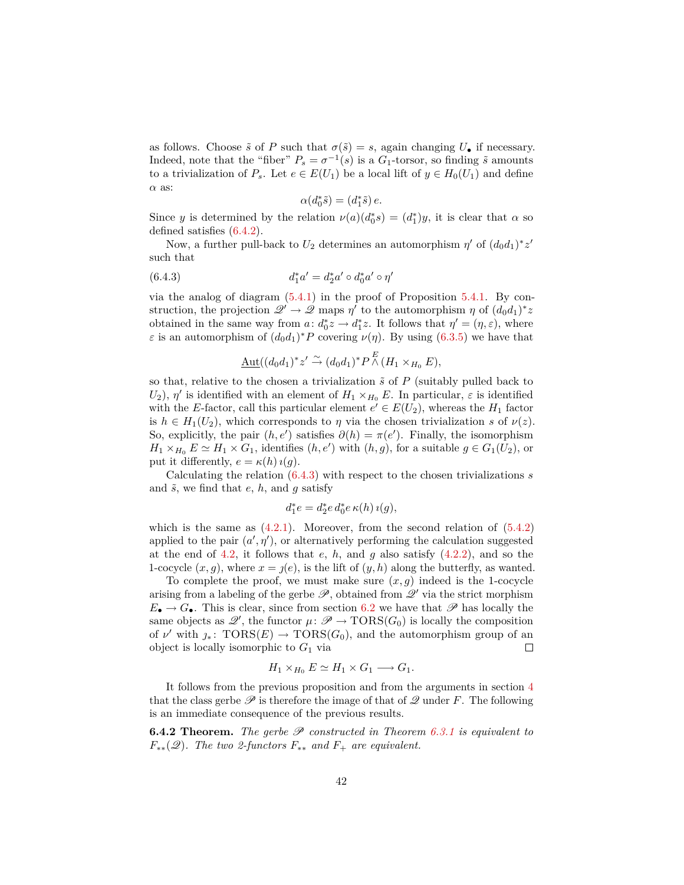as follows. Choose $\tilde{s}$ of $P$ such that $\sigma(\tilde{s}) = s$, again changing $U_\bullet$ if necessary. Indeed, note that the "fiber" $P_s = \sigma^{-1}(s)$ is a $G_1$-torsor, so finding $\tilde{s}$ amounts to a trivialization of $P_s$. Let $e \in E(U_1)$ be a local lift of $y \in H_0(U_1)$ and define $\alpha$ as:

$$\alpha(d_0^* \tilde{s}) = (d_1^* \tilde{s})\, e.$$

Since $y$ is determined by the relation $\nu(a)(d_0^* s) = (d_1^*)y$, it is clear that $\alpha$ so defined satisfies (6.4.2).

Now, a further pull-back to $U_2$ determines an automorphism $\eta'$ of $(d_0 d_1)^* z'$ such that

$$d_1^* a' = d_2^* a' \circ d_0^* a' \circ \eta' \tag{6.4.3}$$

via the analog of diagram (5.4.1) in the proof of Proposition 5.4.1. By construction, the projection $\mathscr{Q}' \to \mathscr{Q}$ maps $\eta'$ to the automorphism $\eta$ of $(d_0 d_1)^* z$ obtained in the same way from $a\colon d_0^* z \to d_1^* z$. It follows that $\eta' = (\eta, \varepsilon)$, where $\varepsilon$ is an automorphism of $(d_0 d_1)^* P$ covering $\nu(\eta)$. By using (6.3.5) we have that

$$\underline{\mathrm{Aut}}((d_0 d_1)^* z') \xrightarrow{\sim} (d_0 d_1)^* P \overset{E}{\wedge} (H_1 \times_{H_0} E),$$

so that, relative to the chosen a trivialization $\tilde{s}$ of $P$ (suitably pulled back to $U_2$), $\eta'$ is identified with an element of $H_1 \times_{H_0} E$. In particular, $\varepsilon$ is identified with the $E$-factor, call this particular element $e' \in E(U_2)$, whereas the $H_1$ factor is $h \in H_1(U_2)$, which corresponds to $\eta$ via the chosen trivialization $s$ of $\nu(z)$. So, explicitly, the pair $(h, e')$ satisfies $\partial(h) = \pi(e')$. Finally, the isomorphism $H_1 \times_{H_0} E \simeq H_1 \times G_1$, identifies $(h, e')$ with $(h, g)$, for a suitable $g \in G_1(U_2)$, or put it differently, $e = \kappa(h)\, \imath(g)$.

Calculating the relation (6.4.3) with respect to the chosen trivializations $s$ and $\tilde{s}$, we find that $e$, $h$, and $g$ satisfy

$$d_1^* e = d_2^* e\, d_0^* e\, \kappa(h)\, \imath(g),$$

which is the same as (4.2.1). Moreover, from the second relation of (5.4.2) applied to the pair $(a', \eta')$, or alternatively performing the calculation suggested at the end of 4.2, it follows that $e$, $h$, and $g$ also satisfy (4.2.2), and so the 1-cocycle $(x, g)$, where $x = \jmath(e)$, is the lift of $(y, h)$ along the butterfly, as wanted.

To complete the proof, we must make sure $(x, g)$ indeed is the 1-cocycle arising from a labeling of the gerbe $\mathscr{P}$, obtained from $\mathscr{Q}'$ via the strict morphism $E_\bullet \to G_\bullet$. This is clear, since from section 6.2 we have that $\mathscr{P}$ has locally the same objects as $\mathscr{Q}'$, the functor $\mu\colon \mathscr{P} \to \mathrm{TORS}(G_0)$ is locally the composition of $\nu'$ with $\jmath_*\colon \mathrm{TORS}(E) \to \mathrm{TORS}(G_0)$, and the automorphism group of an object is locally isomorphic to $G_1$ via ∎

$$H_1 \times_{H_0} E \simeq H_1 \times G_1 \longrightarrow G_1.$$

It follows from the previous proposition and from the arguments in section 4 that the class gerbe $\mathscr{P}$ is therefore the image of that of $\mathscr{Q}$ under $F$. The following is an immediate consequence of the previous results.

**6.4.2 Theorem.** *The gerbe $\mathscr{P}$ constructed in Theorem 6.3.1 is equivalent to $F_{**}(\mathscr{Q})$. The two 2-functors $F_{**}$ and $F_+$ are equivalent.*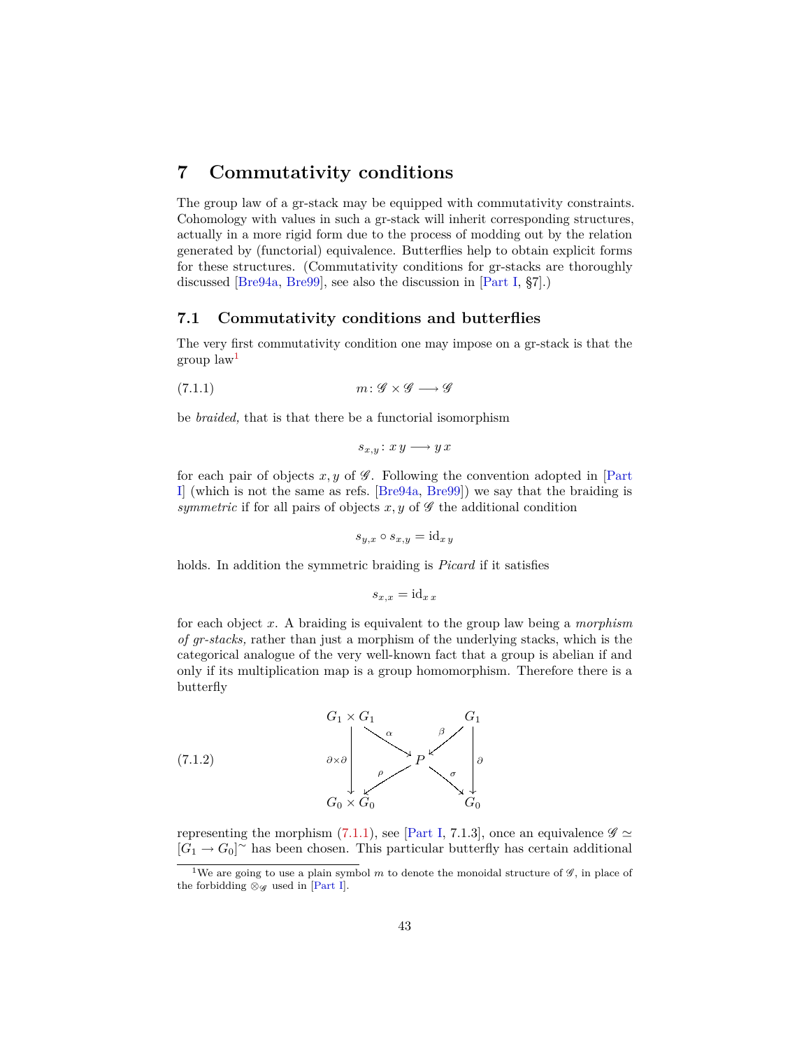# 7 Commutativity conditions

The group law of a gr-stack may be equipped with commutativity constraints. Cohomology with values in such a gr-stack will inherit corresponding structures, actually in a more rigid form due to the process of modding out by the relation generated by (functorial) equivalence. Butterflies help to obtain explicit forms for these structures. (Commutativity conditions for gr-stacks are thoroughly discussed [Bre94a, Bre99], see also the discussion in [Part I, §7].)

## 7.1 Commutativity conditions and butterflies

The very first commutativity condition one may impose on a gr-stack is that the group law[1]

$$m \colon \mathscr{G} \times \mathscr{G} \longrightarrow \mathscr{G} \tag{7.1.1}$$

be *braided,* that is that there be a functorial isomorphism

$$s_{x,y} \colon x\, y \longrightarrow y\, x$$

for each pair of objects $x, y$ of $\mathscr{G}$. Following the convention adopted in [Part I] (which is not the same as refs. [Bre94a, Bre99]) we say that the braiding is *symmetric* if for all pairs of objects $x, y$ of $\mathscr{G}$ the additional condition

$$s_{y,x} \circ s_{x,y} = \mathrm{id}_{x\, y}$$

holds. In addition the symmetric braiding is *Picard* if it satisfies

$$s_{x,x} = \mathrm{id}_{x\, x}$$

for each object $x$. A braiding is equivalent to the group law being a *morphism of gr-stacks,* rather than just a morphism of the underlying stacks, which is the categorical analogue of the very well-known fact that a group is abelian if and only if its multiplication map is a group homomorphism. Therefore there is a butterfly

$$\begin{array}{ccccc} G_1 \times G_1 & & & & G_1 \\ & \overset{\alpha}{\searrow} & & \overset{\beta}{\swarrow} & \\ {\scriptstyle \partial\times\partial}\downarrow & & P & & \downarrow{\scriptstyle \partial} \\ & \underset{\rho}{\swarrow} & & \underset{\sigma}{\searrow} & \\ G_0 \times G_0 & & & & G_0 \end{array} \tag{7.1.2}$$

representing the morphism (7.1.1), see [Part I, 7.1.3], once an equivalence $\mathscr{G} \simeq [G_1 \to G_0]^\sim$ has been chosen. This particular butterfly has certain additional

[1] We are going to use a plain symbol $m$ to denote the monoidal structure of $\mathscr{G}$, in place of the forbidding $\otimes_{\mathscr{G}}$ used in [Part I].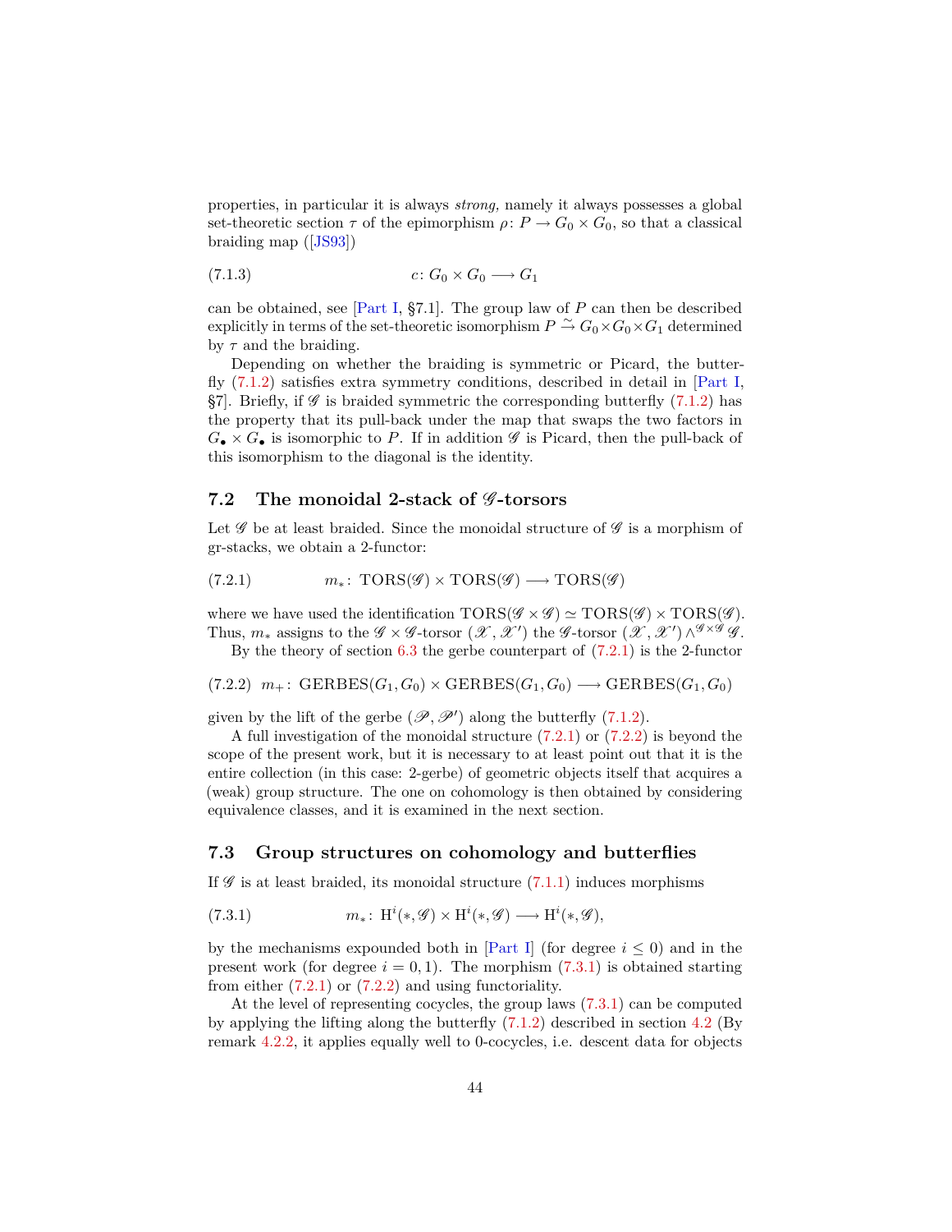properties, in particular it is always *strong,* namely it always possesses a global set-theoretic section $\tau$ of the epimorphism $\rho\colon P \to G_0 \times G_0$, so that a classical braiding map ([JS93])

$$c\colon G_0 \times G_0 \longrightarrow G_1 \tag{7.1.3}$$

can be obtained, see [Part I, §7.1]. The group law of $P$ can then be described explicitly in terms of the set-theoretic isomorphism $P \xrightarrow{\sim} G_0 \times G_0 \times G_1$ determined by $\tau$ and the braiding.

Depending on whether the braiding is symmetric or Picard, the butterfly (7.1.2) satisfies extra symmetry conditions, described in detail in [Part I, §7]. Briefly, if $\mathscr{G}$ is braided symmetric the corresponding butterfly (7.1.2) has the property that its pull-back under the map that swaps the two factors in $G_\bullet \times G_\bullet$ is isomorphic to $P$. If in addition $\mathscr{G}$ is Picard, then the pull-back of this isomorphism to the diagonal is the identity.

## 7.2 The monoidal 2-stack of $\mathscr{G}$-torsors

Let $\mathscr{G}$ be at least braided. Since the monoidal structure of $\mathscr{G}$ is a morphism of gr-stacks, we obtain a 2-functor:

$$m_*\colon \operatorname{TORS}(\mathscr{G}) \times \operatorname{TORS}(\mathscr{G}) \longrightarrow \operatorname{TORS}(\mathscr{G}) \tag{7.2.1}$$

where we have used the identification $\operatorname{TORS}(\mathscr{G}\times\mathscr{G}) \simeq \operatorname{TORS}(\mathscr{G}) \times \operatorname{TORS}(\mathscr{G})$. Thus, $m_*$ assigns to the $\mathscr{G}\times\mathscr{G}$-torsor $(\mathscr{X}, \mathscr{X}')$ the $\mathscr{G}$-torsor $(\mathscr{X}, \mathscr{X}') \wedge^{\mathscr{G}\times\mathscr{G}} \mathscr{G}$.

By the theory of section 6.3 the gerbe counterpart of (7.2.1) is the 2-functor

$$m_+\colon \operatorname{GERBES}(G_1, G_0) \times \operatorname{GERBES}(G_1, G_0) \longrightarrow \operatorname{GERBES}(G_1, G_0) \tag{7.2.2}$$

given by the lift of the gerbe $(\mathscr{P}, \mathscr{P}')$ along the butterfly (7.1.2).

A full investigation of the monoidal structure (7.2.1) or (7.2.2) is beyond the scope of the present work, but it is necessary to at least point out that it is the entire collection (in this case: 2-gerbe) of geometric objects itself that acquires a (weak) group structure. The one on cohomology is then obtained by considering equivalence classes, and it is examined in the next section.

## 7.3 Group structures on cohomology and butterflies

If $\mathscr{G}$ is at least braided, its monoidal structure (7.1.1) induces morphisms

$$m_*\colon \operatorname{H}^i(*, \mathscr{G}) \times \operatorname{H}^i(*, \mathscr{G}) \longrightarrow \operatorname{H}^i(*, \mathscr{G}), \tag{7.3.1}$$

by the mechanisms expounded both in [Part I] (for degree $i \leq 0$) and in the present work (for degree $i = 0, 1$). The morphism (7.3.1) is obtained starting from either (7.2.1) or (7.2.2) and using functoriality.

At the level of representing cocycles, the group laws (7.3.1) can be computed by applying the lifting along the butterfly (7.1.2) described in section 4.2 (By remark 4.2.2, it applies equally well to 0-cocycles, i.e. descent data for objects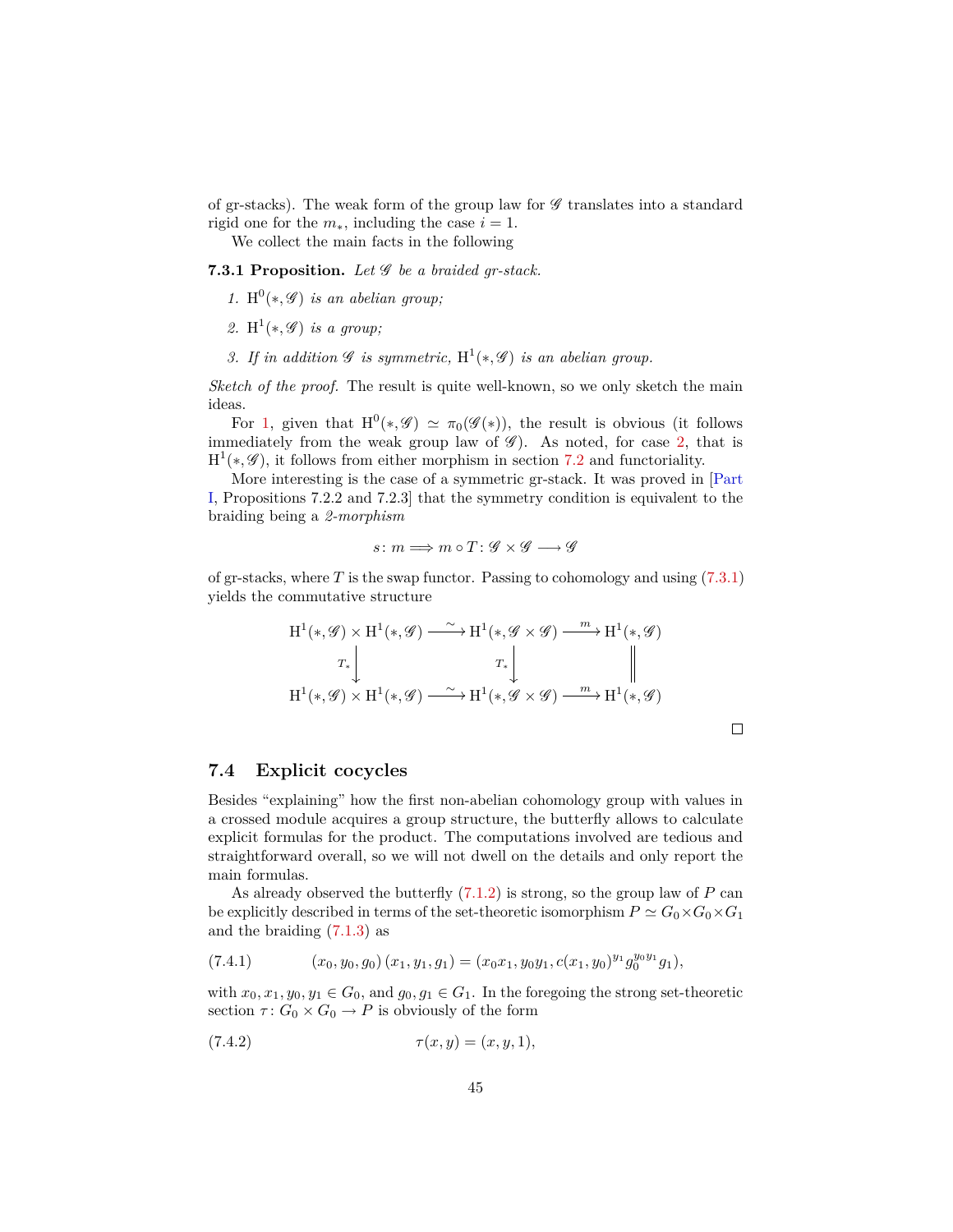of gr-stacks). The weak form of the group law for $\mathscr{G}$ translates into a standard rigid one for the $m_*$, including the case $i = 1$.

We collect the main facts in the following

**7.3.1 Proposition.** *Let $\mathscr{G}$ be a braided gr-stack.*

1. *$\mathrm{H}^0(*, \mathscr{G})$ is an abelian group;*
2. *$\mathrm{H}^1(*, \mathscr{G})$ is a group;*
3. *If in addition $\mathscr{G}$ is symmetric, $\mathrm{H}^1(*, \mathscr{G})$ is an abelian group.*

*Sketch of the proof.* The result is quite well-known, so we only sketch the main ideas.

For 1, given that $\mathrm{H}^0(*, \mathscr{G}) \simeq \pi_0(\mathscr{G}(*))$, the result is obvious (it follows immediately from the weak group law of $\mathscr{G}$). As noted, for case 2, that is $\mathrm{H}^1(*, \mathscr{G})$, it follows from either morphism in section 7.2 and functoriality.

More interesting is the case of a symmetric gr-stack. It was proved in [Part I, Propositions 7.2.2 and 7.2.3] that the symmetry condition is equivalent to the braiding being a *2-morphism*

$$s \colon m \Longrightarrow m \circ T \colon \mathscr{G} \times \mathscr{G} \longrightarrow \mathscr{G}$$

of gr-stacks, where $T$ is the swap functor. Passing to cohomology and using (7.3.1) yields the commutative structure

$$\begin{array}{ccccc}
\mathrm{H}^1(*, \mathscr{G}) \times \mathrm{H}^1(*, \mathscr{G}) & \xrightarrow{\sim} & \mathrm{H}^1(*, \mathscr{G} \times \mathscr{G}) & \xrightarrow{m} & \mathrm{H}^1(*, \mathscr{G}) \\
\Big\downarrow{\scriptstyle T_*} & & \Big\downarrow{\scriptstyle T_*} & & \Big\| \\
\mathrm{H}^1(*, \mathscr{G}) \times \mathrm{H}^1(*, \mathscr{G}) & \xrightarrow{\sim} & \mathrm{H}^1(*, \mathscr{G} \times \mathscr{G}) & \xrightarrow{m} & \mathrm{H}^1(*, \mathscr{G})
\end{array}$$

□

## 7.4 Explicit cocycles

Besides "explaining" how the first non-abelian cohomology group with values in a crossed module acquires a group structure, the butterfly allows to calculate explicit formulas for the product. The computations involved are tedious and straightforward overall, so we will not dwell on the details and only report the main formulas.

As already observed the butterfly (7.1.2) is strong, so the group law of $P$ can be explicitly described in terms of the set-theoretic isomorphism $P \simeq G_0 \times G_0 \times G_1$ and the braiding (7.1.3) as

$$(x_0, y_0, g_0)\,(x_1, y_1, g_1) = (x_0 x_1, y_0 y_1, c(x_1, y_0)^{y_1} g_0^{y_0 y_1} g_1), \tag{7.4.1}$$

with $x_0, x_1, y_0, y_1 \in G_0$, and $g_0, g_1 \in G_1$. In the foregoing the strong set-theoretic section $\tau \colon G_0 \times G_0 \to P$ is obviously of the form

$$\tau(x, y) = (x, y, 1), \tag{7.4.2}$$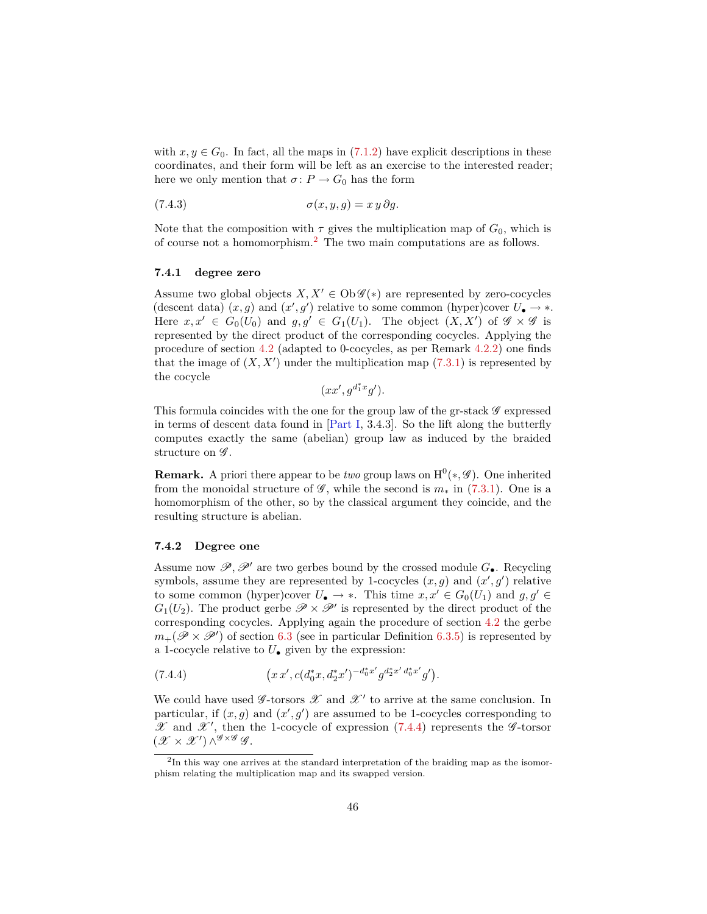with $x, y \in G_0$. In fact, all the maps in (7.1.2) have explicit descriptions in these coordinates, and their form will be left as an exercise to the interested reader; here we only mention that $\sigma \colon P \to G_0$ has the form

$$\sigma(x, y, g) = x\, y\, \partial g. \tag{7.4.3}$$

Note that the composition with $\tau$ gives the multiplication map of $G_0$, which is of course not a homomorphism.[2] The two main computations are as follows.

### 7.4.1 degree zero

Assume two global objects $X, X' \in \operatorname{Ob} \mathscr{G}(*)$ are represented by zero-cocycles (descent data) $(x, g)$ and $(x', g')$ relative to some common (hyper)cover $U_\bullet \to *$. Here $x, x' \in G_0(U_0)$ and $g, g' \in G_1(U_1)$. The object $(X, X')$ of $\mathscr{G} \times \mathscr{G}$ is represented by the direct product of the corresponding cocycles. Applying the procedure of section 4.2 (adapted to 0-cocycles, as per Remark 4.2.2) one finds that the image of $(X, X')$ under the multiplication map (7.3.1) is represented by the cocycle

$$(xx', g^{d_1^* x} g').$$

This formula coincides with the one for the group law of the gr-stack $\mathscr{G}$ expressed in terms of descent data found in [Part I, 3.4.3]. So the lift along the butterfly computes exactly the same (abelian) group law as induced by the braided structure on $\mathscr{G}$.

**Remark.** A priori there appear to be *two* group laws on $\mathrm{H}^0(*, \mathscr{G})$. One inherited from the monoidal structure of $\mathscr{G}$, while the second is $m_*$ in (7.3.1). One is a homomorphism of the other, so by the classical argument they coincide, and the resulting structure is abelian.

### 7.4.2 Degree one

Assume now $\mathscr{P}, \mathscr{P}'$ are two gerbes bound by the crossed module $G_\bullet$. Recycling symbols, assume they are represented by 1-cocycles $(x, g)$ and $(x', g')$ relative to some common (hyper)cover $U_\bullet \to *$. This time $x, x' \in G_0(U_1)$ and $g, g' \in G_1(U_2)$. The product gerbe $\mathscr{P} \times \mathscr{P}'$ is represented by the direct product of the corresponding cocycles. Applying again the procedure of section 4.2 the gerbe $m_+(\mathscr{P} \times \mathscr{P}')$ of section 6.3 (see in particular Definition 6.3.5) is represented by a 1-cocycle relative to $U_\bullet$ given by the expression:

$$\big(x\, x', c(d_0^* x, d_2^* x')^{-d_0^* x'} g^{d_2^* x'\, d_0^* x'} g'\big). \tag{7.4.4}$$

We could have used $\mathscr{G}$-torsors $\mathscr{X}$ and $\mathscr{X}'$ to arrive at the same conclusion. In particular, if $(x, g)$ and $(x', g')$ are assumed to be 1-cocycles corresponding to $\mathscr{X}$ and $\mathscr{X}'$, then the 1-cocycle of expression (7.4.4) represents the $\mathscr{G}$-torsor $(\mathscr{X} \times \mathscr{X}') \wedge^{\mathscr{G} \times \mathscr{G}} \mathscr{G}$.

---

[2] In this way one arrives at the standard interpretation of the braiding map as the isomorphism relating the multiplication map and its swapped version.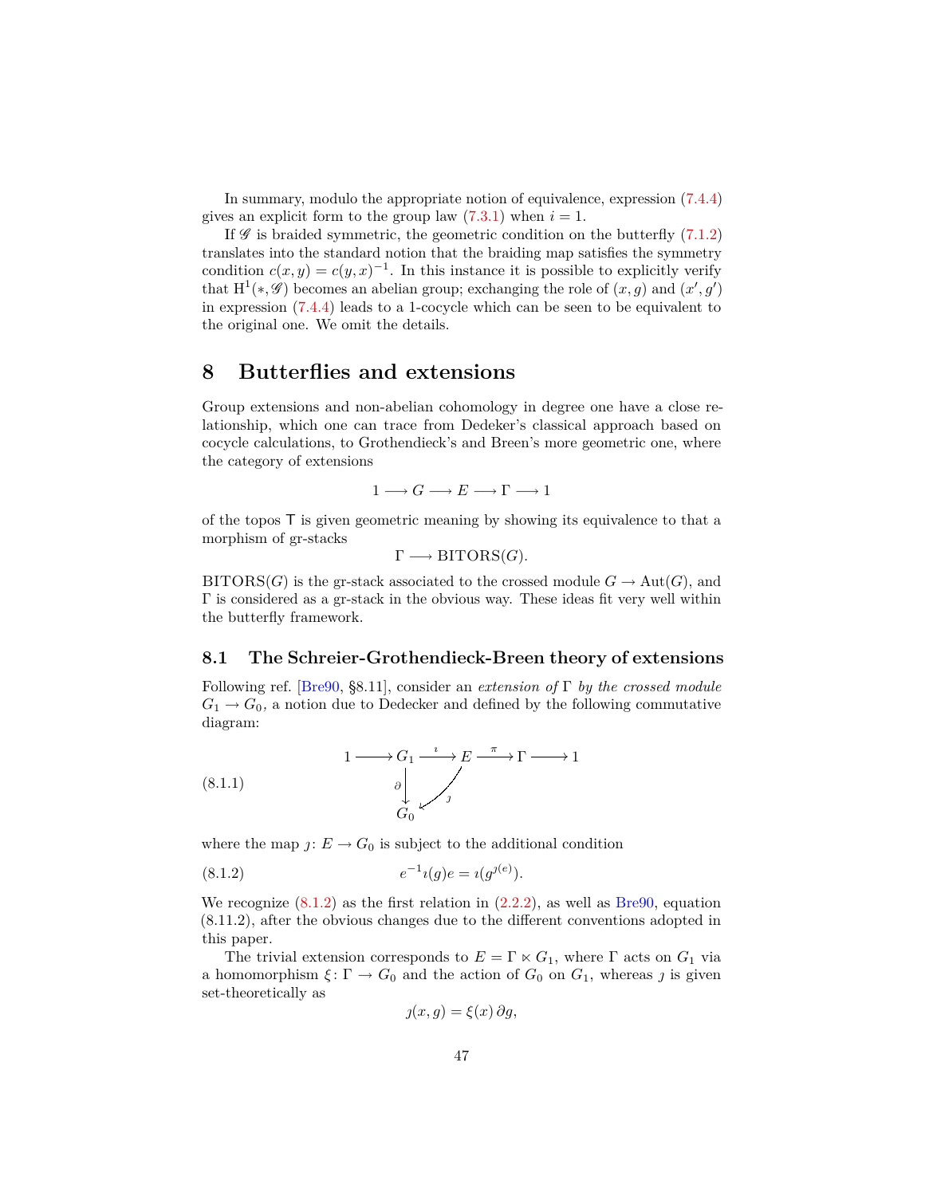In summary, modulo the appropriate notion of equivalence, expression (7.4.4) gives an explicit form to the group law (7.3.1) when $i = 1$.

If $\mathscr{G}$ is braided symmetric, the geometric condition on the butterfly (7.1.2) translates into the standard notion that the braiding map satisfies the symmetry condition $c(x, y) = c(y, x)^{-1}$. In this instance it is possible to explicitly verify that $\mathrm{H}^1(*, \mathscr{G})$ becomes an abelian group; exchanging the role of $(x, g)$ and $(x', g')$ in expression (7.4.4) leads to a 1-cocycle which can be seen to be equivalent to the original one. We omit the details.

# 8 Butterflies and extensions

Group extensions and non-abelian cohomology in degree one have a close relationship, which one can trace from Dedeker's classical approach based on cocycle calculations, to Grothendieck's and Breen's more geometric one, where the category of extensions

$$1 \longrightarrow G \longrightarrow E \longrightarrow \Gamma \longrightarrow 1$$

of the topos $\mathsf{T}$ is given geometric meaning by showing its equivalence to that a morphism of gr-stacks

$$\Gamma \longrightarrow \mathrm{BITORS}(G).$$

$\mathrm{BITORS}(G)$ is the gr-stack associated to the crossed module $G \to \mathrm{Aut}(G)$, and $\Gamma$ is considered as a gr-stack in the obvious way. These ideas fit very well within the butterfly framework.

## 8.1 The Schreier-Grothendieck-Breen theory of extensions

Following ref. [Bre90, §8.11], consider an *extension of* $\Gamma$ *by the crossed module* $G_1 \to G_0$, a notion due to Dedecker and defined by the following commutative diagram:

$$\begin{array}{ccccccccc} 1 & \longrightarrow & G_1 & \xrightarrow{\imath} & E & \xrightarrow{\pi} & \Gamma & \longrightarrow & 1 \\ & & \downarrow{\scriptstyle \partial} & \swarrow{\scriptstyle \jmath} & & & & & \\ & & G_0 & & & & & & \end{array} \tag{8.1.1}$$

where the map $\jmath \colon E \to G_0$ is subject to the additional condition

$$e^{-1}\imath(g)e = \imath(g^{\jmath(e)}). \tag{8.1.2}$$

We recognize (8.1.2) as the first relation in (2.2.2), as well as Bre90, equation (8.11.2), after the obvious changes due to the different conventions adopted in this paper.

The trivial extension corresponds to $E = \Gamma \ltimes G_1$, where $\Gamma$ acts on $G_1$ via a homomorphism $\xi \colon \Gamma \to G_0$ and the action of $G_0$ on $G_1$, whereas $\jmath$ is given set-theoretically as

$$\jmath(x, g) = \xi(x)\,\partial g,$$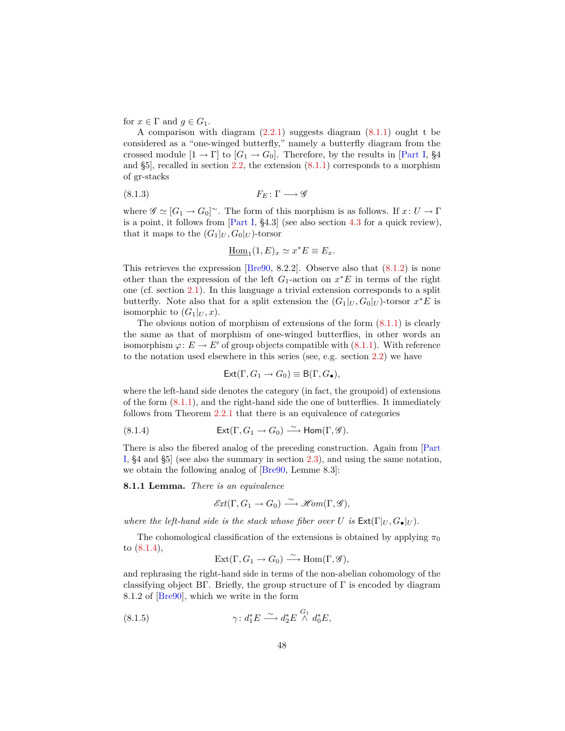for $x \in \Gamma$ and $g \in G_1$.

A comparison with diagram (2.2.1) suggests diagram (8.1.1) ought t be considered as a "one-winged butterfly," namely a butterfly diagram from the crossed module $[1 \to \Gamma]$ to $[G_1 \to G_0]$. Therefore, by the results in [Part I, §4 and §5], recalled in section 2.2, the extension (8.1.1) corresponds to a morphism of gr-stacks

$$F_E \colon \Gamma \longrightarrow \mathscr{G} \tag{8.1.3}$$

where $\mathscr{G} \simeq [G_1 \to G_0]^\sim$. The form of this morphism is as follows. If $x \colon U \to \Gamma$ is a point, it follows from [Part I, §4.3] (see also section 4.3 for a quick review), that it maps to the $(G_1|_U, G_0|_U)$-torsor

$$\underline{\mathrm{Hom}}_1(1, E)_x \simeq x^*E \equiv E_x.$$

This retrieves the expression [Bre90, 8.2.2]. Observe also that (8.1.2) is none other than the expression of the left $G_1$-action on $x^*E$ in terms of the right one (cf. section 2.1). In this language a trivial extension corresponds to a split butterfly. Note also that for a split extension the $(G_1|_U, G_0|_U)$-torsor $x^*E$ is isomorphic to $(G_1|_U, x)$.

The obvious notion of morphism of extensions of the form (8.1.1) is clearly the same as that of morphism of one-winged butterflies, in other words an isomorphism $\varphi \colon E \to E'$ of group objects compatible with (8.1.1). With reference to the notation used elsewhere in this series (see, e.g. section 2.2) we have

$$\mathsf{Ext}(\Gamma, G_1 \to G_0) \equiv \mathsf{B}(\Gamma, G_\bullet),$$

where the left-hand side denotes the category (in fact, the groupoid) of extensions of the form (8.1.1), and the right-hand side the one of butterflies. It immediately follows from Theorem 2.2.1 that there is an equivalence of categories

$$\mathsf{Ext}(\Gamma, G_1 \to G_0) \xrightarrow{\sim} \mathsf{Hom}(\Gamma, \mathscr{G}). \tag{8.1.4}$$

There is also the fibered analog of the preceding construction. Again from [Part I, §4 and §5] (see also the summary in section 2.3), and using the same notation, we obtain the following analog of [Bre90, Lemme 8.3]:

**8.1.1 Lemma.** *There is an equivalence*

$$\mathscr{E}xt(\Gamma, G_1 \to G_0) \xrightarrow{\sim} \mathscr{H}om(\Gamma, \mathscr{G}),$$

*where the left-hand side is the stack whose fiber over $U$ is $\mathsf{Ext}(\Gamma|_U, G_\bullet|_U)$.*

The cohomological classification of the extensions is obtained by applying $\pi_0$ to (8.1.4),

$$\mathrm{Ext}(\Gamma, G_1 \to G_0) \xrightarrow{\sim} \mathrm{Hom}(\Gamma, \mathscr{G}),$$

and rephrasing the right-hand side in terms of the non-abelian cohomology of the classifying object $\mathrm{B}\Gamma$. Briefly, the group structure of $\Gamma$ is encoded by diagram 8.1.2 of [Bre90], which we write in the form

$$\gamma \colon d_1^*E \xrightarrow{\sim} d_2^*E \overset{G_1}{\wedge} d_0^*E, \tag{8.1.5}$$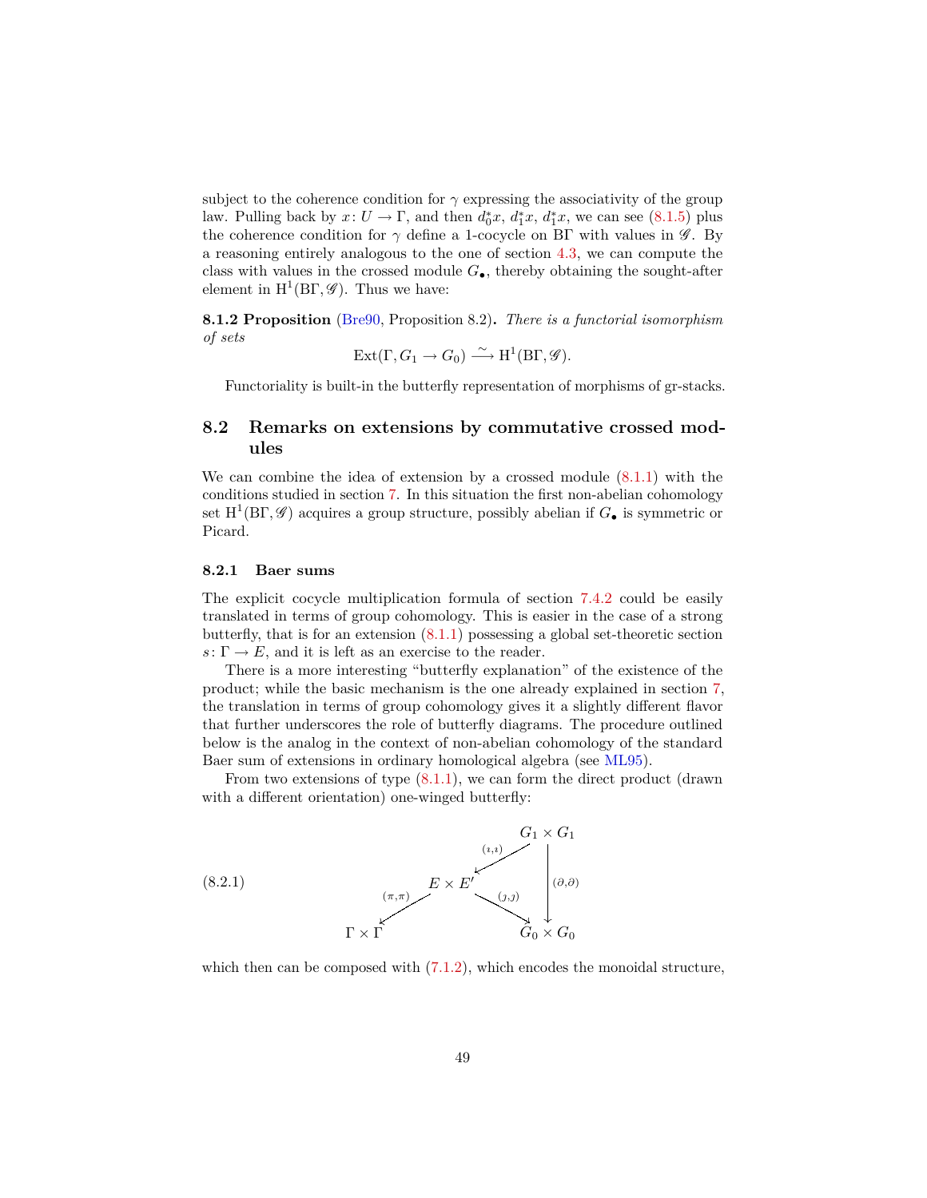subject to the coherence condition for $\gamma$ expressing the associativity of the group law. Pulling back by $x\colon U \to \Gamma$, and then $d_0^*x$, $d_1^*x$, $d_1^*x$, we can see (8.1.5) plus the coherence condition for $\gamma$ define a 1-cocycle on $\mathrm{B}\Gamma$ with values in $\mathscr{G}$. By a reasoning entirely analogous to the one of section 4.3, we can compute the class with values in the crossed module $G_\bullet$, thereby obtaining the sought-after element in $\mathrm{H}^1(\mathrm{B}\Gamma, \mathscr{G})$. Thus we have:

**8.1.2 Proposition** (Bre90, Proposition 8.2)**.** *There is a functorial isomorphism of sets*

$$\mathrm{Ext}(\Gamma, G_1 \to G_0) \xrightarrow{\sim} \mathrm{H}^1(\mathrm{B}\Gamma, \mathscr{G}).$$

Functoriality is built-in the butterfly representation of morphisms of gr-stacks.

## 8.2 Remarks on extensions by commutative crossed modules

We can combine the idea of extension by a crossed module (8.1.1) with the conditions studied in section 7. In this situation the first non-abelian cohomology set $\mathrm{H}^1(\mathrm{B}\Gamma, \mathscr{G})$ acquires a group structure, possibly abelian if $G_\bullet$ is symmetric or Picard.

### 8.2.1 Baer sums

The explicit cocycle multiplication formula of section 7.4.2 could be easily translated in terms of group cohomology. This is easier in the case of a strong butterfly, that is for an extension (8.1.1) possessing a global set-theoretic section $s\colon \Gamma \to E$, and it is left as an exercise to the reader.

There is a more interesting "butterfly explanation" of the existence of the product; while the basic mechanism is the one already explained in section 7, the translation in terms of group cohomology gives it a slightly different flavor that further underscores the role of butterfly diagrams. The procedure outlined below is the analog in the context of non-abelian cohomology of the standard Baer sum of extensions in ordinary homological algebra (see ML95).

From two extensions of type (8.1.1), we can form the direct product (drawn with a different orientation) one-winged butterfly:

$$\begin{array}{ccccc}
 & & & & G_1 \times G_1 \\
 & & & \swarrow_{(\imath,\imath)} & \\
 & & E \times E' & & \big\downarrow (\partial,\partial) \\
 & \swarrow_{(\pi,\pi)} & & \searrow^{(\jmath,\jmath)} & \\
\Gamma \times \Gamma & & & & G_0 \times G_0
\end{array} \tag{8.2.1}$$

which then can be composed with (7.1.2), which encodes the monoidal structure,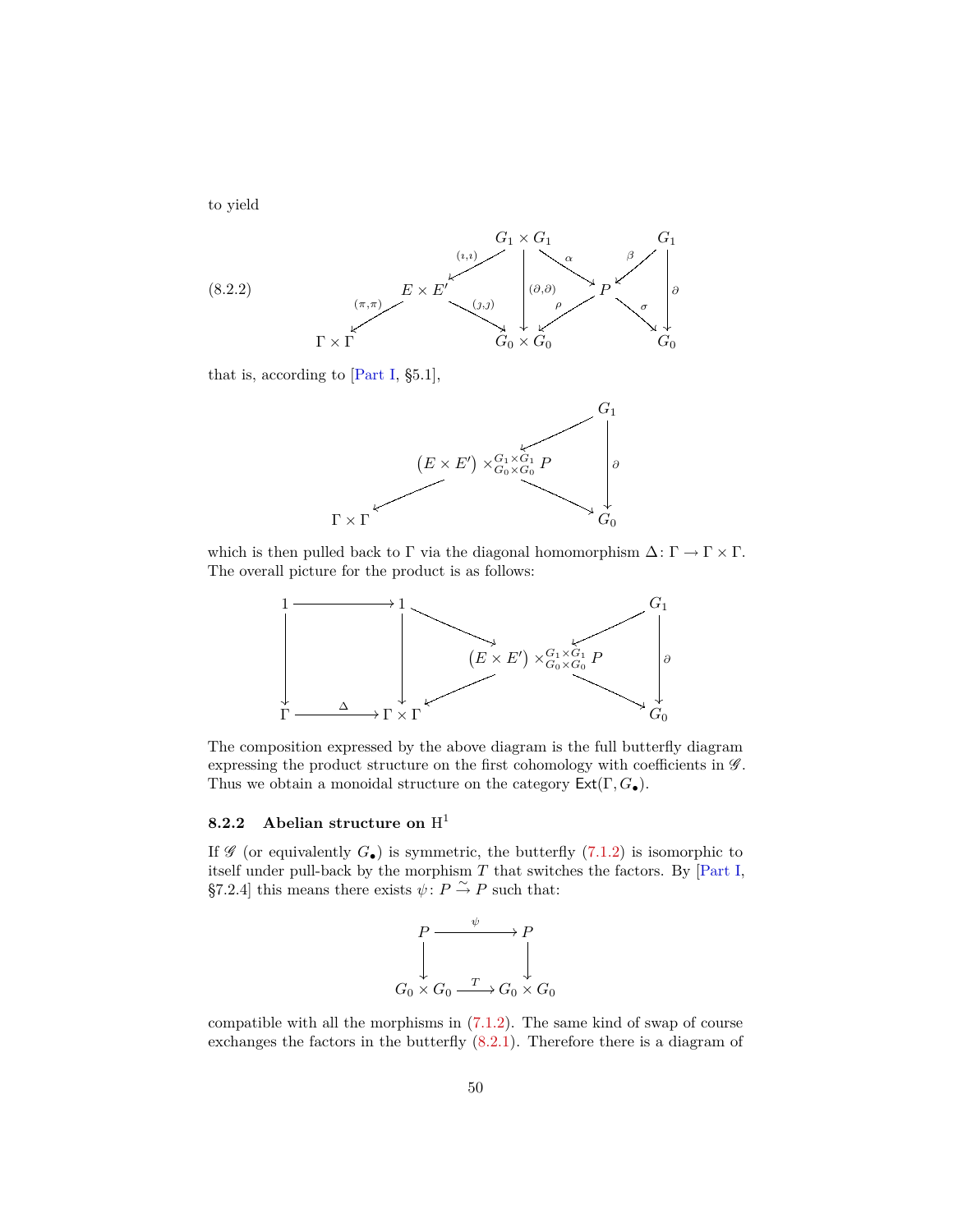to yield

$$
\begin{array}{ccccccc}
 & & G_1 \times G_1 & & & & G_1 \\
 & \overset{(\imath,\imath)}{\swarrow} & \downarrow{\scriptstyle(\partial,\partial)} & \overset{\alpha}{\searrow} & & \overset{\beta}{\swarrow} & \downarrow{\scriptstyle\partial} \\
 & E \times E' & & & P & & \\
 \overset{(\pi,\pi)}{\swarrow} & & \overset{(\jmath,\jmath)}{\searrow} & \overset{\rho}{\swarrow} & & \overset{\sigma}{\searrow} & \\
 \Gamma \times \Gamma & & G_0 \times G_0 & & & & G_0
\end{array}
\tag{8.2.2}
$$

that is, according to [Part I, §5.1],

$$
\begin{array}{ccccc}
 & & & & G_1 \\
 & & & \swarrow & \downarrow{\scriptstyle\partial} \\
 & & \big(E \times E'\big) \times^{G_1 \times G_1}_{G_0 \times G_0} P & & \\
 & \swarrow & & \searrow & \\
 \Gamma \times \Gamma & & & & G_0
\end{array}
$$

which is then pulled back to $\Gamma$ via the diagonal homomorphism $\Delta \colon \Gamma \to \Gamma \times \Gamma$. The overall picture for the product is as follows:

$$
\begin{array}{ccccccc}
1 & \longrightarrow & 1 & & & & G_1 \\
\downarrow & & \downarrow & \searrow & & \swarrow & \downarrow{\scriptstyle\partial} \\
 & & & & \big(E \times E'\big) \times^{G_1 \times G_1}_{G_0 \times G_0} P & & \\
 & & & \swarrow & & \searrow & \\
\Gamma & \xrightarrow{\ \Delta\ } & \Gamma \times \Gamma & & & & G_0
\end{array}
$$

The composition expressed by the above diagram is the full butterfly diagram expressing the product structure on the first cohomology with coefficients in $\mathscr{G}$. Thus we obtain a monoidal structure on the category $\mathsf{Ext}(\Gamma, G_\bullet)$.

### 8.2.2 Abelian structure on $\mathrm{H}^1$

If $\mathscr{G}$ (or equivalently $G_\bullet$) is symmetric, the butterfly (7.1.2) is isomorphic to itself under pull-back by the morphism $T$ that switches the factors. By [Part I, §7.2.4] this means there exists $\psi \colon P \xrightarrow{\sim} P$ such that:

$$
\begin{array}{ccc}
P & \xrightarrow{\ \psi\ } & P \\
\downarrow & & \downarrow \\
G_0 \times G_0 & \xrightarrow{\ T\ } & G_0 \times G_0
\end{array}
$$

compatible with all the morphisms in (7.1.2). The same kind of swap of course exchanges the factors in the butterfly (8.2.1). Therefore there is a diagram of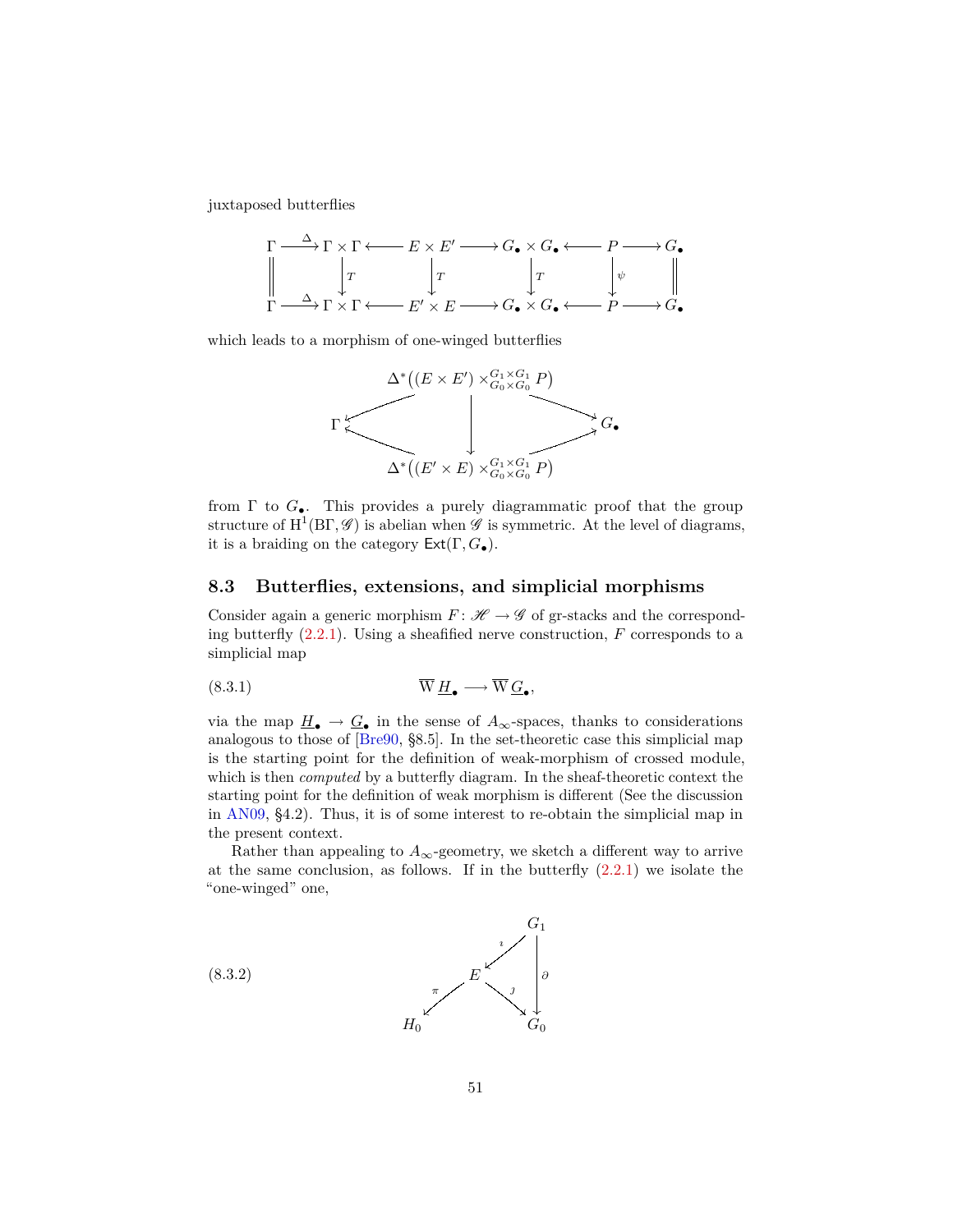juxtaposed butterflies

$$
\begin{array}{ccccccccccc}
\Gamma & \xrightarrow{\Delta} & \Gamma\times\Gamma & \longleftarrow & E\times E' & \longrightarrow & G_\bullet\times G_\bullet & \longleftarrow & P & \longrightarrow & G_\bullet \\
\Vert & & \downarrow{\scriptstyle T} & & \downarrow{\scriptstyle T} & & \downarrow{\scriptstyle T} & & \downarrow{\scriptstyle \psi} & & \Vert \\
\Gamma & \xrightarrow{\Delta} & \Gamma\times\Gamma & \longleftarrow & E'\times E & \longrightarrow & G_\bullet\times G_\bullet & \longleftarrow & P & \longrightarrow & G_\bullet
\end{array}
$$

which leads to a morphism of one-winged butterflies

$$
\begin{array}{ccccc}
 & & \Delta^*\big((E\times E')\times^{G_1\times G_1}_{G_0\times G_0} P\big) & & \\
 & \swarrow & & \searrow & \\
\Gamma & & \downarrow & & G_\bullet \\
 & \nwarrow & & \nearrow & \\
 & & \Delta^*\big((E'\times E)\times^{G_1\times G_1}_{G_0\times G_0} P\big) & &
\end{array}
$$

from $\Gamma$ to $G_\bullet$. This provides a purely diagrammatic proof that the group structure of $\mathrm{H}^1(\mathrm{B}\Gamma,\mathscr{G})$ is abelian when $\mathscr{G}$ is symmetric. At the level of diagrams, it is a braiding on the category $\mathsf{Ext}(\Gamma,G_\bullet)$.

## 8.3 Butterflies, extensions, and simplicial morphisms

Consider again a generic morphism $F\colon \mathscr{H}\to\mathscr{G}$ of gr-stacks and the corresponding butterfly (2.2.1). Using a sheafified nerve construction, $F$ corresponds to a simplicial map

$$
\overline{\mathrm{W}}\,\underline{H}_\bullet \longrightarrow \overline{\mathrm{W}}\,\underline{G}_\bullet, \tag{8.3.1}
$$

via the map $\underline{H}_\bullet \to \underline{G}_\bullet$ in the sense of $A_\infty$-spaces, thanks to considerations analogous to those of [Bre90, §8.5]. In the set-theoretic case this simplicial map is the starting point for the definition of weak-morphism of crossed module, which is then *computed* by a butterfly diagram. In the sheaf-theoretic context the starting point for the definition of weak morphism is different (See the discussion in AN09, §4.2). Thus, it is of some interest to re-obtain the simplicial map in the present context.

Rather than appealing to $A_\infty$-geometry, we sketch a different way to arrive at the same conclusion, as follows. If in the butterfly (2.2.1) we isolate the "one-winged" one,

$$
\begin{array}{ccccc}
 & & & & G_1 \\
 & & & {\scriptstyle\imath}\swarrow & \\
 & & E & & \downarrow{\scriptstyle\partial} \\
 & {\scriptstyle\pi}\swarrow & & {\scriptstyle\jmath}\searrow & \\
H_0 & & & & G_0
\end{array} \tag{8.3.2}
$$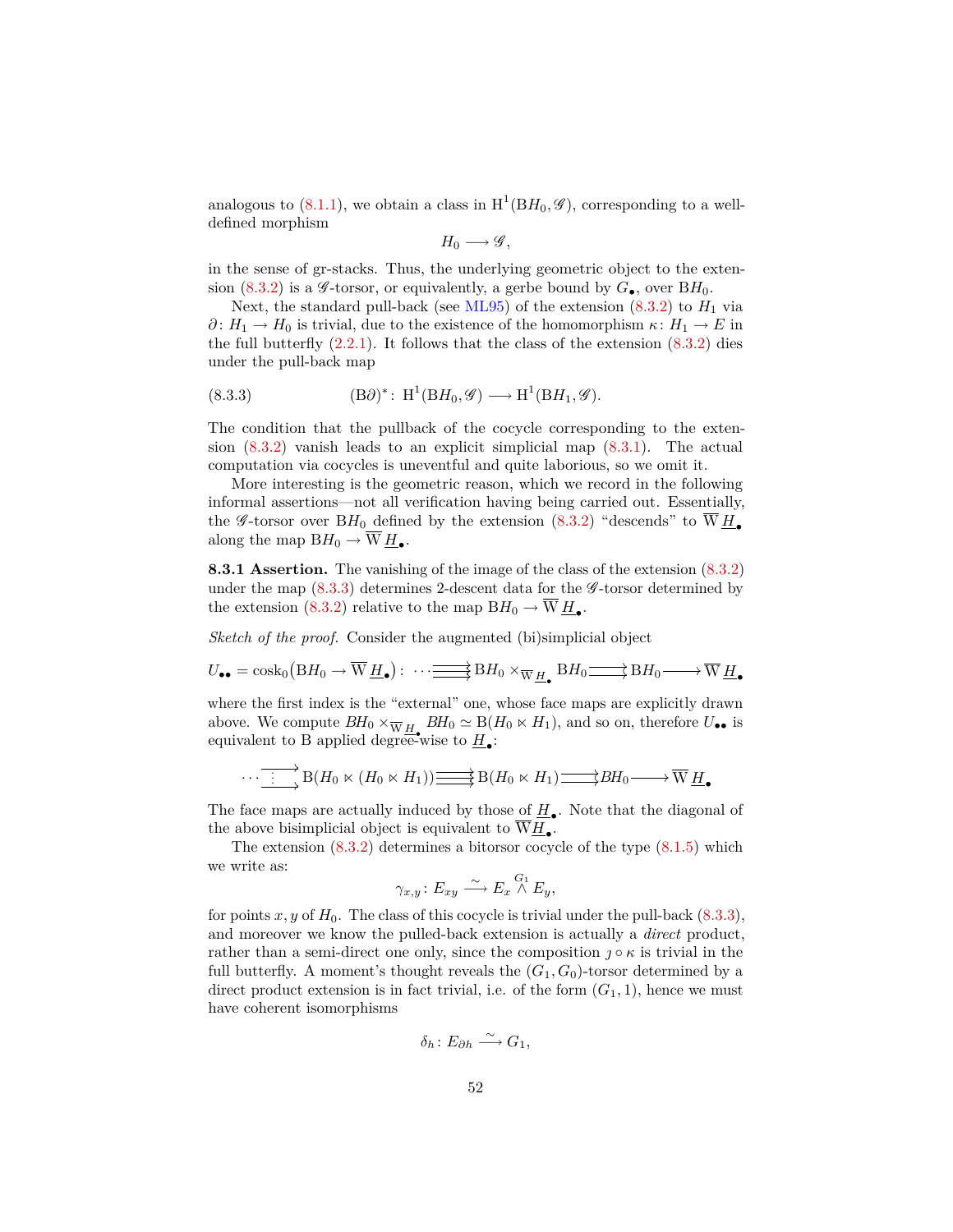analogous to (8.1.1), we obtain a class in $\mathrm{H}^1(\mathrm{B}H_0, \mathscr{G})$, corresponding to a well-defined morphism

$$H_0 \longrightarrow \mathscr{G},$$

in the sense of gr-stacks. Thus, the underlying geometric object to the extension (8.3.2) is a $\mathscr{G}$-torsor, or equivalently, a gerbe bound by $G_\bullet$, over $\mathrm{B}H_0$.

Next, the standard pull-back (see ML95) of the extension (8.3.2) to $H_1$ via $\partial\colon H_1 \to H_0$ is trivial, due to the existence of the homomorphism $\kappa\colon H_1 \to E$ in the full butterfly (2.2.1). It follows that the class of the extension (8.3.2) dies under the pull-back map

$$(\mathrm{B}\partial)^*\colon\ \mathrm{H}^1(\mathrm{B}H_0, \mathscr{G}) \longrightarrow \mathrm{H}^1(\mathrm{B}H_1, \mathscr{G}). \tag{8.3.3}$$

The condition that the pullback of the cocycle corresponding to the extension (8.3.2) vanish leads to an explicit simplicial map (8.3.1). The actual computation via cocycles is uneventful and quite laborious, so we omit it.

More interesting is the geometric reason, which we record in the following informal assertions—not all verification having being carried out. Essentially, the $\mathscr{G}$-torsor over $\mathrm{B}H_0$ defined by the extension (8.3.2) "descends" to $\overline{\mathrm{W}}\,\underline{H}_\bullet$ along the map $\mathrm{B}H_0 \to \overline{\mathrm{W}}\,\underline{H}_\bullet$.

**8.3.1 Assertion.** The vanishing of the image of the class of the extension (8.3.2) under the map (8.3.3) determines 2-descent data for the $\mathscr{G}$-torsor determined by the extension (8.3.2) relative to the map $\mathrm{B}H_0 \to \overline{\mathrm{W}}\,\underline{H}_\bullet$.

*Sketch of the proof.* Consider the augmented (bi)simplicial object

$$U_{\bullet\bullet} = \operatorname{cosk}_0\big(\mathrm{B}H_0 \to \overline{\mathrm{W}}\,\underline{H}_\bullet\big)\colon\ \cdots \overset{\longrightarrow}{\underset{\longrightarrow}{\longrightarrow}} \mathrm{B}H_0 \times_{\overline{\mathrm{W}}\,\underline{H}_\bullet} \mathrm{B}H_0 \rightrightarrows \mathrm{B}H_0 \longrightarrow \overline{\mathrm{W}}\,\underline{H}_\bullet$$

where the first index is the "external" one, whose face maps are explicitly drawn above. We compute $BH_0 \times_{\overline{\mathrm{W}}\,\underline{H}_\bullet} BH_0 \simeq \mathrm{B}(H_0 \ltimes H_1)$, and so on, therefore $U_{\bullet\bullet}$ is equivalent to B applied degree-wise to $\underline{H}_\bullet$:

$$\cdots \overset{\longrightarrow}{\underset{\longrightarrow}{\vdots}} \mathrm{B}(H_0 \ltimes (H_0 \ltimes H_1)) \overset{\longrightarrow}{\underset{\longrightarrow}{\longrightarrow}} \mathrm{B}(H_0 \ltimes H_1) \rightrightarrows BH_0 \longrightarrow \overline{\mathrm{W}}\,\underline{H}_\bullet$$

The face maps are actually induced by those of $\underline{H}_\bullet$. Note that the diagonal of the above bisimplicial object is equivalent to $\overline{\mathrm{W}}\underline{H}_\bullet$.

The extension (8.3.2) determines a bitorsor cocycle of the type (8.1.5) which we write as:

$$\gamma_{x,y}\colon E_{xy} \xrightarrow{\ \sim\ } E_x \overset{G_1}{\wedge} E_y,$$

for points $x, y$ of $H_0$. The class of this cocycle is trivial under the pull-back (8.3.3), and moreover we know the pulled-back extension is actually a *direct* product, rather than a semi-direct one only, since the composition $\jmath \circ \kappa$ is trivial in the full butterfly. A moment's thought reveals the $(G_1, G_0)$-torsor determined by a direct product extension is in fact trivial, i.e. of the form $(G_1, 1)$, hence we must have coherent isomorphisms

$$\delta_h\colon E_{\partial h} \xrightarrow{\ \sim\ } G_1,$$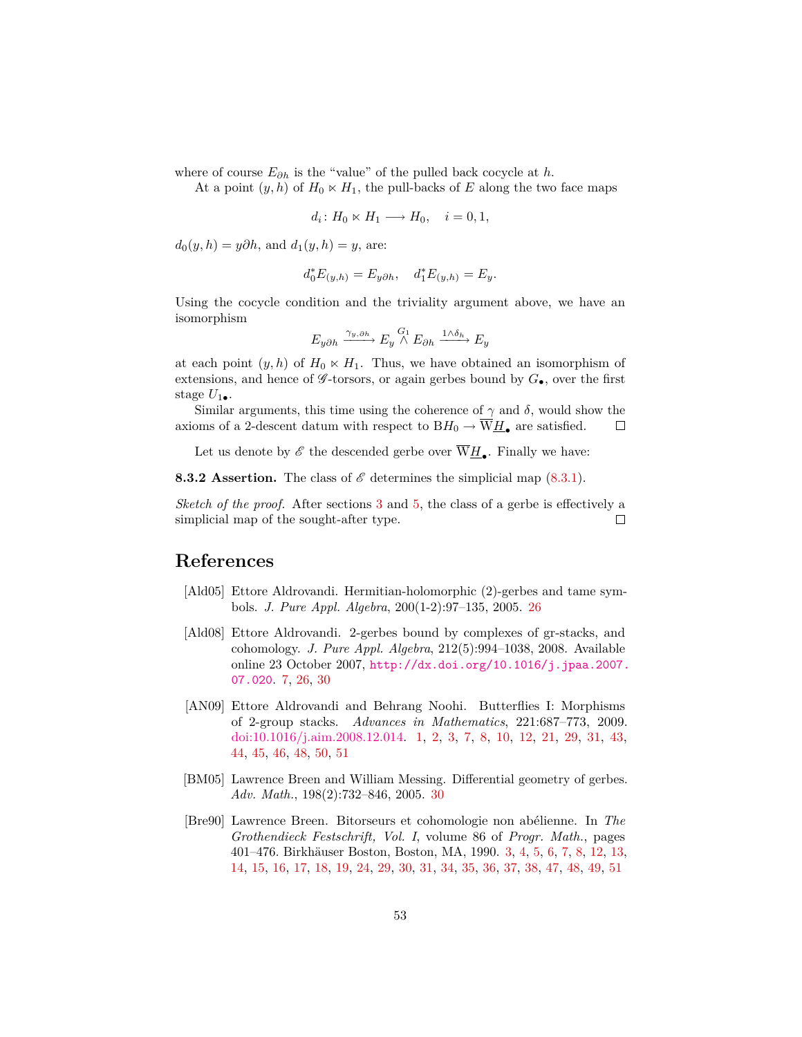where of course $E_{\partial h}$ is the "value" of the pulled back cocycle at $h$.

At a point $(y,h)$ of $H_0 \ltimes H_1$, the pull-backs of $E$ along the two face maps

$$d_i \colon H_0 \ltimes H_1 \longrightarrow H_0, \quad i = 0, 1,$$

$d_0(y,h) = y\partial h$, and $d_1(y,h) = y$, are:

$$d_0^* E_{(y,h)} = E_{y\partial h}, \quad d_1^* E_{(y,h)} = E_y.$$

Using the cocycle condition and the triviality argument above, we have an isomorphism

$$E_{y\partial h} \xrightarrow{\gamma_{y,\partial h}} E_y \overset{G_1}{\wedge} E_{\partial h} \xrightarrow{1\wedge \delta_h} E_y$$

at each point $(y,h)$ of $H_0 \ltimes H_1$. Thus, we have obtained an isomorphism of extensions, and hence of $\mathscr{G}$-torsors, or again gerbes bound by $G_\bullet$, over the first stage $U_{1\bullet}$.

Similar arguments, this time using the coherence of $\gamma$ and $\delta$, would show the axioms of a 2-descent datum with respect to $\mathrm{B}H_0 \to \overline{\mathrm{W}}\underline{H}_\bullet$ are satisfied. $\square$

Let us denote by $\mathscr{E}$ the descended gerbe over $\overline{\mathrm{W}}\underline{H}_\bullet$. Finally we have:

**8.3.2 Assertion.** The class of $\mathscr{E}$ determines the simplicial map (8.3.1).

*Sketch of the proof.* After sections 3 and 5, the class of a gerbe is effectively a simplicial map of the sought-after type. $\square$

## References

[Ald05] Ettore Aldrovandi. Hermitian-holomorphic (2)-gerbes and tame symbols. *J. Pure Appl. Algebra*, 200(1-2):97–135, 2005. 26

[Ald08] Ettore Aldrovandi. 2-gerbes bound by complexes of gr-stacks, and cohomology. *J. Pure Appl. Algebra*, 212(5):994–1038, 2008. Available online 23 October 2007, http://dx.doi.org/10.1016/j.jpaa.2007.07.020. 7, 26, 30

[AN09] Ettore Aldrovandi and Behrang Noohi. Butterflies I: Morphisms of 2-group stacks. *Advances in Mathematics*, 221:687–773, 2009. doi:10.1016/j.aim.2008.12.014. 1, 2, 3, 7, 8, 10, 12, 21, 29, 31, 43, 44, 45, 46, 48, 50, 51

[BM05] Lawrence Breen and William Messing. Differential geometry of gerbes. *Adv. Math.*, 198(2):732–846, 2005. 30

[Bre90] Lawrence Breen. Bitorseurs et cohomologie non abélienne. In *The Grothendieck Festschrift, Vol. I*, volume 86 of *Progr. Math.*, pages 401–476. Birkhäuser Boston, Boston, MA, 1990. 3, 4, 5, 6, 7, 8, 12, 13, 14, 15, 16, 17, 18, 19, 24, 29, 30, 31, 34, 35, 36, 37, 38, 47, 48, 49, 51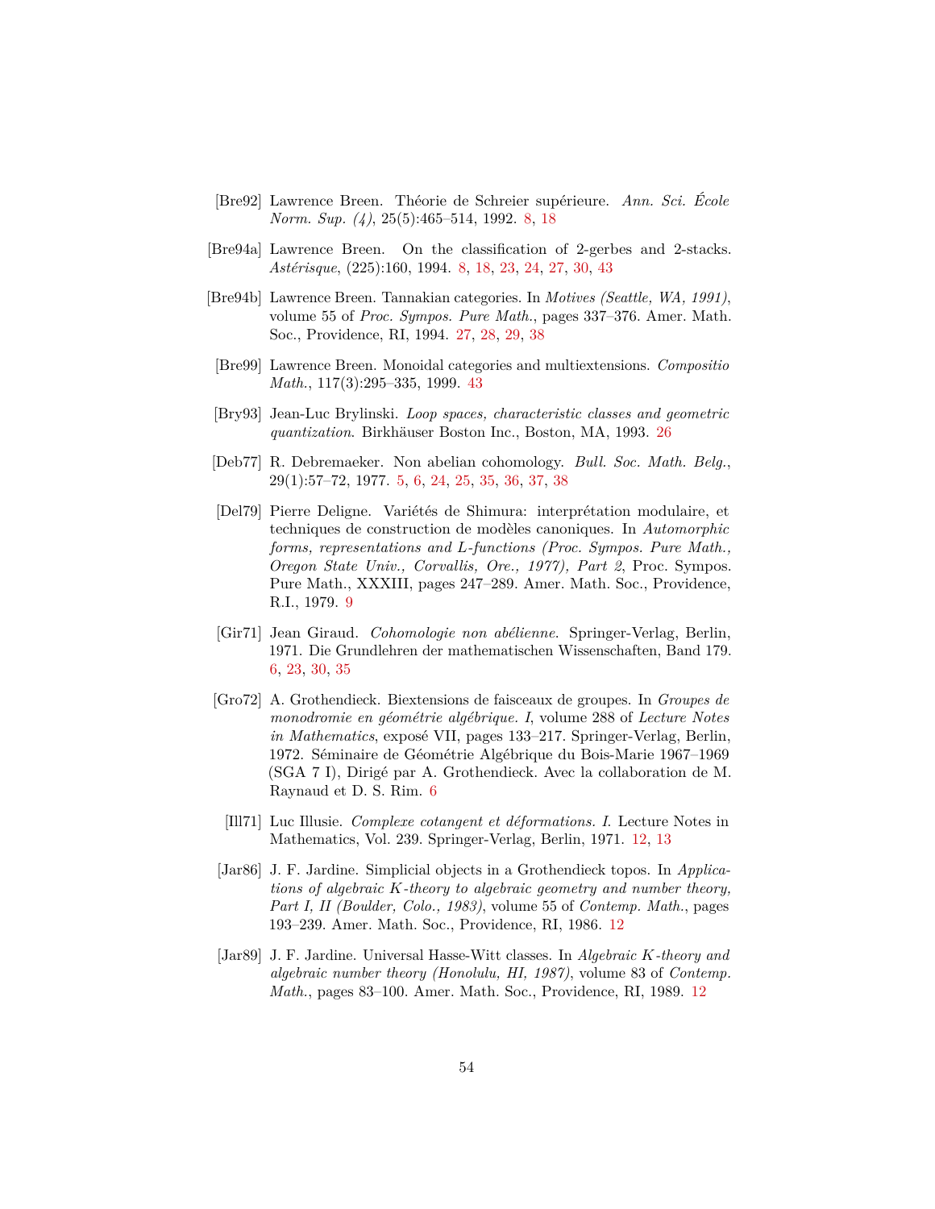[Bre92] Lawrence Breen. Théorie de Schreier supérieure. *Ann. Sci. École Norm. Sup. (4)*, 25(5):465–514, 1992. 8, 18

[Bre94a] Lawrence Breen. On the classification of 2-gerbes and 2-stacks. *Astérisque*, (225):160, 1994. 8, 18, 23, 24, 27, 30, 43

[Bre94b] Lawrence Breen. Tannakian categories. In *Motives (Seattle, WA, 1991)*, volume 55 of *Proc. Sympos. Pure Math.*, pages 337–376. Amer. Math. Soc., Providence, RI, 1994. 27, 28, 29, 38

[Bre99] Lawrence Breen. Monoidal categories and multiextensions. *Compositio Math.*, 117(3):295–335, 1999. 43

[Bry93] Jean-Luc Brylinski. *Loop spaces, characteristic classes and geometric quantization*. Birkhäuser Boston Inc., Boston, MA, 1993. 26

[Deb77] R. Debremaeker. Non abelian cohomology. *Bull. Soc. Math. Belg.*, 29(1):57–72, 1977. 5, 6, 24, 25, 35, 36, 37, 38

[Del79] Pierre Deligne. Variétés de Shimura: interprétation modulaire, et techniques de construction de modèles canoniques. In *Automorphic forms, representations and L-functions (Proc. Sympos. Pure Math., Oregon State Univ., Corvallis, Ore., 1977), Part 2*, Proc. Sympos. Pure Math., XXXIII, pages 247–289. Amer. Math. Soc., Providence, R.I., 1979. 9

[Gir71] Jean Giraud. *Cohomologie non abélienne*. Springer-Verlag, Berlin, 1971. Die Grundlehren der mathematischen Wissenschaften, Band 179. 6, 23, 30, 35

[Gro72] A. Grothendieck. Biextensions de faisceaux de groupes. In *Groupes de monodromie en géométrie algébrique. I*, volume 288 of *Lecture Notes in Mathematics*, exposé VII, pages 133–217. Springer-Verlag, Berlin, 1972. Séminaire de Géométrie Algébrique du Bois-Marie 1967–1969 (SGA 7 I), Dirigé par A. Grothendieck. Avec la collaboration de M. Raynaud et D. S. Rim. 6

[Ill71] Luc Illusie. *Complexe cotangent et déformations. I.* Lecture Notes in Mathematics, Vol. 239. Springer-Verlag, Berlin, 1971. 12, 13

[Jar86] J. F. Jardine. Simplicial objects in a Grothendieck topos. In *Applications of algebraic K-theory to algebraic geometry and number theory, Part I, II (Boulder, Colo., 1983)*, volume 55 of *Contemp. Math.*, pages 193–239. Amer. Math. Soc., Providence, RI, 1986. 12

[Jar89] J. F. Jardine. Universal Hasse-Witt classes. In *Algebraic K-theory and algebraic number theory (Honolulu, HI, 1987)*, volume 83 of *Contemp. Math.*, pages 83–100. Amer. Math. Soc., Providence, RI, 1989. 12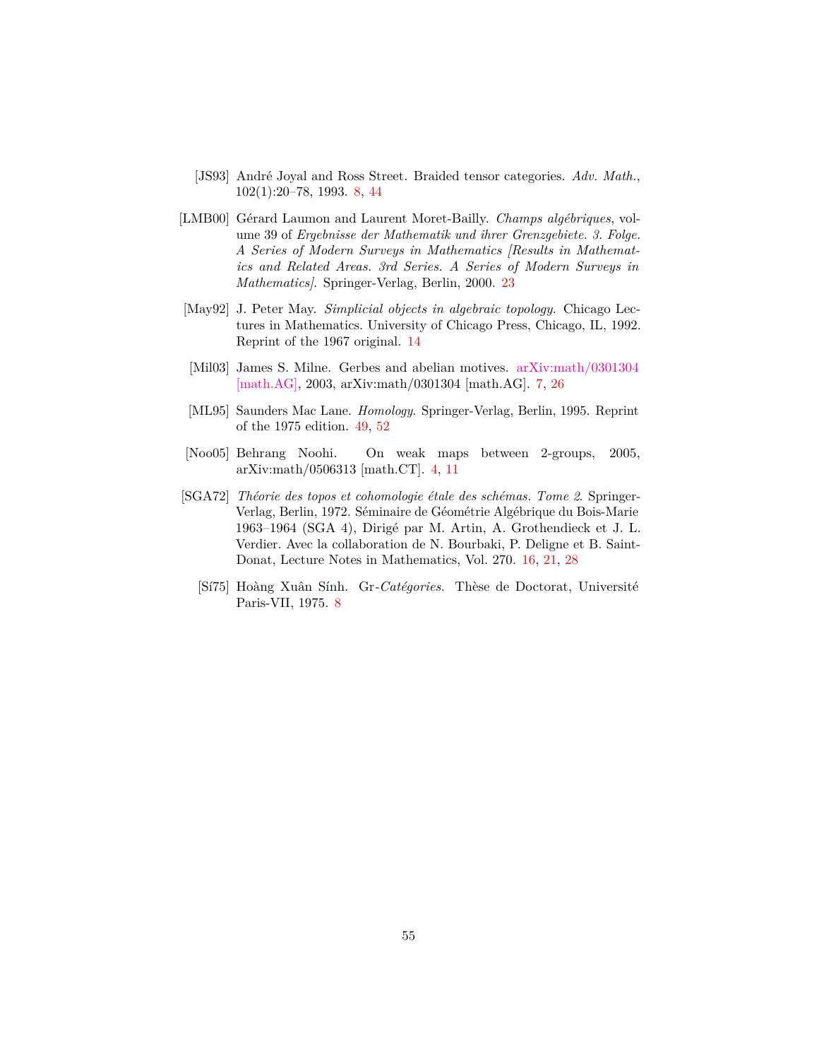[JS93] André Joyal and Ross Street. Braided tensor categories. *Adv. Math.*, 102(1):20–78, 1993. 8, 44

[LMB00] Gérard Laumon and Laurent Moret-Bailly. *Champs algébriques*, volume 39 of *Ergebnisse der Mathematik und ihrer Grenzgebiete. 3. Folge. A Series of Modern Surveys in Mathematics [Results in Mathematics and Related Areas. 3rd Series. A Series of Modern Surveys in Mathematics]*. Springer-Verlag, Berlin, 2000. 23

[May92] J. Peter May. *Simplicial objects in algebraic topology*. Chicago Lectures in Mathematics. University of Chicago Press, Chicago, IL, 1992. Reprint of the 1967 original. 14

[Mil03] James S. Milne. Gerbes and abelian motives. arXiv:math/0301304 [math.AG], 2003, arXiv:math/0301304 [math.AG]. 7, 26

[ML95] Saunders Mac Lane. *Homology*. Springer-Verlag, Berlin, 1995. Reprint of the 1975 edition. 49, 52

[Noo05] Behrang Noohi. On weak maps between 2-groups, 2005, arXiv:math/0506313 [math.CT]. 4, 11

[SGA72] *Théorie des topos et cohomologie étale des schémas. Tome 2*. Springer-Verlag, Berlin, 1972. Séminaire de Géométrie Algébrique du Bois-Marie 1963–1964 (SGA 4), Dirigé par M. Artin, A. Grothendieck et J. L. Verdier. Avec la collaboration de N. Bourbaki, P. Deligne et B. Saint-Donat, Lecture Notes in Mathematics, Vol. 270. 16, 21, 28

[Sí75] Hoàng Xuân Sính. Gr*-Catégories*. Thèse de Doctorat, Université Paris-VII, 1975. 8